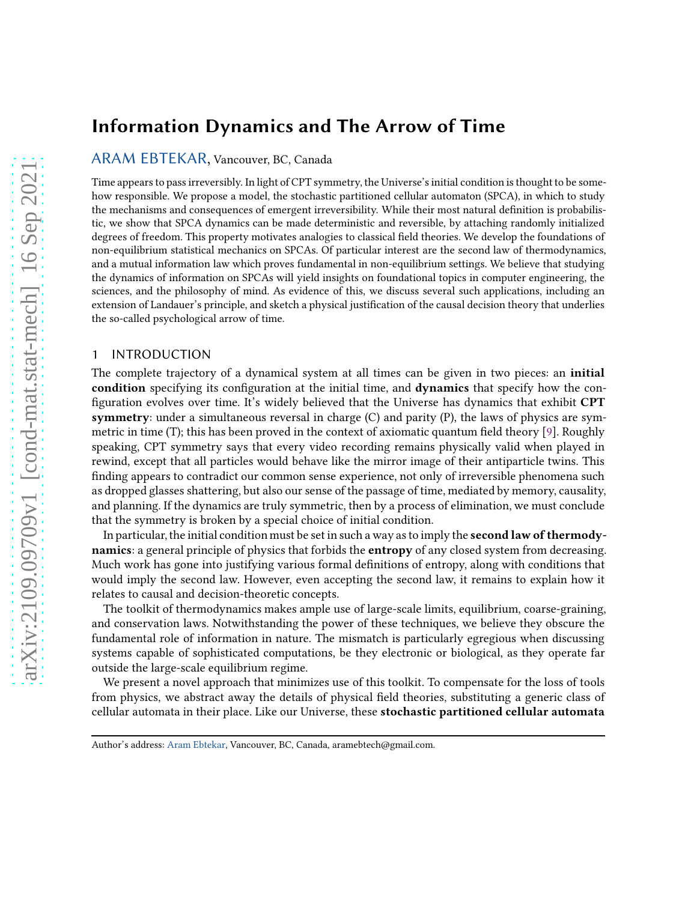# Information Dynamics and The Arrow of Time

ARAM EBTEKAR, Vancouver, BC, Canada

Time appears to pass irreversibly. In light of CPT symmetry, the Universe's initial condition is thought to be somehow responsible. We propose a model, the stochastic partitioned cellular automaton (SPCA), in which to study the mechanisms and consequences of emergent irreversibility. While their most natural definition is probabilistic, we show that SPCA dynamics can be made deterministic and reversible, by attaching randomly initialized degrees of freedom. This property motivates analogies to classical field theories. We develop the foundations of non-equilibrium statistical mechanics on SPCAs. Of particular interest are the second law of thermodynamics, and a mutual information law which proves fundamental in non-equilibrium settings. We believe that studying the dynamics of information on SPCAs will yield insights on foundational topics in computer engineering, the sciences, and the philosophy of mind. As evidence of this, we discuss several such applications, including an extension of Landauer's principle, and sketch a physical justification of the causal decision theory that underlies the so-called psychological arrow of time.

## 1 INTRODUCTION

The complete trajectory of a dynamical system at all times can be given in two pieces: an **initial condition** specifying its configuration at the initial time, and **dynamics** that specify how the configuration evolves over time. It's widely believed that the Universe has dynamics that exhibit **CPT symmetry**: under a simultaneous reversal in charge (C) and parity (P), the laws of physics are symmetric in time (T); this has been proved in the context of axiomatic quantum field theory [9]. Roughly speaking, CPT symmetry says that every video recording remains physically valid when played in rewind, except that all particles would behave like the mirror image of their antiparticle twins. This finding appears to contradict our common sense experience, not only of irreversible phenomena such as dropped glasses shattering, but also our sense of the passage of time, mediated by memory, causality, and planning. If the dynamics are truly symmetric, then by a process of elimination, we must conclude that the symmetry is broken by a special choice of initial condition.

In particular, the initial condition must be set in such a way as to imply the **second law of thermodynamics**: a general principle of physics that forbids the **entropy** of any closed system from decreasing. Much work has gone into justifying various formal definitions of entropy, along with conditions that would imply the second law. However, even accepting the second law, it remains to explain how it relates to causal and decision-theoretic concepts.

The toolkit of thermodynamics makes ample use of large-scale limits, equilibrium, coarse-graining, and conservation laws. Notwithstanding the power of these techniques, we believe they obscure the fundamental role of information in nature. The mismatch is particularly egregious when discussing systems capable of sophisticated computations, be they electronic or biological, as they operate far outside the large-scale equilibrium regime.

We present a novel approach that minimizes use of this toolkit. To compensate for the loss of tools from physics, we abstract away the details of physical field theories, substituting a generic class of cellular automata in their place. Like our Universe, these **stochastic partitioned cellular automata**

---

Author's address: Aram Ebtekar, Vancouver, BC, Canada, aramebtech@gmail.com.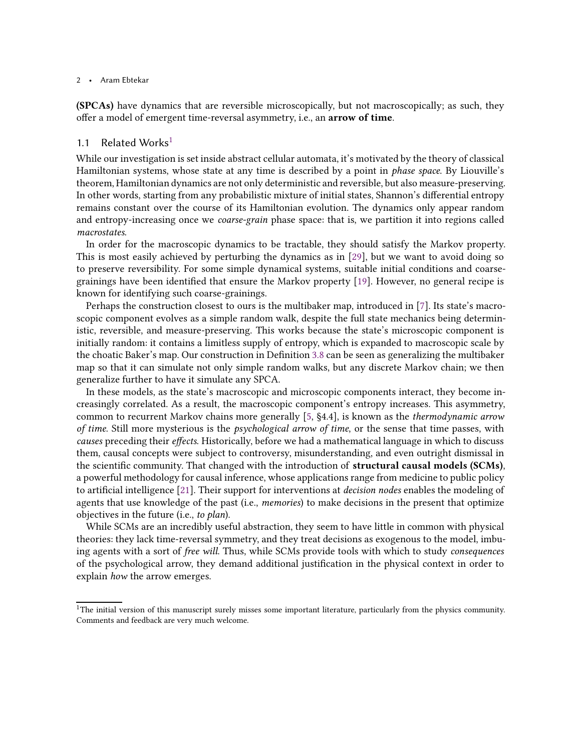**(SPCAs)** have dynamics that are reversible microscopically, but not macroscopically; as such, they offer a model of emergent time-reversal asymmetry, i.e., an **arrow of time**.

## 1.1 Related Works[1]

While our investigation is set inside abstract cellular automata, it's motivated by the theory of classical Hamiltonian systems, whose state at any time is described by a point in *phase space*. By Liouville's theorem, Hamiltonian dynamics are not only deterministic and reversible, but also measure-preserving. In other words, starting from any probabilistic mixture of initial states, Shannon's differential entropy remains constant over the course of its Hamiltonian evolution. The dynamics only appear random and entropy-increasing once we *coarse-grain* phase space: that is, we partition it into regions called *macrostates*.

In order for the macroscopic dynamics to be tractable, they should satisfy the Markov property. This is most easily achieved by perturbing the dynamics as in [29], but we want to avoid doing so to preserve reversibility. For some simple dynamical systems, suitable initial conditions and coarse-grainings have been identified that ensure the Markov property [19]. However, no general recipe is known for identifying such coarse-grainings.

Perhaps the construction closest to ours is the multibaker map, introduced in [7]. Its state's macroscopic component evolves as a simple random walk, despite the full state mechanics being deterministic, reversible, and measure-preserving. This works because the state's microscopic component is initially random: it contains a limitless supply of entropy, which is expanded to macroscopic scale by the choatic Baker's map. Our construction in Definition 3.8 can be seen as generalizing the multibaker map so that it can simulate not only simple random walks, but any discrete Markov chain; we then generalize further to have it simulate any SPCA.

In these models, as the state's macroscopic and microscopic components interact, they become increasingly correlated. As a result, the macroscopic component's entropy increases. This asymmetry, common to recurrent Markov chains more generally [5, §4.4], is known as the *thermodynamic arrow of time*. Still more mysterious is the *psychological arrow of time*, or the sense that time passes, with *causes* preceding their *effects*. Historically, before we had a mathematical language in which to discuss them, causal concepts were subject to controversy, misunderstanding, and even outright dismissal in the scientific community. That changed with the introduction of **structural causal models (SCMs)**, a powerful methodology for causal inference, whose applications range from medicine to public policy to artificial intelligence [21]. Their support for interventions at *decision nodes* enables the modeling of agents that use knowledge of the past (i.e., *memories*) to make decisions in the present that optimize objectives in the future (i.e., *to plan*).

While SCMs are an incredibly useful abstraction, they seem to have little in common with physical theories: they lack time-reversal symmetry, and they treat decisions as exogenous to the model, imbuing agents with a sort of *free will*. Thus, while SCMs provide tools with which to study *consequences* of the psychological arrow, they demand additional justification in the physical context in order to explain *how* the arrow emerges.

[1] The initial version of this manuscript surely misses some important literature, particularly from the physics community. Comments and feedback are very much welcome.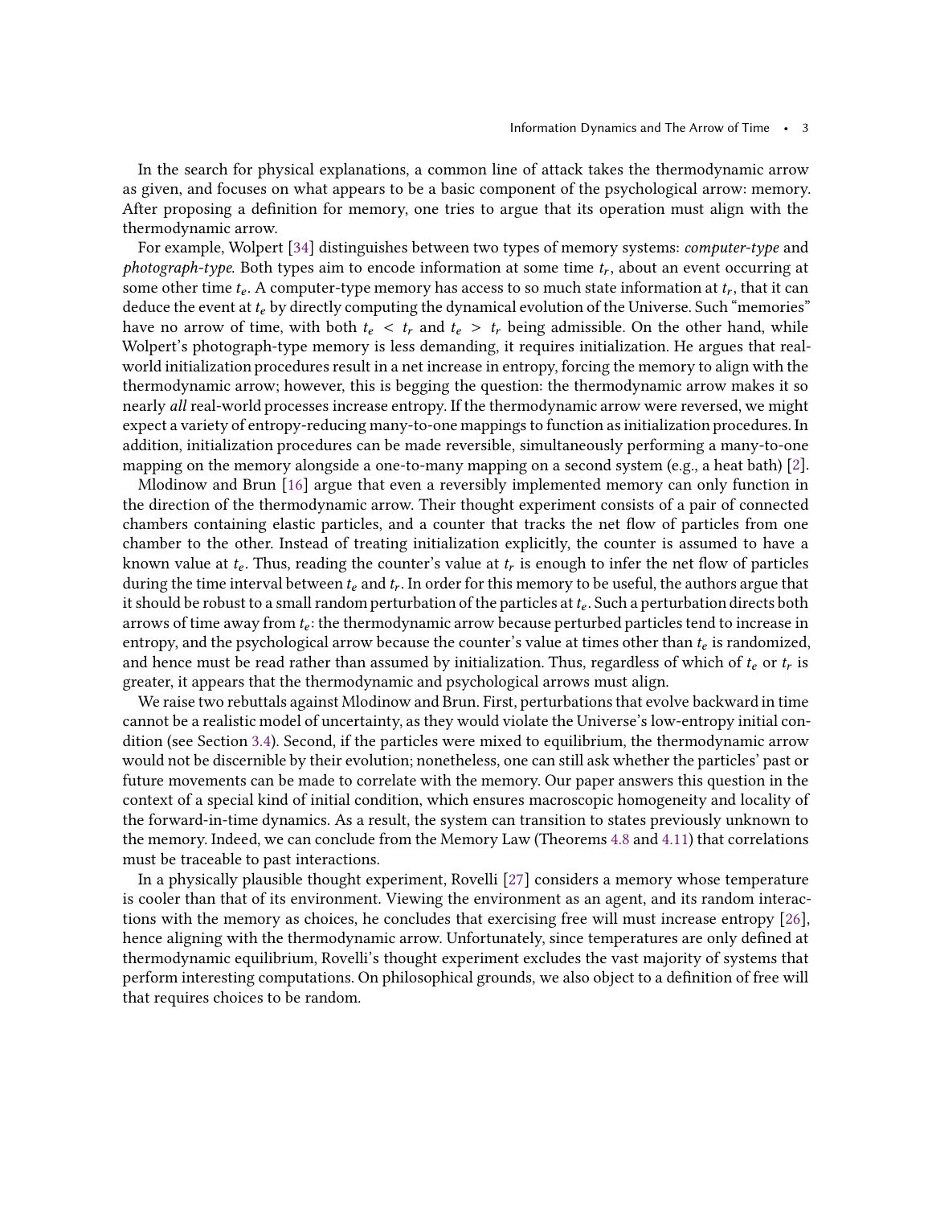In the search for physical explanations, a common line of attack takes the thermodynamic arrow as given, and focuses on what appears to be a basic component of the psychological arrow: memory. After proposing a definition for memory, one tries to argue that its operation must align with the thermodynamic arrow.

For example, Wolpert [34] distinguishes between two types of memory systems: *computer-type* and *photograph-type.* Both types aim to encode information at some time $t_r$, about an event occurring at some other time $t_e$. A computer-type memory has access to so much state information at $t_r$, that it can deduce the event at $t_e$ by directly computing the dynamical evolution of the Universe. Such "memories" have no arrow of time, with both $t_e < t_r$ and $t_e > t_r$ being admissible. On the other hand, while Wolpert's photograph-type memory is less demanding, it requires initialization. He argues that real-world initialization procedures result in a net increase in entropy, forcing the memory to align with the thermodynamic arrow; however, this is begging the question: the thermodynamic arrow makes it so nearly *all* real-world processes increase entropy. If the thermodynamic arrow were reversed, we might expect a variety of entropy-reducing many-to-one mappings to function as initialization procedures. In addition, initialization procedures can be made reversible, simultaneously performing a many-to-one mapping on the memory alongside a one-to-many mapping on a second system (e.g., a heat bath) [2].

Mlodinow and Brun [16] argue that even a reversibly implemented memory can only function in the direction of the thermodynamic arrow. Their thought experiment consists of a pair of connected chambers containing elastic particles, and a counter that tracks the net flow of particles from one chamber to the other. Instead of treating initialization explicitly, the counter is assumed to have a known value at $t_e$. Thus, reading the counter's value at $t_r$ is enough to infer the net flow of particles during the time interval between $t_e$ and $t_r$. In order for this memory to be useful, the authors argue that it should be robust to a small random perturbation of the particles at $t_e$. Such a perturbation directs both arrows of time away from $t_e$: the thermodynamic arrow because perturbed particles tend to increase in entropy, and the psychological arrow because the counter's value at times other than $t_e$ is randomized, and hence must be read rather than assumed by initialization. Thus, regardless of which of $t_e$ or $t_r$ is greater, it appears that the thermodynamic and psychological arrows must align.

We raise two rebuttals against Mlodinow and Brun. First, perturbations that evolve backward in time cannot be a realistic model of uncertainty, as they would violate the Universe's low-entropy initial condition (see Section 3.4). Second, if the particles were mixed to equilibrium, the thermodynamic arrow would not be discernible by their evolution; nonetheless, one can still ask whether the particles' past or future movements can be made to correlate with the memory. Our paper answers this question in the context of a special kind of initial condition, which ensures macroscopic homogeneity and locality of the forward-in-time dynamics. As a result, the system can transition to states previously unknown to the memory. Indeed, we can conclude from the Memory Law (Theorems 4.8 and 4.11) that correlations must be traceable to past interactions.

In a physically plausible thought experiment, Rovelli [27] considers a memory whose temperature is cooler than that of its environment. Viewing the environment as an agent, and its random interactions with the memory as choices, he concludes that exercising free will must increase entropy [26], hence aligning with the thermodynamic arrow. Unfortunately, since temperatures are only defined at thermodynamic equilibrium, Rovelli's thought experiment excludes the vast majority of systems that perform interesting computations. On philosophical grounds, we also object to a definition of free will that requires choices to be random.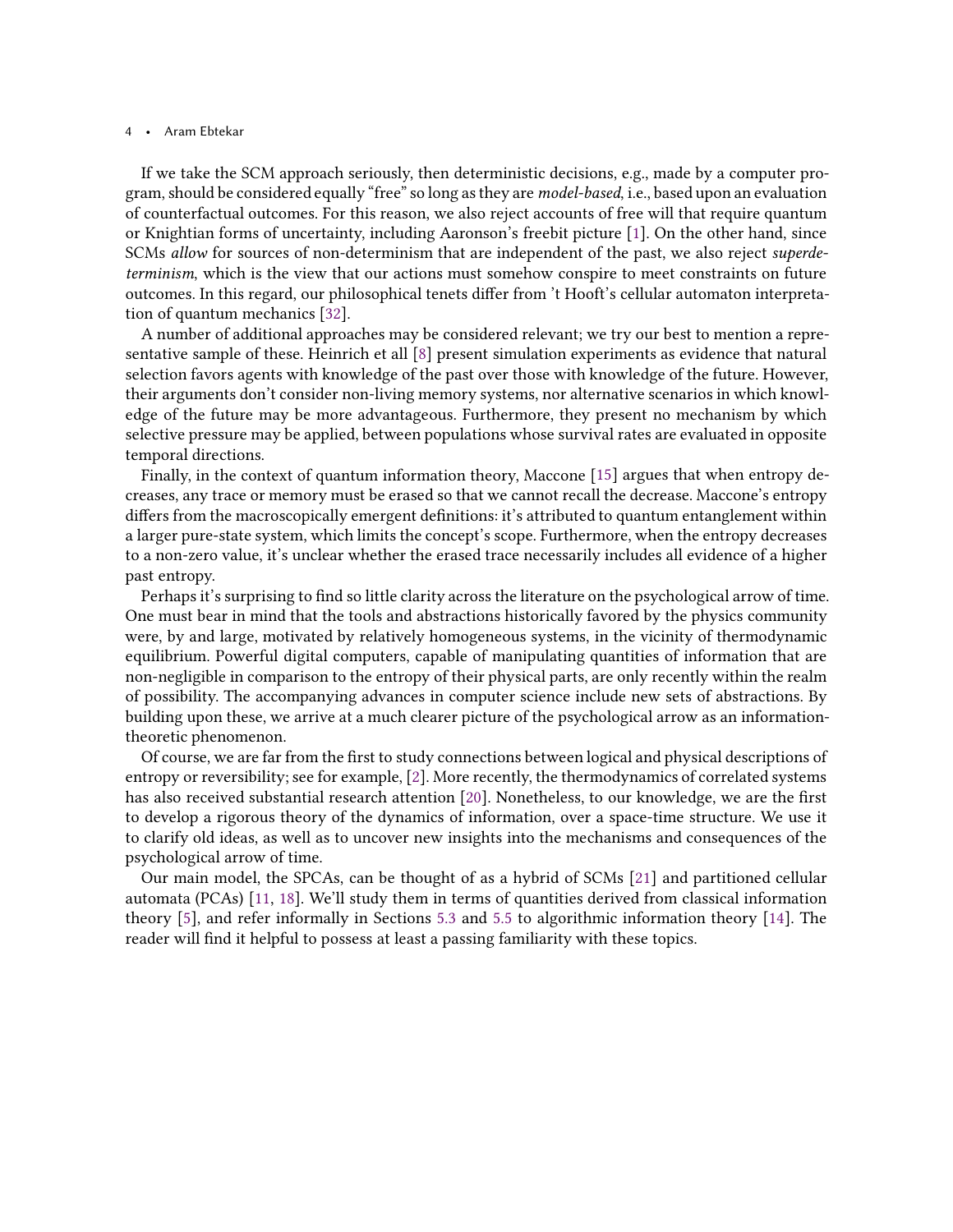If we take the SCM approach seriously, then deterministic decisions, e.g., made by a computer program, should be considered equally "free" so long as they are *model-based*, i.e., based upon an evaluation of counterfactual outcomes. For this reason, we also reject accounts of free will that require quantum or Knightian forms of uncertainty, including Aaronson's freebit picture [1]. On the other hand, since SCMs *allow* for sources of non-determinism that are independent of the past, we also reject *superdeterminism*, which is the view that our actions must somehow conspire to meet constraints on future outcomes. In this regard, our philosophical tenets differ from 't Hooft's cellular automaton interpretation of quantum mechanics [32].

A number of additional approaches may be considered relevant; we try our best to mention a representative sample of these. Heinrich et all [8] present simulation experiments as evidence that natural selection favors agents with knowledge of the past over those with knowledge of the future. However, their arguments don't consider non-living memory systems, nor alternative scenarios in which knowledge of the future may be more advantageous. Furthermore, they present no mechanism by which selective pressure may be applied, between populations whose survival rates are evaluated in opposite temporal directions.

Finally, in the context of quantum information theory, Maccone [15] argues that when entropy decreases, any trace or memory must be erased so that we cannot recall the decrease. Maccone's entropy differs from the macroscopically emergent definitions: it's attributed to quantum entanglement within a larger pure-state system, which limits the concept's scope. Furthermore, when the entropy decreases to a non-zero value, it's unclear whether the erased trace necessarily includes all evidence of a higher past entropy.

Perhaps it's surprising to find so little clarity across the literature on the psychological arrow of time. One must bear in mind that the tools and abstractions historically favored by the physics community were, by and large, motivated by relatively homogeneous systems, in the vicinity of thermodynamic equilibrium. Powerful digital computers, capable of manipulating quantities of information that are non-negligible in comparison to the entropy of their physical parts, are only recently within the realm of possibility. The accompanying advances in computer science include new sets of abstractions. By building upon these, we arrive at a much clearer picture of the psychological arrow as an information-theoretic phenomenon.

Of course, we are far from the first to study connections between logical and physical descriptions of entropy or reversibility; see for example, [2]. More recently, the thermodynamics of correlated systems has also received substantial research attention [20]. Nonetheless, to our knowledge, we are the first to develop a rigorous theory of the dynamics of information, over a space-time structure. We use it to clarify old ideas, as well as to uncover new insights into the mechanisms and consequences of the psychological arrow of time.

Our main model, the SPCAs, can be thought of as a hybrid of SCMs [21] and partitioned cellular automata (PCAs) [11, 18]. We'll study them in terms of quantities derived from classical information theory [5], and refer informally in Sections 5.3 and 5.5 to algorithmic information theory [14]. The reader will find it helpful to possess at least a passing familiarity with these topics.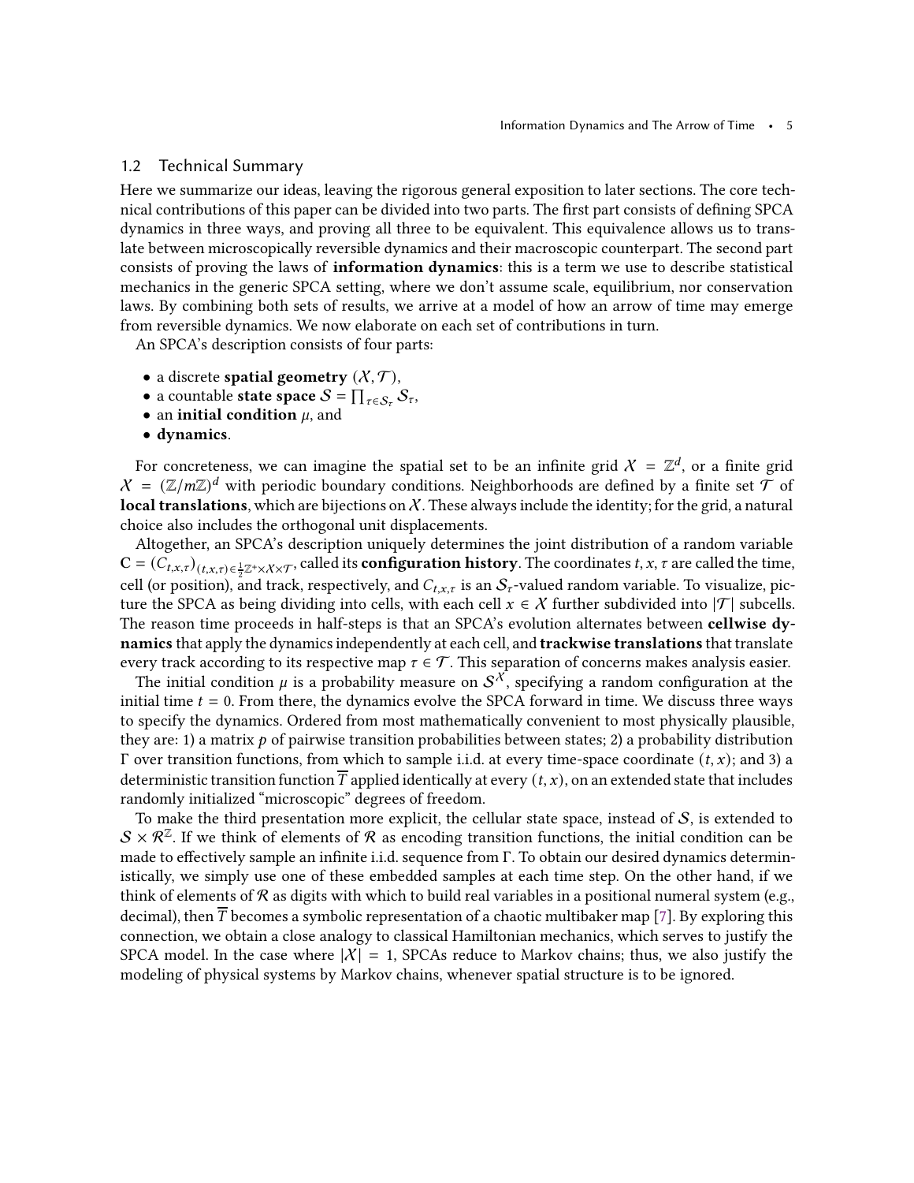## 1.2 Technical Summary

Here we summarize our ideas, leaving the rigorous general exposition to later sections. The core technical contributions of this paper can be divided into two parts. The first part consists of defining SPCA dynamics in three ways, and proving all three to be equivalent. This equivalence allows us to translate between microscopically reversible dynamics and their macroscopic counterpart. The second part consists of proving the laws of **information dynamics**: this is a term we use to describe statistical mechanics in the generic SPCA setting, where we don't assume scale, equilibrium, nor conservation laws. By combining both sets of results, we arrive at a model of how an arrow of time may emerge from reversible dynamics. We now elaborate on each set of contributions in turn.

An SPCA's description consists of four parts:

- a discrete **spatial geometry** $(\mathcal{X}, \mathcal{T})$,
- a countable **state space** $\mathcal{S} = \prod_{\tau \in \mathcal{S}_\tau} \mathcal{S}_\tau$,
- an **initial condition** $\mu$, and
- **dynamics**.

For concreteness, we can imagine the spatial set to be an infinite grid $\mathcal{X} = \mathbb{Z}^d$, or a finite grid $\mathcal{X} = (\mathbb{Z}/m\mathbb{Z})^d$ with periodic boundary conditions. Neighborhoods are defined by a finite set $\mathcal{T}$ of **local translations**, which are bijections on $\mathcal{X}$. These always include the identity; for the grid, a natural choice also includes the orthogonal unit displacements.

Altogether, an SPCA's description uniquely determines the joint distribution of a random variable $\mathrm{C} = (C_{t,x,\tau})_{(t,x,\tau)\in\frac{1}{2}\mathbb{Z}^+\times\mathcal{X}\times\mathcal{T}}$, called its **configuration history**. The coordinates $t, x, \tau$ are called the time, cell (or position), and track, respectively, and $C_{t,x,\tau}$ is an $\mathcal{S}_\tau$-valued random variable. To visualize, picture the SPCA as being dividing into cells, with each cell $x \in \mathcal{X}$ further subdivided into $|\mathcal{T}|$ subcells. The reason time proceeds in half-steps is that an SPCA's evolution alternates between **cellwise dynamics** that apply the dynamics independently at each cell, and **trackwise translations** that translate every track according to its respective map $\tau \in \mathcal{T}$. This separation of concerns makes analysis easier.

The initial condition $\mu$ is a probability measure on $\mathcal{S}^{\mathcal{X}}$, specifying a random configuration at the initial time $t = 0$. From there, the dynamics evolve the SPCA forward in time. We discuss three ways to specify the dynamics. Ordered from most mathematically convenient to most physically plausible, they are: 1) a matrix $p$ of pairwise transition probabilities between states; 2) a probability distribution $\Gamma$ over transition functions, from which to sample i.i.d. at every time-space coordinate $(t, x)$; and 3) a deterministic transition function $\overline{T}$ applied identically at every $(t, x)$, on an extended state that includes randomly initialized "microscopic" degrees of freedom.

To make the third presentation more explicit, the cellular state space, instead of $\mathcal{S}$, is extended to $\mathcal{S} \times \mathcal{R}^{\mathbb{Z}}$. If we think of elements of $\mathcal{R}$ as encoding transition functions, the initial condition can be made to effectively sample an infinite i.i.d. sequence from $\Gamma$. To obtain our desired dynamics deterministically, we simply use one of these embedded samples at each time step. On the other hand, if we think of elements of $\mathcal{R}$ as digits with which to build real variables in a positional numeral system (e.g., decimal), then $\overline{T}$ becomes a symbolic representation of a chaotic multibaker map [7]. By exploring this connection, we obtain a close analogy to classical Hamiltonian mechanics, which serves to justify the SPCA model. In the case where $|\mathcal{X}| = 1$, SPCAs reduce to Markov chains; thus, we also justify the modeling of physical systems by Markov chains, whenever spatial structure is to be ignored.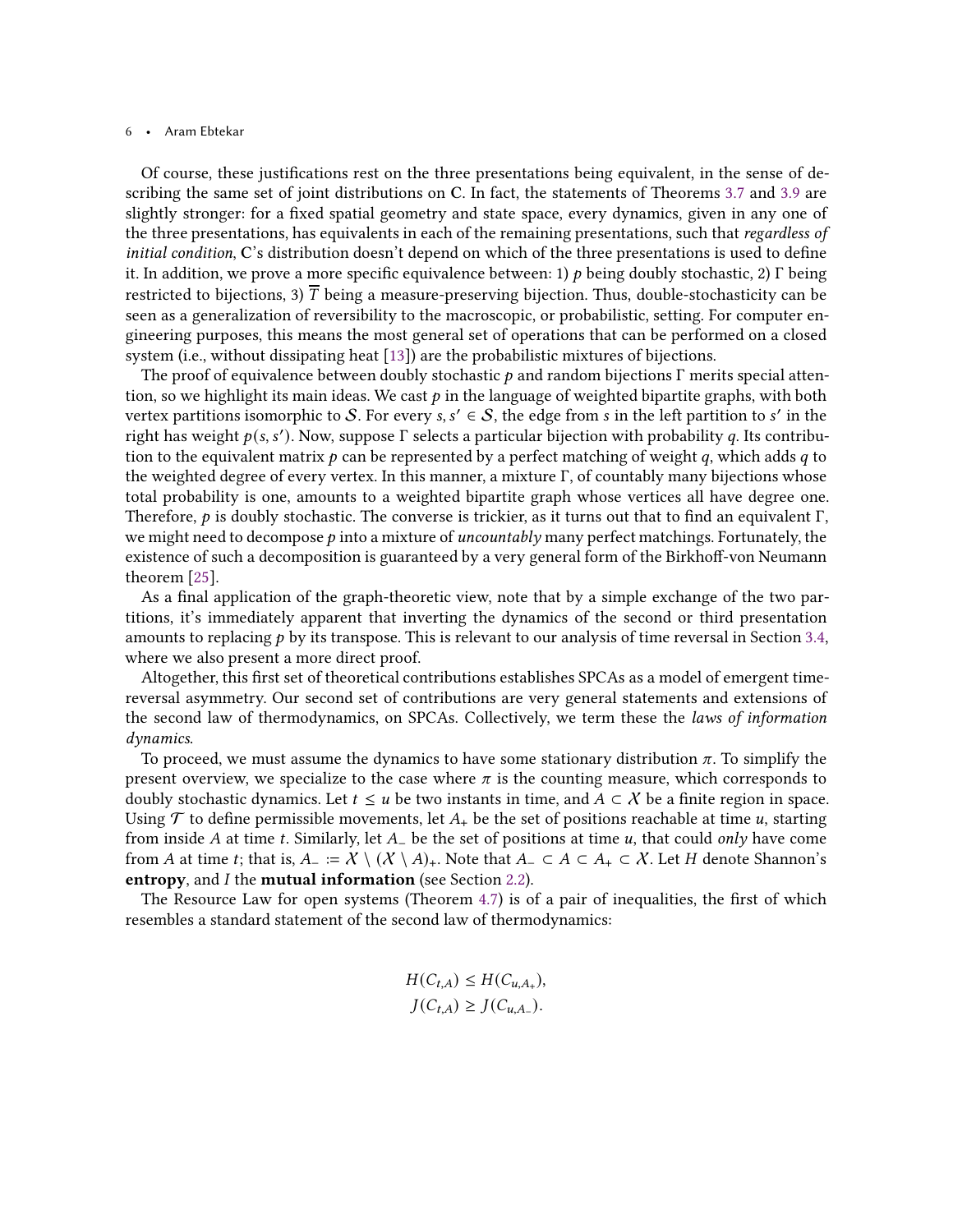Of course, these justifications rest on the three presentations being equivalent, in the sense of describing the same set of joint distributions on $\mathbf{C}$. In fact, the statements of Theorems 3.7 and 3.9 are slightly stronger: for a fixed spatial geometry and state space, every dynamics, given in any one of the three presentations, has equivalents in each of the remaining presentations, such that *regardless of initial condition*, $\mathbf{C}$'s distribution doesn't depend on which of the three presentations is used to define it. In addition, we prove a more specific equivalence between: 1) $p$ being doubly stochastic, 2) $\Gamma$ being restricted to bijections, 3) $\overline{T}$ being a measure-preserving bijection. Thus, double-stochasticity can be seen as a generalization of reversibility to the macroscopic, or probabilistic, setting. For computer engineering purposes, this means the most general set of operations that can be performed on a closed system (i.e., without dissipating heat [13]) are the probabilistic mixtures of bijections.

The proof of equivalence between doubly stochastic $p$ and random bijections $\Gamma$ merits special attention, so we highlight its main ideas. We cast $p$ in the language of weighted bipartite graphs, with both vertex partitions isomorphic to $\mathcal{S}$. For every $s, s' \in \mathcal{S}$, the edge from $s$ in the left partition to $s'$ in the right has weight $p(s, s')$. Now, suppose $\Gamma$ selects a particular bijection with probability $q$. Its contribution to the equivalent matrix $p$ can be represented by a perfect matching of weight $q$, which adds $q$ to the weighted degree of every vertex. In this manner, a mixture $\Gamma$, of countably many bijections whose total probability is one, amounts to a weighted bipartite graph whose vertices all have degree one. Therefore, $p$ is doubly stochastic. The converse is trickier, as it turns out that to find an equivalent $\Gamma$, we might need to decompose $p$ into a mixture of *uncountably* many perfect matchings. Fortunately, the existence of such a decomposition is guaranteed by a very general form of the Birkhoff-von Neumann theorem [25].

As a final application of the graph-theoretic view, note that by a simple exchange of the two partitions, it's immediately apparent that inverting the dynamics of the second or third presentation amounts to replacing $p$ by its transpose. This is relevant to our analysis of time reversal in Section 3.4, where we also present a more direct proof.

Altogether, this first set of theoretical contributions establishes SPCAs as a model of emergent time-reversal asymmetry. Our second set of contributions are very general statements and extensions of the second law of thermodynamics, on SPCAs. Collectively, we term these the *laws of information dynamics*.

To proceed, we must assume the dynamics to have some stationary distribution $\pi$. To simplify the present overview, we specialize to the case where $\pi$ is the counting measure, which corresponds to doubly stochastic dynamics. Let $t \le u$ be two instants in time, and $A \subset \mathcal{X}$ be a finite region in space. Using $\mathcal{T}$ to define permissible movements, let $A_+$ be the set of positions reachable at time $u$, starting from inside $A$ at time $t$. Similarly, let $A_-$ be the set of positions at time $u$, that could *only* have come from $A$ at time $t$; that is, $A_- := \mathcal{X} \setminus (\mathcal{X} \setminus A)_+$. Note that $A_- \subset A \subset A_+ \subset \mathcal{X}$. Let $H$ denote Shannon's **entropy**, and $I$ the **mutual information** (see Section 2.2).

The Resource Law for open systems (Theorem 4.7) is of a pair of inequalities, the first of which resembles a standard statement of the second law of thermodynamics:

$$
H(C_{t,A}) \le H(C_{u,A_+}),
$$

$$
J(C_{t,A}) \ge J(C_{u,A_-}).
$$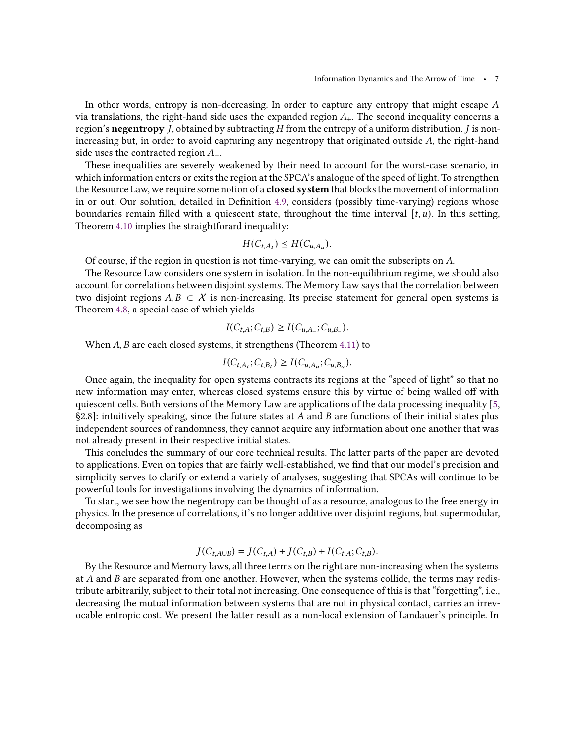In other words, entropy is non-decreasing. In order to capture any entropy that might escape $A$ via translations, the right-hand side uses the expanded region $A_+$. The second inequality concerns a region's **negentropy** $J$, obtained by subtracting $H$ from the entropy of a uniform distribution. $J$ is non-increasing but, in order to avoid capturing any negentropy that originated outside $A$, the right-hand side uses the contracted region $A_-$.

These inequalities are severely weakened by their need to account for the worst-case scenario, in which information enters or exits the region at the SPCA's analogue of the speed of light. To strengthen the Resource Law, we require some notion of a **closed system** that blocks the movement of information in or out. Our solution, detailed in Definition 4.9, considers (possibly time-varying) regions whose boundaries remain filled with a quiescent state, throughout the time interval $[t, u)$. In this setting, Theorem 4.10 implies the straightforard inequality:

$$H(C_{t,A_t}) \leq H(C_{u,A_u}).$$

Of course, if the region in question is not time-varying, we can omit the subscripts on $A$.

The Resource Law considers one system in isolation. In the non-equilibrium regime, we should also account for correlations between disjoint systems. The Memory Law says that the correlation between two disjoint regions $A, B \subset \mathcal{X}$ is non-increasing. Its precise statement for general open systems is Theorem 4.8, a special case of which yields

$$I(C_{t,A}; C_{t,B}) \geq I(C_{u,A_-}; C_{u,B_-}).$$

When $A, B$ are each closed systems, it strengthens (Theorem 4.11) to

$$I(C_{t,A_t}; C_{t,B_t}) \geq I(C_{u,A_u}; C_{u,B_u}).$$

Once again, the inequality for open systems contracts its regions at the "speed of light" so that no new information may enter, whereas closed systems ensure this by virtue of being walled off with quiescent cells. Both versions of the Memory Law are applications of the data processing inequality [5, §2.8]: intuitively speaking, since the future states at $A$ and $B$ are functions of their initial states plus independent sources of randomness, they cannot acquire any information about one another that was not already present in their respective initial states.

This concludes the summary of our core technical results. The latter parts of the paper are devoted to applications. Even on topics that are fairly well-established, we find that our model's precision and simplicity serves to clarify or extend a variety of analyses, suggesting that SPCAs will continue to be powerful tools for investigations involving the dynamics of information.

To start, we see how the negentropy can be thought of as a resource, analogous to the free energy in physics. In the presence of correlations, it's no longer additive over disjoint regions, but supermodular, decomposing as

$$J(C_{t,A\cup B}) = J(C_{t,A}) + J(C_{t,B}) + I(C_{t,A}; C_{t,B}).$$

By the Resource and Memory laws, all three terms on the right are non-increasing when the systems at $A$ and $B$ are separated from one another. However, when the systems collide, the terms may redistribute arbitrarily, subject to their total not increasing. One consequence of this is that "forgetting", i.e., decreasing the mutual information between systems that are not in physical contact, carries an irrevocable entropic cost. We present the latter result as a non-local extension of Landauer's principle. In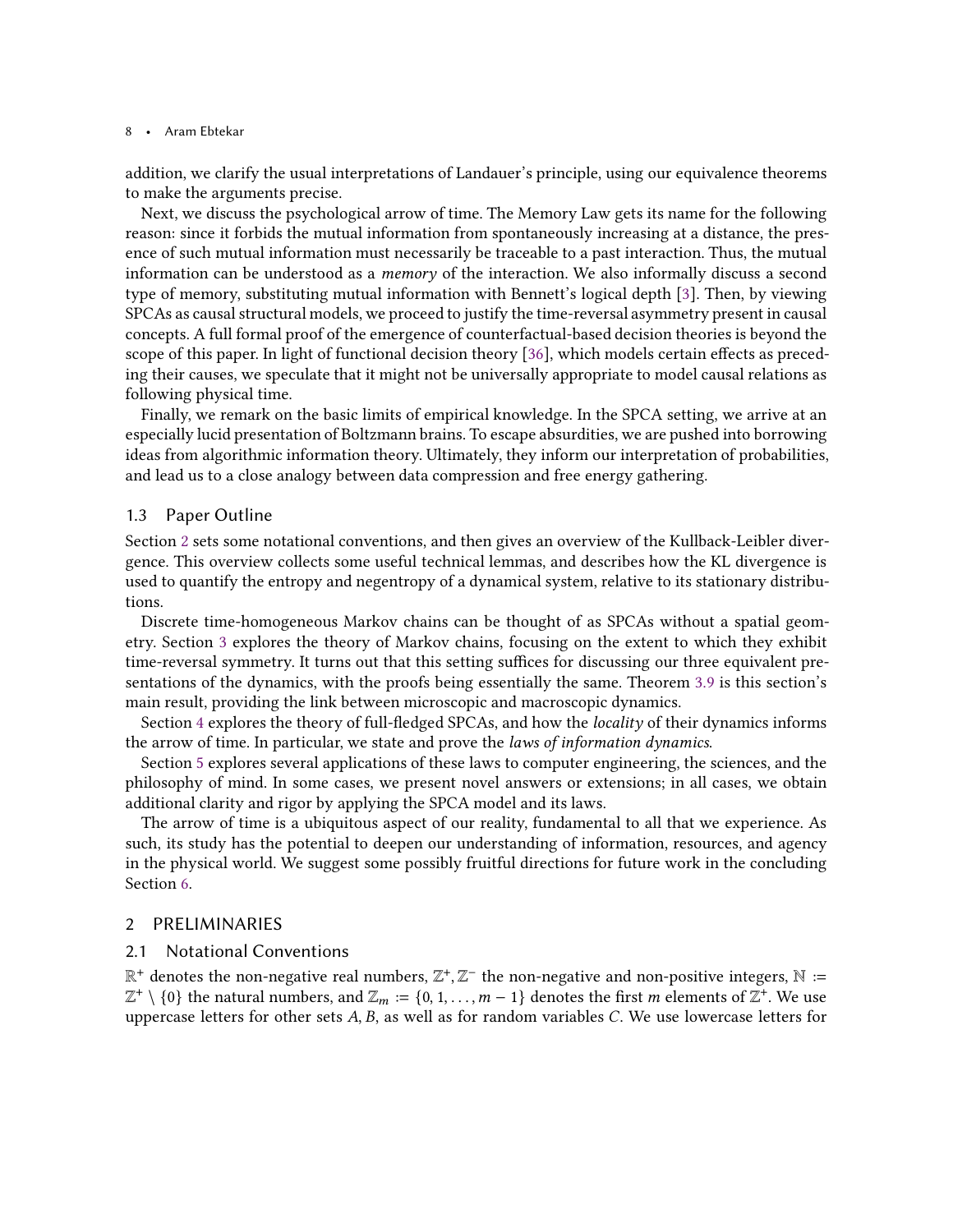addition, we clarify the usual interpretations of Landauer's principle, using our equivalence theorems to make the arguments precise.

Next, we discuss the psychological arrow of time. The Memory Law gets its name for the following reason: since it forbids the mutual information from spontaneously increasing at a distance, the presence of such mutual information must necessarily be traceable to a past interaction. Thus, the mutual information can be understood as a *memory* of the interaction. We also informally discuss a second type of memory, substituting mutual information with Bennett's logical depth [3]. Then, by viewing SPCAs as causal structural models, we proceed to justify the time-reversal asymmetry present in causal concepts. A full formal proof of the emergence of counterfactual-based decision theories is beyond the scope of this paper. In light of functional decision theory [36], which models certain effects as preceding their causes, we speculate that it might not be universally appropriate to model causal relations as following physical time.

Finally, we remark on the basic limits of empirical knowledge. In the SPCA setting, we arrive at an especially lucid presentation of Boltzmann brains. To escape absurdities, we are pushed into borrowing ideas from algorithmic information theory. Ultimately, they inform our interpretation of probabilities, and lead us to a close analogy between data compression and free energy gathering.

### 1.3 Paper Outline

Section 2 sets some notational conventions, and then gives an overview of the Kullback-Leibler divergence. This overview collects some useful technical lemmas, and describes how the KL divergence is used to quantify the entropy and negentropy of a dynamical system, relative to its stationary distributions.

Discrete time-homogeneous Markov chains can be thought of as SPCAs without a spatial geometry. Section 3 explores the theory of Markov chains, focusing on the extent to which they exhibit time-reversal symmetry. It turns out that this setting suffices for discussing our three equivalent presentations of the dynamics, with the proofs being essentially the same. Theorem 3.9 is this section's main result, providing the link between microscopic and macroscopic dynamics.

Section 4 explores the theory of full-fledged SPCAs, and how the *locality* of their dynamics informs the arrow of time. In particular, we state and prove the *laws of information dynamics*.

Section 5 explores several applications of these laws to computer engineering, the sciences, and the philosophy of mind. In some cases, we present novel answers or extensions; in all cases, we obtain additional clarity and rigor by applying the SPCA model and its laws.

The arrow of time is a ubiquitous aspect of our reality, fundamental to all that we experience. As such, its study has the potential to deepen our understanding of information, resources, and agency in the physical world. We suggest some possibly fruitful directions for future work in the concluding Section 6.

## 2 PRELIMINARIES

### 2.1 Notational Conventions

$\mathbb{R}^+$ denotes the non-negative real numbers, $\mathbb{Z}^+, \mathbb{Z}^-$ the non-negative and non-positive integers, $\mathbb{N} := \mathbb{Z}^+ \setminus \{0\}$ the natural numbers, and $\mathbb{Z}_m := \{0, 1, \ldots, m-1\}$ denotes the first $m$ elements of $\mathbb{Z}^+$. We use uppercase letters for other sets $A, B$, as well as for random variables $C$. We use lowercase letters for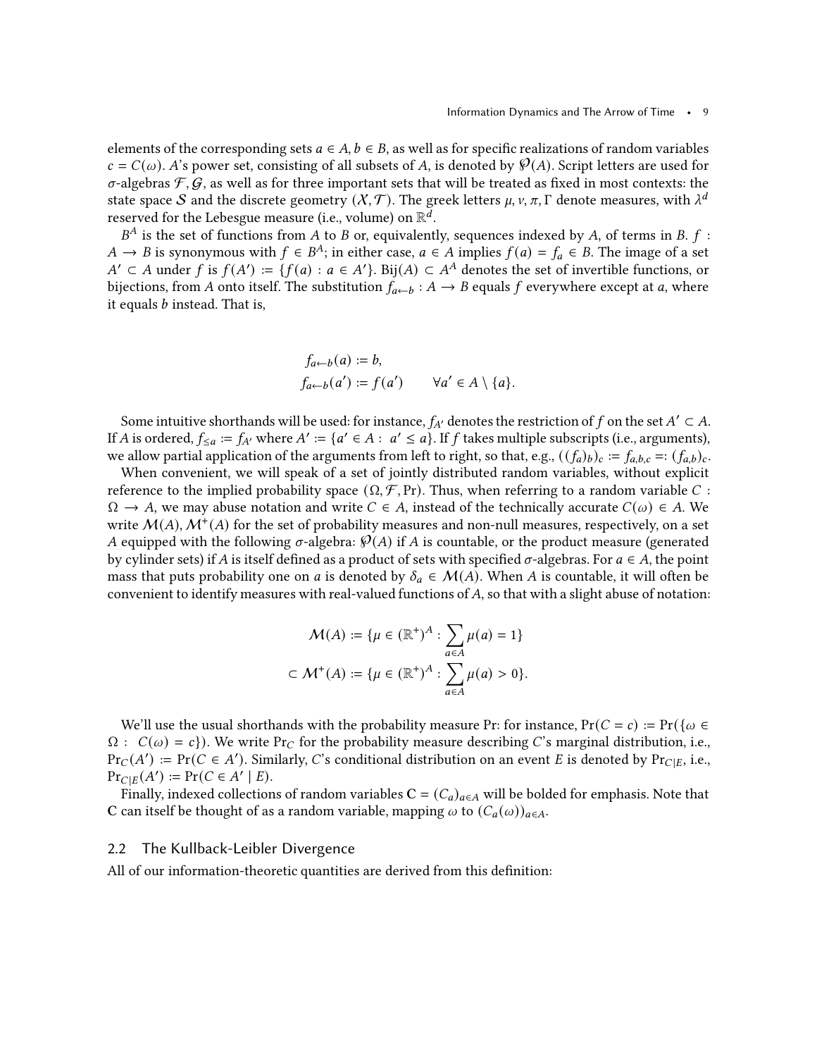elements of the corresponding sets $a \in A, b \in B$, as well as for specific realizations of random variables $c = C(\omega)$. $A$'s power set, consisting of all subsets of $A$, is denoted by $\wp(A)$. Script letters are used for $\sigma$-algebras $\mathcal{F}, \mathcal{G}$, as well as for three important sets that will be treated as fixed in most contexts: the state space $\mathcal{S}$ and the discrete geometry $(\mathcal{X}, \mathcal{T})$. The greek letters $\mu, \nu, \pi, \Gamma$ denote measures, with $\lambda^d$ reserved for the Lebesgue measure (i.e., volume) on $\mathbb{R}^d$.

$B^A$ is the set of functions from $A$ to $B$ or, equivalently, sequences indexed by $A$, of terms in $B$. $f : A \to B$ is synonymous with $f \in B^A$; in either case, $a \in A$ implies $f(a) = f_a \in B$. The image of a set $A' \subset A$ under $f$ is $f(A') := \{f(a) : a \in A'\}$. $\text{Bij}(A) \subset A^A$ denotes the set of invertible functions, or bijections, from $A$ onto itself. The substitution $f_{a \leftarrow b} : A \to B$ equals $f$ everywhere except at $a$, where it equals $b$ instead. That is,

$$
\begin{aligned}
&f_{a\leftarrow b}(a) := b, \\
&f_{a\leftarrow b}(a') := f(a') \qquad \forall a' \in A \setminus \{a\}.
\end{aligned}
$$

Some intuitive shorthands will be used: for instance, $f_{A'}$ denotes the restriction of $f$ on the set $A' \subset A$. If $A$ is ordered, $f_{\leq a} := f_{A'}$ where $A' := \{a' \in A : a' \leq a\}$. If $f$ takes multiple subscripts (i.e., arguments), we allow partial application of the arguments from left to right, so that, e.g., $((f_a)_b)_c := f_{a,b,c} =: (f_{a,b})_c$.

When convenient, we will speak of a set of jointly distributed random variables, without explicit reference to the implied probability space $(\Omega, \mathcal{F}, \Pr)$. Thus, when referring to a random variable $C : \Omega \to A$, we may abuse notation and write $C \in A$, instead of the technically accurate $C(\omega) \in A$. We write $\mathcal{M}(A), \mathcal{M}^+(A)$ for the set of probability measures and non-null measures, respectively, on a set $A$ equipped with the following $\sigma$-algebra: $\wp(A)$ if $A$ is countable, or the product measure (generated by cylinder sets) if $A$ is itself defined as a product of sets with specified $\sigma$-algebras. For $a \in A$, the point mass that puts probability one on $a$ is denoted by $\delta_a \in \mathcal{M}(A)$. When $A$ is countable, it will often be convenient to identify measures with real-valued functions of $A$, so that with a slight abuse of notation:

$$
\begin{aligned}
\mathcal{M}(A) &:= \{\mu \in (\mathbb{R}^+)^A : \sum_{a\in A} \mu(a) = 1\} \\
\subset \mathcal{M}^+(A) &:= \{\mu \in (\mathbb{R}^+)^A : \sum_{a\in A} \mu(a) > 0\}.
\end{aligned}
$$

We'll use the usual shorthands with the probability measure Pr: for instance, $\Pr(C = c) := \Pr(\{\omega \in \Omega : C(\omega) = c\})$. We write $\Pr_C$ for the probability measure describing $C$'s marginal distribution, i.e., $\Pr_C(A') := \Pr(C \in A')$. Similarly, $C$'s conditional distribution on an event $E$ is denoted by $\Pr_{C|E}$, i.e., $\Pr_{C|E}(A') := \Pr(C \in A' \mid E)$.

Finally, indexed collections of random variables $\mathbf{C} = (C_a)_{a\in A}$ will be bolded for emphasis. Note that $\mathbf{C}$ can itself be thought of as a random variable, mapping $\omega$ to $(C_a(\omega))_{a\in A}$.

### 2.2 The Kullback-Leibler Divergence

All of our information-theoretic quantities are derived from this definition: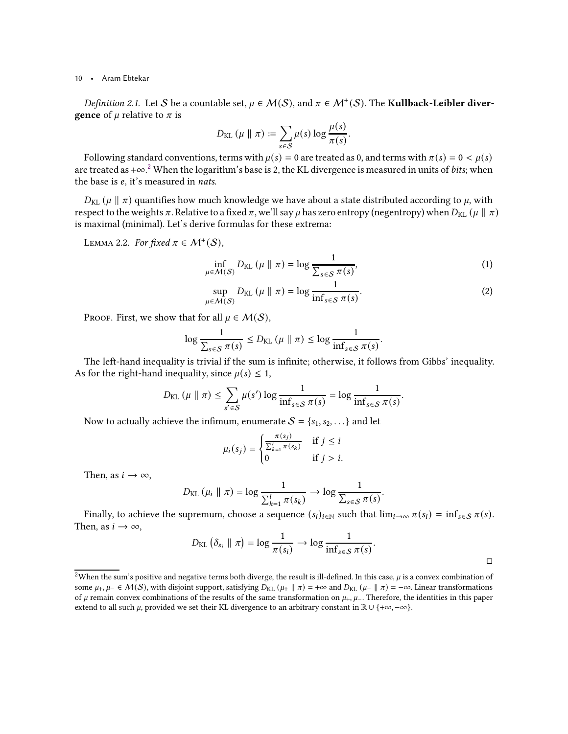*Definition 2.1.* Let $\mathcal{S}$ be a countable set, $\mu \in \mathcal{M}(\mathcal{S})$, and $\pi \in \mathcal{M}^+(\mathcal{S})$. The **Kullback-Leibler divergence** of $\mu$ relative to $\pi$ is

$$D_{\mathrm{KL}}(\mu \parallel \pi) := \sum_{s \in \mathcal{S}} \mu(s) \log \frac{\mu(s)}{\pi(s)}.$$

Following standard conventions, terms with $\mu(s) = 0$ are treated as 0, and terms with $\pi(s) = 0 < \mu(s)$ are treated as $+\infty$.[2] When the logarithm's base is 2, the KL divergence is measured in units of *bits*; when the base is $e$, it's measured in *nats*.

$D_{\mathrm{KL}}(\mu \parallel \pi)$ quantifies how much knowledge we have about a state distributed according to $\mu$, with respect to the weights $\pi$. Relative to a fixed $\pi$, we'll say $\mu$ has zero entropy (negentropy) when $D_{\mathrm{KL}}(\mu \parallel \pi)$ is maximal (minimal). Let's derive formulas for these extrema:

Lemma 2.2. *For fixed* $\pi \in \mathcal{M}^+(\mathcal{S})$,

$$\inf_{\mu \in \mathcal{M}(\mathcal{S})} D_{\mathrm{KL}}(\mu \parallel \pi) = \log \frac{1}{\sum_{s \in \mathcal{S}} \pi(s)}, \tag{1}$$

$$\sup_{\mu \in \mathcal{M}(\mathcal{S})} D_{\mathrm{KL}}(\mu \parallel \pi) = \log \frac{1}{\inf_{s \in \mathcal{S}} \pi(s)}. \tag{2}$$

Proof. First, we show that for all $\mu \in \mathcal{M}(\mathcal{S})$,

$$\log \frac{1}{\sum_{s \in \mathcal{S}} \pi(s)} \le D_{\mathrm{KL}}(\mu \parallel \pi) \le \log \frac{1}{\inf_{s \in \mathcal{S}} \pi(s)}.$$

The left-hand inequality is trivial if the sum is infinite; otherwise, it follows from Gibbs' inequality. As for the right-hand inequality, since $\mu(s) \le 1$,

$$D_{\mathrm{KL}}(\mu \parallel \pi) \le \sum_{s' \in \mathcal{S}} \mu(s') \log \frac{1}{\inf_{s \in \mathcal{S}} \pi(s)} = \log \frac{1}{\inf_{s \in \mathcal{S}} \pi(s)}.$$

Now to actually achieve the infimum, enumerate $\mathcal{S} = \{s_1, s_2, \ldots\}$ and let

$$\mu_i(s_j) = \begin{cases} \frac{\pi(s_j)}{\sum_{k=1}^{i} \pi(s_k)} & \text{if } j \le i \\ 0 & \text{if } j > i. \end{cases}$$

Then, as $i \to \infty$,

$$D_{\mathrm{KL}}(\mu_i \parallel \pi) = \log \frac{1}{\sum_{k=1}^{i} \pi(s_k)} \to \log \frac{1}{\sum_{s \in \mathcal{S}} \pi(s)}.$$

Finally, to achieve the supremum, choose a sequence $(s_i)_{i \in \mathbb{N}}$ such that $\lim_{i \to \infty} \pi(s_i) = \inf_{s \in \mathcal{S}} \pi(s)$. Then, as $i \to \infty$,

$$D_{\mathrm{KL}}(\delta_{s_i} \parallel \pi) = \log \frac{1}{\pi(s_i)} \to \log \frac{1}{\inf_{s \in \mathcal{S}} \pi(s)}.$$

□

[2] When the sum's positive and negative terms both diverge, the result is ill-defined. In this case, $\mu$ is a convex combination of some $\mu_+, \mu_- \in \mathcal{M}(\mathcal{S})$, with disjoint support, satisfying $D_{\mathrm{KL}}(\mu_+ \parallel \pi) = +\infty$ and $D_{\mathrm{KL}}(\mu_- \parallel \pi) = -\infty$. Linear transformations of $\mu$ remain convex combinations of the results of the same transformation on $\mu_+, \mu_-$. Therefore, the identities in this paper extend to all such $\mu$, provided we set their KL divergence to an arbitrary constant in $\mathbb{R} \cup \{+\infty, -\infty\}$.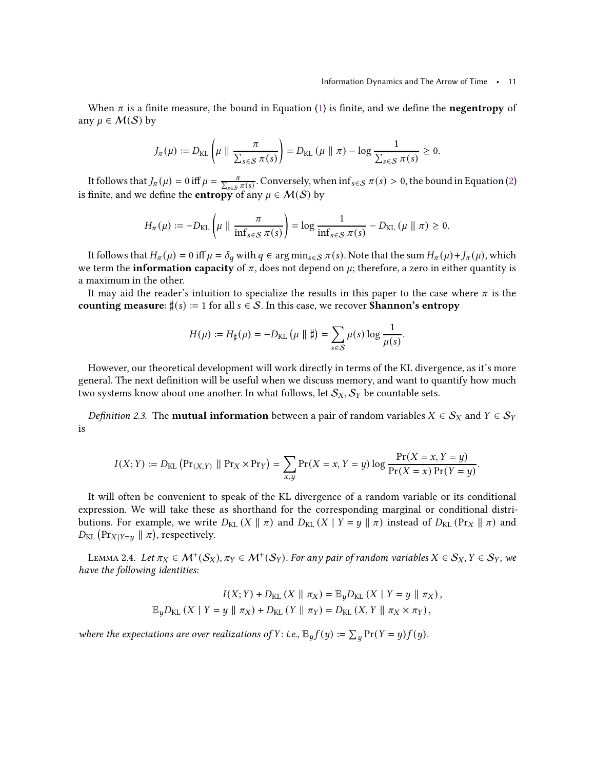When $\pi$ is a finite measure, the bound in Equation (1) is finite, and we define the **negentropy** of any $\mu \in \mathcal{M}(\mathcal{S})$ by

$$J_\pi(\mu) := D_{\text{KL}}\left(\mu \parallel \frac{\pi}{\sum_{s\in\mathcal{S}} \pi(s)}\right) = D_{\text{KL}}\left(\mu \parallel \pi\right) - \log \frac{1}{\sum_{s\in\mathcal{S}} \pi(s)} \geq 0.$$

It follows that $J_\pi(\mu) = 0$ iff $\mu = \frac{\pi}{\sum_{s\in\mathcal{S}} \pi(s)}$. Conversely, when $\inf_{s\in\mathcal{S}} \pi(s) > 0$, the bound in Equation (2) is finite, and we define the **entropy** of any $\mu \in \mathcal{M}(\mathcal{S})$ by

$$H_\pi(\mu) := -D_{\text{KL}}\left(\mu \parallel \frac{\pi}{\inf_{s\in\mathcal{S}} \pi(s)}\right) = \log \frac{1}{\inf_{s\in\mathcal{S}} \pi(s)} - D_{\text{KL}}\left(\mu \parallel \pi\right) \geq 0.$$

It follows that $H_\pi(\mu) = 0$ iff $\mu = \delta_q$ with $q \in \arg\min_{s\in\mathcal{S}} \pi(s)$. Note that the sum $H_\pi(\mu) + J_\pi(\mu)$, which we term the **information capacity** of $\pi$, does not depend on $\mu$; therefore, a zero in either quantity is a maximum in the other.

It may aid the reader's intuition to specialize the results in this paper to the case where $\pi$ is the **counting measure**: $\sharp(s) := 1$ for all $s \in \mathcal{S}$. In this case, we recover **Shannon's entropy**

$$H(\mu) := H_\sharp(\mu) = -D_{\text{KL}}\left(\mu \parallel \sharp\right) = \sum_{s\in\mathcal{S}} \mu(s) \log \frac{1}{\mu(s)}.$$

However, our theoretical development will work directly in terms of the KL divergence, as it's more general. The next definition will be useful when we discuss memory, and want to quantify how much two systems know about one another. In what follows, let $\mathcal{S}_X, \mathcal{S}_Y$ be countable sets.

*Definition 2.3.* The **mutual information** between a pair of random variables $X \in \mathcal{S}_X$ and $Y \in \mathcal{S}_Y$ is

$$I(X;Y) := D_{\text{KL}}\left(\Pr_{(X,Y)} \parallel \Pr_X \times \Pr_Y\right) = \sum_{x,y} \Pr(X=x, Y=y) \log \frac{\Pr(X=x, Y=y)}{\Pr(X=x)\Pr(Y=y)}.$$

It will often be convenient to speak of the KL divergence of a random variable or its conditional expression. We will take these as shorthand for the corresponding marginal or conditional distributions. For example, we write $D_{\text{KL}}\left(X \parallel \pi\right)$ and $D_{\text{KL}}\left(X \mid Y=y \parallel \pi\right)$ instead of $D_{\text{KL}}\left(\Pr_X \parallel \pi\right)$ and $D_{\text{KL}}\left(\Pr_{X|Y=y} \parallel \pi\right)$, respectively.

Lemma 2.4. *Let $\pi_X \in \mathcal{M}^+(\mathcal{S}_X), \pi_Y \in \mathcal{M}^+(\mathcal{S}_Y)$. For any pair of random variables $X \in \mathcal{S}_X, Y \in \mathcal{S}_Y$, we have the following identities:*

$$I(X;Y) + D_{\text{KL}}\left(X \parallel \pi_X\right) = \mathbb{E}_y D_{\text{KL}}\left(X \mid Y=y \parallel \pi_X\right),$$

$$\mathbb{E}_y D_{\text{KL}}\left(X \mid Y=y \parallel \pi_X\right) + D_{\text{KL}}\left(Y \parallel \pi_Y\right) = D_{\text{KL}}\left(X, Y \parallel \pi_X \times \pi_Y\right),$$

*where the expectations are over realizations of $Y$: i.e., $\mathbb{E}_y f(y) := \sum_y \Pr(Y=y) f(y)$.*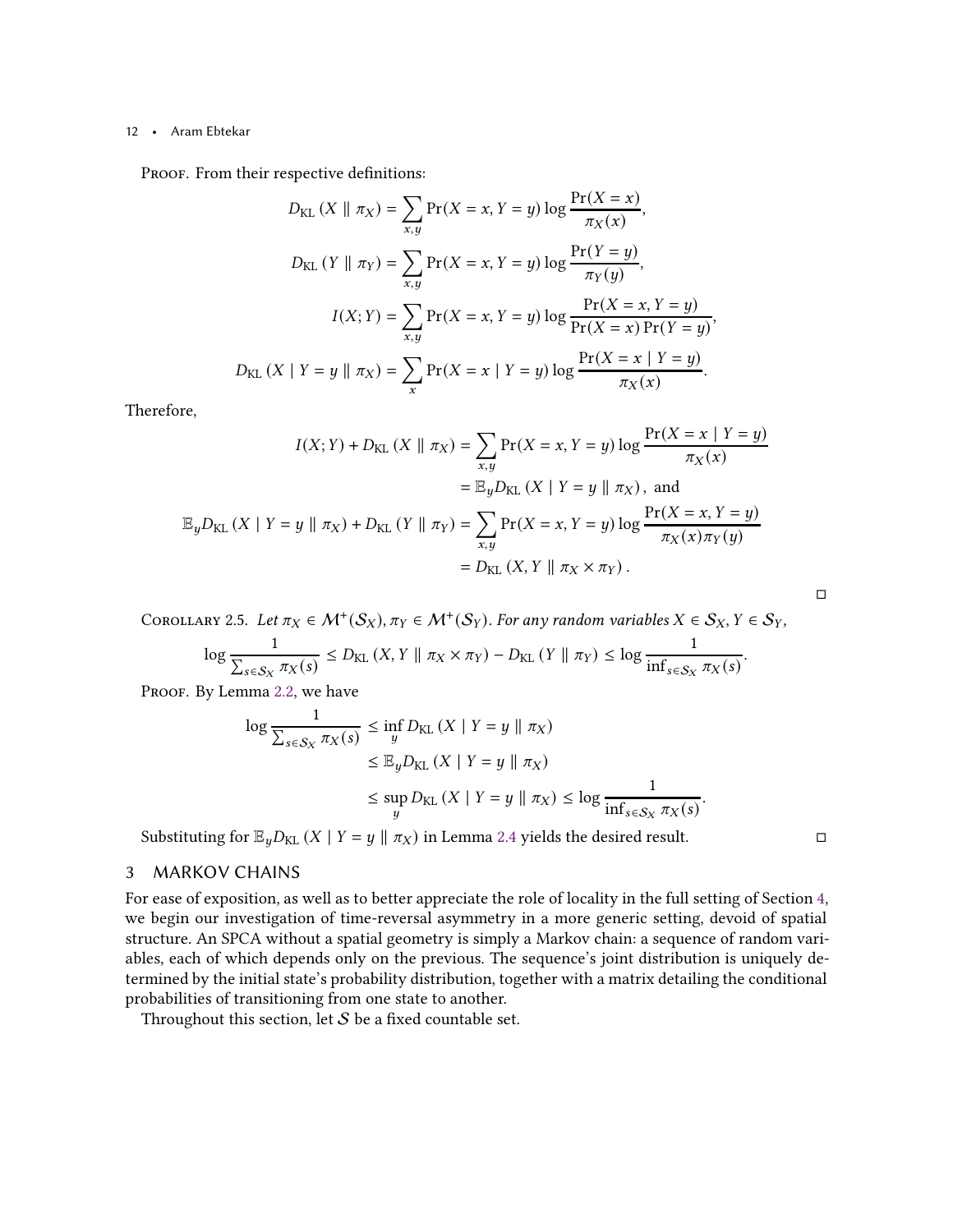*Proof.* From their respective definitions:

$$D_{\mathrm{KL}}\left(X \parallel \pi_X\right) = \sum_{x,y} \Pr(X = x, Y = y) \log \frac{\Pr(X = x)}{\pi_X(x)},$$

$$D_{\mathrm{KL}}\left(Y \parallel \pi_Y\right) = \sum_{x,y} \Pr(X = x, Y = y) \log \frac{\Pr(Y = y)}{\pi_Y(y)},$$

$$I(X;Y) = \sum_{x,y} \Pr(X = x, Y = y) \log \frac{\Pr(X = x, Y = y)}{\Pr(X = x)\Pr(Y = y)},$$

$$D_{\mathrm{KL}}\left(X \mid Y = y \parallel \pi_X\right) = \sum_{x} \Pr(X = x \mid Y = y) \log \frac{\Pr(X = x \mid Y = y)}{\pi_X(x)}.$$

Therefore,

$$\begin{aligned}
I(X;Y) + D_{\mathrm{KL}}\left(X \parallel \pi_X\right) &= \sum_{x,y} \Pr(X = x, Y = y) \log \frac{\Pr(X = x \mid Y = y)}{\pi_X(x)} \\
&= \mathbb{E}_y D_{\mathrm{KL}}\left(X \mid Y = y \parallel \pi_X\right), \text{ and} \\
\mathbb{E}_y D_{\mathrm{KL}}\left(X \mid Y = y \parallel \pi_X\right) + D_{\mathrm{KL}}\left(Y \parallel \pi_Y\right) &= \sum_{x,y} \Pr(X = x, Y = y) \log \frac{\Pr(X = x, Y = y)}{\pi_X(x)\pi_Y(y)} \\
&= D_{\mathrm{KL}}\left(X, Y \parallel \pi_X \times \pi_Y\right).
\end{aligned}$$

□

Corollary 2.5. *Let $\pi_X \in \mathcal{M}^+(\mathcal{S}_X), \pi_Y \in \mathcal{M}^+(\mathcal{S}_Y)$. For any random variables $X \in \mathcal{S}_X, Y \in \mathcal{S}_Y$,*

$$\log \frac{1}{\sum_{s \in \mathcal{S}_X} \pi_X(s)} \leq D_{\mathrm{KL}}\left(X, Y \parallel \pi_X \times \pi_Y\right) - D_{\mathrm{KL}}\left(Y \parallel \pi_Y\right) \leq \log \frac{1}{\inf_{s \in \mathcal{S}_X} \pi_X(s)}.$$

*Proof.* By Lemma 2.2, we have

$$\begin{aligned}
\log \frac{1}{\sum_{s \in \mathcal{S}_X} \pi_X(s)} &\leq \inf_y D_{\mathrm{KL}}\left(X \mid Y = y \parallel \pi_X\right) \\
&\leq \mathbb{E}_y D_{\mathrm{KL}}\left(X \mid Y = y \parallel \pi_X\right) \\
&\leq \sup_y D_{\mathrm{KL}}\left(X \mid Y = y \parallel \pi_X\right) \leq \log \frac{1}{\inf_{s \in \mathcal{S}_X} \pi_X(s)}.
\end{aligned}$$

Substituting for $\mathbb{E}_y D_{\mathrm{KL}}\left(X \mid Y = y \parallel \pi_X\right)$ in Lemma 2.4 yields the desired result. □

## 3 MARKOV CHAINS

For ease of exposition, as well as to better appreciate the role of locality in the full setting of Section 4, we begin our investigation of time-reversal asymmetry in a more generic setting, devoid of spatial structure. An SPCA without a spatial geometry is simply a Markov chain: a sequence of random variables, each of which depends only on the previous. The sequence's joint distribution is uniquely determined by the initial state's probability distribution, together with a matrix detailing the conditional probabilities of transitioning from one state to another.

Throughout this section, let $\mathcal{S}$ be a fixed countable set.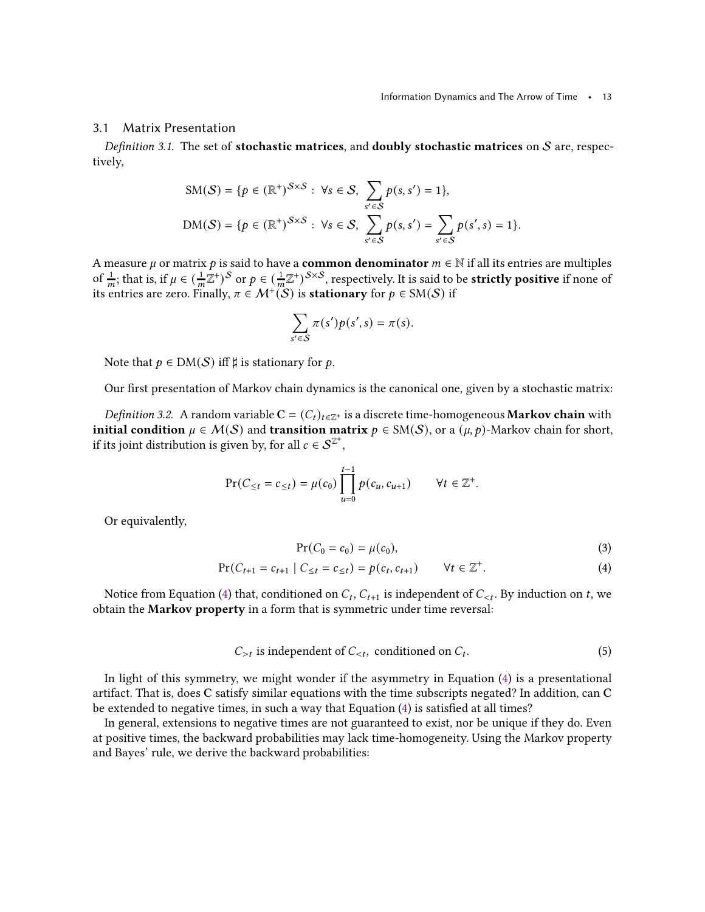### 3.1 Matrix Presentation

*Definition 3.1.* The set of **stochastic matrices**, and **doubly stochastic matrices** on $\mathcal{S}$ are, respectively,

$$\mathrm{SM}(\mathcal{S}) = \{p \in (\mathbb{R}^+)^{\mathcal{S}\times\mathcal{S}} : \ \forall s \in \mathcal{S}, \ \sum_{s' \in \mathcal{S}} p(s, s') = 1\},$$

$$\mathrm{DM}(\mathcal{S}) = \{p \in (\mathbb{R}^+)^{\mathcal{S}\times\mathcal{S}} : \ \forall s \in \mathcal{S}, \ \sum_{s' \in \mathcal{S}} p(s, s') = \sum_{s' \in \mathcal{S}} p(s', s) = 1\}.$$

A measure $\mu$ or matrix $p$ is said to have a **common denominator** $m \in \mathbb{N}$ if all its entries are multiples of $\frac{1}{m}$; that is, if $\mu \in (\frac{1}{m}\mathbb{Z}^+)^{\mathcal{S}}$ or $p \in (\frac{1}{m}\mathbb{Z}^+)^{\mathcal{S}\times\mathcal{S}}$, respectively. It is said to be **strictly positive** if none of its entries are zero. Finally, $\pi \in \mathcal{M}^+(\mathcal{S})$ is **stationary** for $p \in \mathrm{SM}(\mathcal{S})$ if

$$\sum_{s' \in \mathcal{S}} \pi(s') p(s', s) = \pi(s).$$

Note that $p \in \mathrm{DM}(\mathcal{S})$ iff $\sharp$ is stationary for $p$.

Our first presentation of Markov chain dynamics is the canonical one, given by a stochastic matrix:

*Definition 3.2.* A random variable $\mathbf{C} = (C_t)_{t\in\mathbb{Z}^+}$ is a discrete time-homogeneous **Markov chain** with **initial condition** $\mu \in \mathcal{M}(\mathcal{S})$ and **transition matrix** $p \in \mathrm{SM}(\mathcal{S})$, or a $(\mu, p)$-Markov chain for short, if its joint distribution is given by, for all $c \in \mathcal{S}^{\mathbb{Z}^+}$,

$$\Pr(C_{\le t} = c_{\le t}) = \mu(c_0) \prod_{u=0}^{t-1} p(c_u, c_{u+1}) \qquad \forall t \in \mathbb{Z}^+.$$

Or equivalently,

$$\Pr(C_0 = c_0) = \mu(c_0), \tag{3}$$

$$\Pr(C_{t+1} = c_{t+1} \mid C_{\le t} = c_{\le t}) = p(c_t, c_{t+1}) \qquad \forall t \in \mathbb{Z}^+. \tag{4}$$

Notice from Equation (4) that, conditioned on $C_t$, $C_{t+1}$ is independent of $C_{<t}$. By induction on $t$, we obtain the **Markov property** in a form that is symmetric under time reversal:

$$C_{>t} \text{ is independent of } C_{<t}, \text{ conditioned on } C_t. \tag{5}$$

In light of this symmetry, we might wonder if the asymmetry in Equation (4) is a presentational artifact. That is, does $\mathbf{C}$ satisfy similar equations with the time subscripts negated? In addition, can $\mathbf{C}$ be extended to negative times, in such a way that Equation (4) is satisfied at all times?

In general, extensions to negative times are not guaranteed to exist, nor be unique if they do. Even at positive times, the backward probabilities may lack time-homogeneity. Using the Markov property and Bayes' rule, we derive the backward probabilities: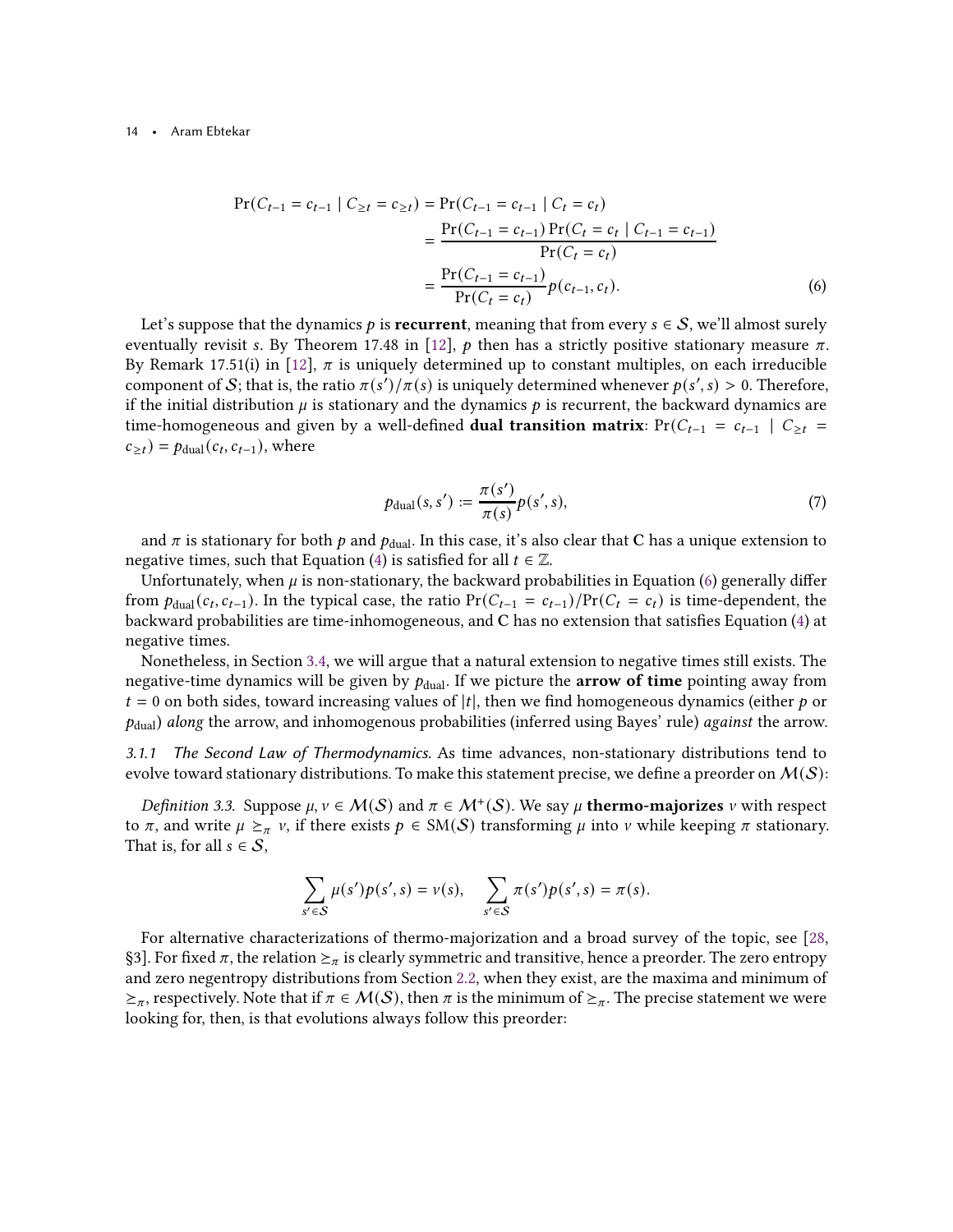$$
\begin{aligned}
\Pr(C_{t-1} = c_{t-1} \mid C_{\geq t} = c_{\geq t}) &= \Pr(C_{t-1} = c_{t-1} \mid C_t = c_t) \\
&= \frac{\Pr(C_{t-1} = c_{t-1}) \Pr(C_t = c_t \mid C_{t-1} = c_{t-1})}{\Pr(C_t = c_t)} \\
&= \frac{\Pr(C_{t-1} = c_{t-1})}{\Pr(C_t = c_t)} p(c_{t-1}, c_t).
\end{aligned} \tag{6}
$$

Let's suppose that the dynamics $p$ is **recurrent**, meaning that from every $s \in \mathcal{S}$, we'll almost surely eventually revisit $s$. By Theorem 17.48 in [12], $p$ then has a strictly positive stationary measure $\pi$. By Remark 17.51(i) in [12], $\pi$ is uniquely determined up to constant multiples, on each irreducible component of $\mathcal{S}$; that is, the ratio $\pi(s')/\pi(s)$ is uniquely determined whenever $p(s', s) > 0$. Therefore, if the initial distribution $\mu$ is stationary and the dynamics $p$ is recurrent, the backward dynamics are time-homogeneous and given by a well-defined **dual transition matrix**: $\Pr(C_{t-1} = c_{t-1} \mid C_{\geq t} = c_{\geq t}) = p_{\text{dual}}(c_t, c_{t-1})$, where

$$
p_{\text{dual}}(s, s') := \frac{\pi(s')}{\pi(s)} p(s', s), \tag{7}
$$

and $\pi$ is stationary for both $p$ and $p_{\text{dual}}$. In this case, it's also clear that $\mathbf{C}$ has a unique extension to negative times, such that Equation (4) is satisfied for all $t \in \mathbb{Z}$.

Unfortunately, when $\mu$ is non-stationary, the backward probabilities in Equation (6) generally differ from $p_{\text{dual}}(c_t, c_{t-1})$. In the typical case, the ratio $\Pr(C_{t-1} = c_{t-1})/\Pr(C_t = c_t)$ is time-dependent, the backward probabilities are time-inhomogeneous, and $\mathbf{C}$ has no extension that satisfies Equation (4) at negative times.

Nonetheless, in Section 3.4, we will argue that a natural extension to negative times still exists. The negative-time dynamics will be given by $p_{\text{dual}}$. If we picture the **arrow of time** pointing away from $t = 0$ on both sides, toward increasing values of $|t|$, then we find homogeneous dynamics (either $p$ or $p_{\text{dual}}$) *along* the arrow, and inhomogenous probabilities (inferred using Bayes' rule) *against* the arrow.

#### 3.1.1 *The Second Law of Thermodynamics.*

As time advances, non-stationary distributions tend to evolve toward stationary distributions. To make this statement precise, we define a preorder on $\mathcal{M}(\mathcal{S})$:

*Definition 3.3.* Suppose $\mu, \nu \in \mathcal{M}(\mathcal{S})$ and $\pi \in \mathcal{M}^+(\mathcal{S})$. We say $\mu$ **thermo-majorizes** $\nu$ with respect to $\pi$, and write $\mu \succeq_\pi \nu$, if there exists $p \in \text{SM}(\mathcal{S})$ transforming $\mu$ into $\nu$ while keeping $\pi$ stationary. That is, for all $s \in \mathcal{S}$,

$$
\sum_{s' \in \mathcal{S}} \mu(s') p(s', s) = \nu(s), \qquad \sum_{s' \in \mathcal{S}} \pi(s') p(s', s) = \pi(s).
$$

For alternative characterizations of thermo-majorization and a broad survey of the topic, see [28, §3]. For fixed $\pi$, the relation $\succeq_\pi$ is clearly symmetric and transitive, hence a preorder. The zero entropy and zero negentropy distributions from Section 2.2, when they exist, are the maxima and minimum of $\succeq_\pi$, respectively. Note that if $\pi \in \mathcal{M}(\mathcal{S})$, then $\pi$ is the minimum of $\succeq_\pi$. The precise statement we were looking for, then, is that evolutions always follow this preorder: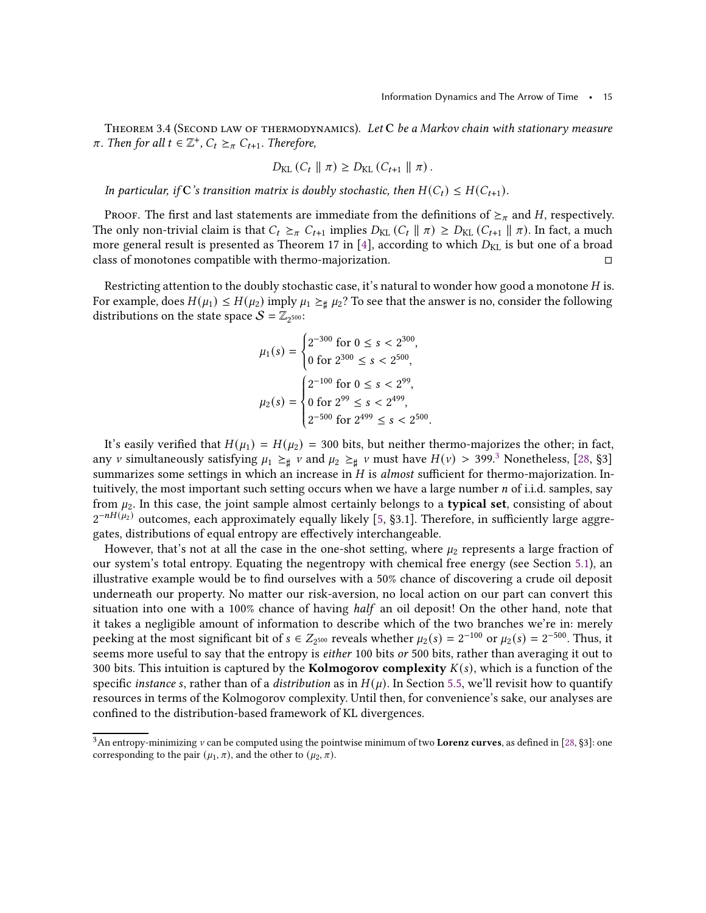Theorem 3.4 (Second law of thermodynamics). *Let* $\mathbf{C}$ *be a Markov chain with stationary measure* $\pi$. *Then for all* $t \in \mathbb{Z}^+$, $C_t \succeq_\pi C_{t+1}$. *Therefore,*

$$D_{\mathrm{KL}}\left(C_t \parallel \pi\right) \geq D_{\mathrm{KL}}\left(C_{t+1} \parallel \pi\right).$$

*In particular, if* $\mathbf{C}$*'s transition matrix is doubly stochastic, then* $H(C_t) \leq H(C_{t+1})$.

Proof. The first and last statements are immediate from the definitions of $\succeq_\pi$ and $H$, respectively. The only non-trivial claim is that $C_t \succeq_\pi C_{t+1}$ implies $D_{\mathrm{KL}}(C_t \parallel \pi) \geq D_{\mathrm{KL}}(C_{t+1} \parallel \pi)$. In fact, a much more general result is presented as Theorem 17 in [4], according to which $D_{\mathrm{KL}}$ is but one of a broad class of monotones compatible with thermo-majorization. □

Restricting attention to the doubly stochastic case, it's natural to wonder how good a monotone $H$ is. For example, does $H(\mu_1) \leq H(\mu_2)$ imply $\mu_1 \succeq_\sharp \mu_2$? To see that the answer is no, consider the following distributions on the state space $\mathcal{S} = \mathbb{Z}_{2^{500}}$:

$$\mu_1(s) = \begin{cases} 2^{-300} \text{ for } 0 \leq s < 2^{300}, \\ 0 \text{ for } 2^{300} \leq s < 2^{500}, \end{cases}$$

$$\mu_2(s) = \begin{cases} 2^{-100} \text{ for } 0 \leq s < 2^{99}, \\ 0 \text{ for } 2^{99} \leq s < 2^{499}, \\ 2^{-500} \text{ for } 2^{499} \leq s < 2^{500}. \end{cases}$$

It's easily verified that $H(\mu_1) = H(\mu_2) = 300$ bits, but neither thermo-majorizes the other; in fact, any $\nu$ simultaneously satisfying $\mu_1 \succeq_\sharp \nu$ and $\mu_2 \succeq_\sharp \nu$ must have $H(\nu) > 399$.[3] Nonetheless, [28, §3] summarizes some settings in which an increase in $H$ is *almost* sufficient for thermo-majorization. Intuitively, the most important such setting occurs when we have a large number $n$ of i.i.d. samples, say from $\mu_2$. In this case, the joint sample almost certainly belongs to a **typical set**, consisting of about $2^{-nH(\mu_2)}$ outcomes, each approximately equally likely [5, §3.1]. Therefore, in sufficiently large aggregates, distributions of equal entropy are effectively interchangeable.

However, that's not at all the case in the one-shot setting, where $\mu_2$ represents a large fraction of our system's total entropy. Equating the negentropy with chemical free energy (see Section 5.1), an illustrative example would be to find ourselves with a 50% chance of discovering a crude oil deposit underneath our property. No matter our risk-aversion, no local action on our part can convert this situation into one with a 100% chance of having *half* an oil deposit! On the other hand, note that it takes a negligible amount of information to describe which of the two branches we're in: merely peeking at the most significant bit of $s \in Z_{2^{500}}$ reveals whether $\mu_2(s) = 2^{-100}$ or $\mu_2(s) = 2^{-500}$. Thus, it seems more useful to say that the entropy is *either* 100 bits *or* 500 bits, rather than averaging it out to 300 bits. This intuition is captured by the **Kolmogorov complexity** $K(s)$, which is a function of the specific *instance* $s$, rather than of a *distribution* as in $H(\mu)$. In Section 5.5, we'll revisit how to quantify resources in terms of the Kolmogorov complexity. Until then, for convenience's sake, our analyses are confined to the distribution-based framework of KL divergences.

[3] An entropy-minimizing $\nu$ can be computed using the pointwise minimum of two **Lorenz curves**, as defined in [28, §3]: one corresponding to the pair $(\mu_1, \pi)$, and the other to $(\mu_2, \pi)$.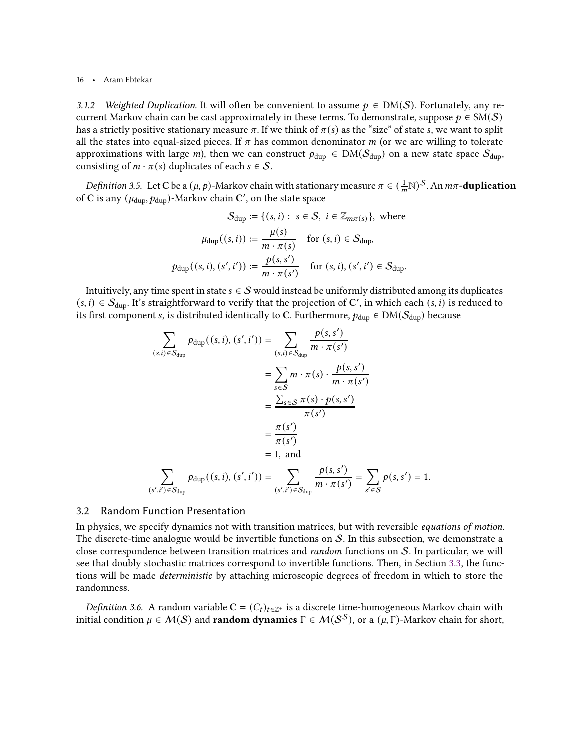*3.1.2 Weighted Duplication.* It will often be convenient to assume $p \in \mathrm{DM}(\mathcal{S})$. Fortunately, any recurrent Markov chain can be cast approximately in these terms. To demonstrate, suppose $p \in \mathrm{SM}(\mathcal{S})$ has a strictly positive stationary measure $\pi$. If we think of $\pi(s)$ as the "size" of state $s$, we want to split all the states into equal-sized pieces. If $\pi$ has common denominator $m$ (or we are willing to tolerate approximations with large $m$), then we can construct $p_{\mathrm{dup}} \in \mathrm{DM}(\mathcal{S}_{\mathrm{dup}})$ on a new state space $\mathcal{S}_{\mathrm{dup}}$, consisting of $m \cdot \pi(s)$ duplicates of each $s \in \mathcal{S}$.

*Definition 3.5.* Let $\mathbf{C}$ be a $(\mu, p)$-Markov chain with stationary measure $\pi \in (\frac{1}{m}\mathbb{N})^{\mathcal{S}}$. An $m\pi$**-duplication** of $\mathbf{C}$ is any $(\mu_{\mathrm{dup}}, p_{\mathrm{dup}})$-Markov chain $\mathbf{C}'$, on the state space

$$
\begin{aligned}
\mathcal{S}_{\mathrm{dup}} &:= \{(s,i) : \ s \in \mathcal{S}, \ i \in \mathbb{Z}_{m\pi(s)}\}, \text{ where} \\
\mu_{\mathrm{dup}}((s,i)) &:= \frac{\mu(s)}{m \cdot \pi(s)} \quad \text{for } (s,i) \in \mathcal{S}_{\mathrm{dup}}, \\
p_{\mathrm{dup}}((s,i),(s',i')) &:= \frac{p(s,s')}{m \cdot \pi(s')} \quad \text{for } (s,i),(s',i') \in \mathcal{S}_{\mathrm{dup}}.
\end{aligned}
$$

Intuitively, any time spent in state $s \in \mathcal{S}$ would instead be uniformly distributed among its duplicates $(s,i) \in \mathcal{S}_{\mathrm{dup}}$. It's straightforward to verify that the projection of $\mathbf{C}'$, in which each $(s,i)$ is reduced to its first component $s$, is distributed identically to $\mathbf{C}$. Furthermore, $p_{\mathrm{dup}} \in \mathrm{DM}(\mathcal{S}_{\mathrm{dup}})$ because

$$
\begin{aligned}
\sum_{(s,i) \in \mathcal{S}_{\mathrm{dup}}} p_{\mathrm{dup}}((s,i),(s',i')) &= \sum_{(s,i) \in \mathcal{S}_{\mathrm{dup}}} \frac{p(s,s')}{m \cdot \pi(s')} \\
&= \sum_{s \in \mathcal{S}} m \cdot \pi(s) \cdot \frac{p(s,s')}{m \cdot \pi(s')} \\
&= \frac{\sum_{s \in \mathcal{S}} \pi(s) \cdot p(s,s')}{\pi(s')} \\
&= \frac{\pi(s')}{\pi(s')} \\
&= 1, \text{ and} \\
\sum_{(s',i') \in \mathcal{S}_{\mathrm{dup}}} p_{\mathrm{dup}}((s,i),(s',i')) &= \sum_{(s',i') \in \mathcal{S}_{\mathrm{dup}}} \frac{p(s,s')}{m \cdot \pi(s')} = \sum_{s' \in \mathcal{S}} p(s,s') = 1.
\end{aligned}
$$

## 3.2 Random Function Presentation

In physics, we specify dynamics not with transition matrices, but with reversible *equations of motion*. The discrete-time analogue would be invertible functions on $\mathcal{S}$. In this subsection, we demonstrate a close correspondence between transition matrices and *random* functions on $\mathcal{S}$. In particular, we will see that doubly stochastic matrices correspond to invertible functions. Then, in Section 3.3, the functions will be made *deterministic* by attaching microscopic degrees of freedom in which to store the randomness.

*Definition 3.6.* A random variable $\mathbf{C} = (C_t)_{t \in \mathbb{Z}^+}$ is a discrete time-homogeneous Markov chain with initial condition $\mu \in \mathcal{M}(\mathcal{S})$ and **random dynamics** $\Gamma \in \mathcal{M}(\mathcal{S}^{\mathcal{S}})$, or a $(\mu, \Gamma)$-Markov chain for short,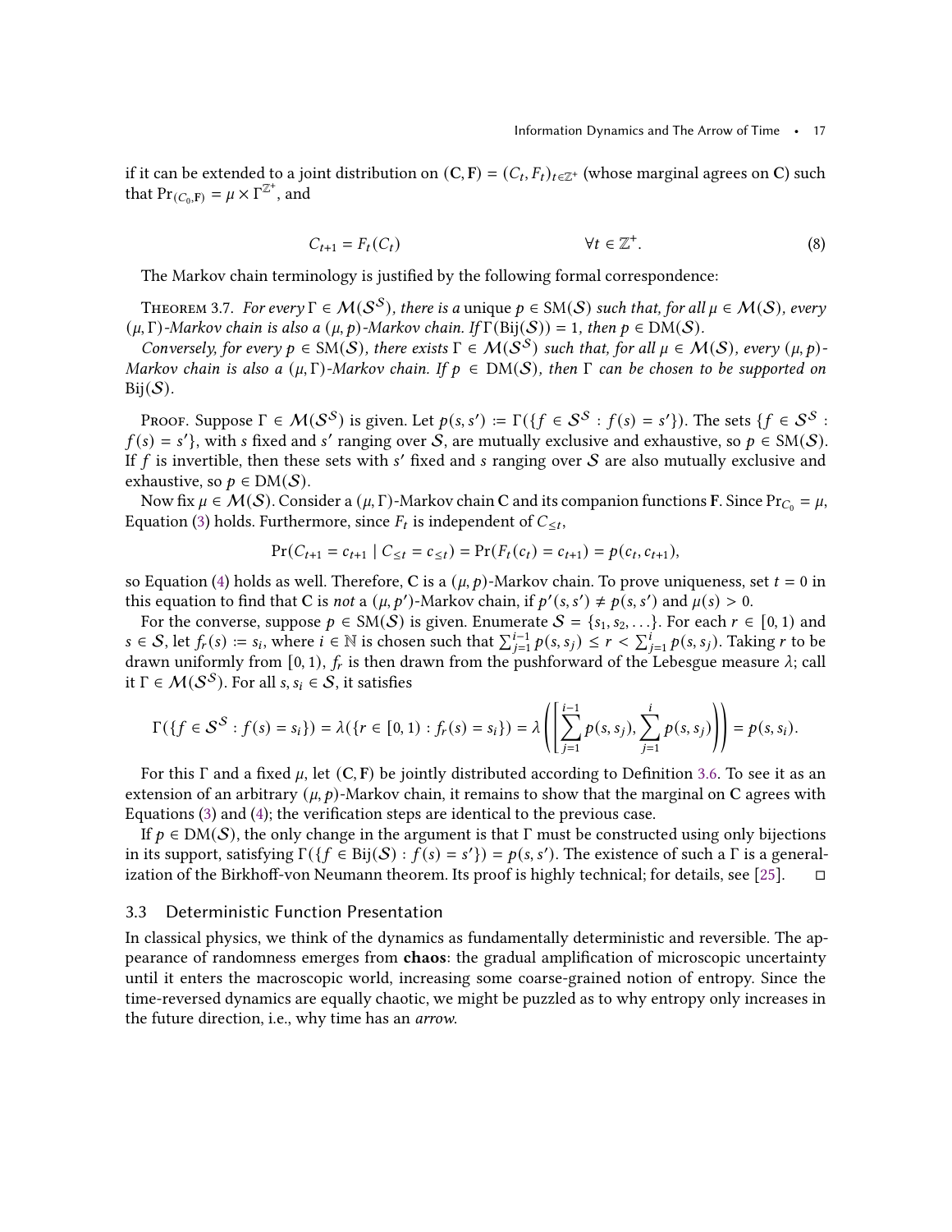if it can be extended to a joint distribution on $(\mathbf{C}, \mathbf{F}) = (C_t, F_t)_{t\in\mathbb{Z}^+}$ (whose marginal agrees on $\mathbf{C}$) such that $\Pr_{(C_0,\mathbf{F})} = \mu \times \Gamma^{\mathbb{Z}^+}$, and

$$C_{t+1} = F_t(C_t) \qquad\qquad \forall t \in \mathbb{Z}^+. \tag{8}$$

The Markov chain terminology is justified by the following formal correspondence:

Theorem 3.7. *For every $\Gamma \in \mathcal{M}(\mathcal{S}^{\mathcal{S}})$, there is a* unique *$p \in \mathrm{SM}(\mathcal{S})$ such that, for all $\mu \in \mathcal{M}(\mathcal{S})$, every $(\mu, \Gamma)$-Markov chain is also a $(\mu, p)$-Markov chain. If $\Gamma(\mathrm{Bij}(\mathcal{S})) = 1$, then $p \in \mathrm{DM}(\mathcal{S})$.*

*Conversely, for every $p \in \mathrm{SM}(\mathcal{S})$, there exists $\Gamma \in \mathcal{M}(\mathcal{S}^{\mathcal{S}})$ such that, for all $\mu \in \mathcal{M}(\mathcal{S})$, every $(\mu, p)$-Markov chain is also a $(\mu, \Gamma)$-Markov chain. If $p \in \mathrm{DM}(\mathcal{S})$, then $\Gamma$ can be chosen to be supported on $\mathrm{Bij}(\mathcal{S})$.*

Proof. Suppose $\Gamma \in \mathcal{M}(\mathcal{S}^{\mathcal{S}})$ is given. Let $p(s, s') := \Gamma(\{f \in \mathcal{S}^{\mathcal{S}} : f(s) = s'\})$. The sets $\{f \in \mathcal{S}^{\mathcal{S}} : f(s) = s'\}$, with $s$ fixed and $s'$ ranging over $\mathcal{S}$, are mutually exclusive and exhaustive, so $p \in \mathrm{SM}(\mathcal{S})$. If $f$ is invertible, then these sets with $s'$ fixed and $s$ ranging over $\mathcal{S}$ are also mutually exclusive and exhaustive, so $p \in \mathrm{DM}(\mathcal{S})$.

Now fix $\mu \in \mathcal{M}(\mathcal{S})$. Consider a $(\mu, \Gamma)$-Markov chain $\mathbf{C}$ and its companion functions $\mathbf{F}$. Since $\Pr_{C_0} = \mu$, Equation (3) holds. Furthermore, since $F_t$ is independent of $C_{\le t}$,

$$\Pr(C_{t+1} = c_{t+1} \mid C_{\le t} = c_{\le t}) = \Pr(F_t(c_t) = c_{t+1}) = p(c_t, c_{t+1}),$$

so Equation (4) holds as well. Therefore, $\mathbf{C}$ is a $(\mu, p)$-Markov chain. To prove uniqueness, set $t = 0$ in this equation to find that $\mathbf{C}$ is *not* a $(\mu, p')$-Markov chain, if $p'(s, s') \neq p(s, s')$ and $\mu(s) > 0$.

For the converse, suppose $p \in \mathrm{SM}(\mathcal{S})$ is given. Enumerate $\mathcal{S} = \{s_1, s_2, \ldots\}$. For each $r \in [0, 1)$ and $s \in \mathcal{S}$, let $f_r(s) := s_i$, where $i \in \mathbb{N}$ is chosen such that $\sum_{j=1}^{i-1} p(s, s_j) \le r < \sum_{j=1}^{i} p(s, s_j)$. Taking $r$ to be drawn uniformly from $[0, 1)$, $f_r$ is then drawn from the pushforward of the Lebesgue measure $\lambda$; call it $\Gamma \in \mathcal{M}(\mathcal{S}^{\mathcal{S}})$. For all $s, s_i \in \mathcal{S}$, it satisfies

$$\Gamma(\{f \in \mathcal{S}^{\mathcal{S}} : f(s) = s_i\}) = \lambda(\{r \in [0, 1) : f_r(s) = s_i\}) = \lambda\left(\left[\sum_{j=1}^{i-1} p(s, s_j), \sum_{j=1}^{i} p(s, s_j)\right)\right) = p(s, s_i).$$

For this $\Gamma$ and a fixed $\mu$, let $(\mathbf{C}, \mathbf{F})$ be jointly distributed according to Definition 3.6. To see it as an extension of an arbitrary $(\mu, p)$-Markov chain, it remains to show that the marginal on $\mathbf{C}$ agrees with Equations (3) and (4); the verification steps are identical to the previous case.

If $p \in \mathrm{DM}(\mathcal{S})$, the only change in the argument is that $\Gamma$ must be constructed using only bijections in its support, satisfying $\Gamma(\{f \in \mathrm{Bij}(\mathcal{S}) : f(s) = s'\}) = p(s, s')$. The existence of such a $\Gamma$ is a generalization of the Birkhoff-von Neumann theorem. Its proof is highly technical; for details, see [25]. □

## 3.3 Deterministic Function Presentation

In classical physics, we think of the dynamics as fundamentally deterministic and reversible. The appearance of randomness emerges from **chaos**: the gradual amplification of microscopic uncertainty until it enters the macroscopic world, increasing some coarse-grained notion of entropy. Since the time-reversed dynamics are equally chaotic, we might be puzzled as to why entropy only increases in the future direction, i.e., why time has an *arrow*.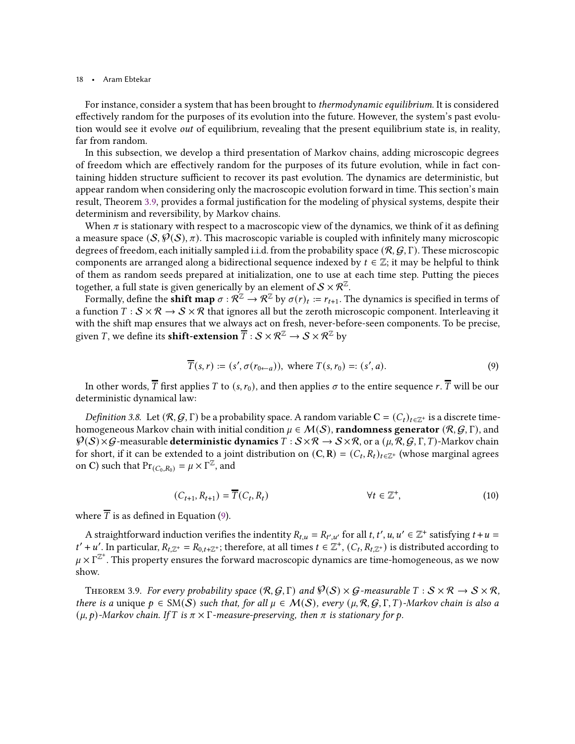For instance, consider a system that has been brought to *thermodynamic equilibrium*. It is considered effectively random for the purposes of its evolution into the future. However, the system's past evolution would see it evolve *out* of equilibrium, revealing that the present equilibrium state is, in reality, far from random.

In this subsection, we develop a third presentation of Markov chains, adding microscopic degrees of freedom which are effectively random for the purposes of its future evolution, while in fact containing hidden structure sufficient to recover its past evolution. The dynamics are deterministic, but appear random when considering only the macroscopic evolution forward in time. This section's main result, Theorem 3.9, provides a formal justification for the modeling of physical systems, despite their determinism and reversibility, by Markov chains.

When $\pi$ is stationary with respect to a macroscopic view of the dynamics, we think of it as defining a measure space $(\mathcal{S}, \wp(\mathcal{S}), \pi)$. This macroscopic variable is coupled with infinitely many microscopic degrees of freedom, each initially sampled i.i.d. from the probability space $(\mathcal{R}, \mathcal{G}, \Gamma)$. These microscopic components are arranged along a bidirectional sequence indexed by $t \in \mathbb{Z}$; it may be helpful to think of them as random seeds prepared at initialization, one to use at each time step. Putting the pieces together, a full state is given generically by an element of $\mathcal{S} \times \mathcal{R}^{\mathbb{Z}}$.

Formally, define the **shift map** $\sigma : \mathcal{R}^{\mathbb{Z}} \to \mathcal{R}^{\mathbb{Z}}$ by $\sigma(r)_t := r_{t+1}$. The dynamics is specified in terms of a function $T : \mathcal{S} \times \mathcal{R} \to \mathcal{S} \times \mathcal{R}$ that ignores all but the zeroth microscopic component. Interleaving it with the shift map ensures that we always act on fresh, never-before-seen components. To be precise, given $T$, we define its **shift-extension** $\overline{T} : \mathcal{S} \times \mathcal{R}^{\mathbb{Z}} \to \mathcal{S} \times \mathcal{R}^{\mathbb{Z}}$ by

$$\overline{T}(s, r) := (s', \sigma(r_{0 \leftarrow a})), \text{ where } T(s, r_0) =: (s', a). \tag{9}$$

In other words, $\overline{T}$ first applies $T$ to $(s, r_0)$, and then applies $\sigma$ to the entire sequence $r$. $\overline{T}$ will be our deterministic dynamical law:

*Definition 3.8.* Let $(\mathcal{R}, \mathcal{G}, \Gamma)$ be a probability space. A random variable $\mathbf{C} = (C_t)_{t \in \mathbb{Z}^+}$ is a discrete time-homogeneous Markov chain with initial condition $\mu \in \mathcal{M}(\mathcal{S})$, **randomness generator** $(\mathcal{R}, \mathcal{G}, \Gamma)$, and $\wp(\mathcal{S}) \times \mathcal{G}$-measurable **deterministic dynamics** $T : \mathcal{S} \times \mathcal{R} \to \mathcal{S} \times \mathcal{R}$, or a $(\mu, \mathcal{R}, \mathcal{G}, \Gamma, T)$-Markov chain for short, if it can be extended to a joint distribution on $(\mathbf{C}, \mathbf{R}) = (C_t, R_t)_{t \in \mathbb{Z}^+}$ (whose marginal agrees on $\mathbf{C}$) such that $\Pr_{(C_0, R_0)} = \mu \times \Gamma^{\mathbb{Z}}$, and

$$(C_{t+1}, R_{t+1}) = \overline{T}(C_t, R_t) \qquad \forall t \in \mathbb{Z}^+, \tag{10}$$

where $\overline{T}$ is as defined in Equation (9).

A straightforward induction verifies the indentity $R_{t,u} = R_{t',u'}$ for all $t, t', u, u' \in \mathbb{Z}^+$ satisfying $t + u = t' + u'$. In particular, $R_{t,\mathbb{Z}^+} = R_{0,t+\mathbb{Z}^+}$; therefore, at all times $t \in \mathbb{Z}^+$, $(C_t, R_{t,\mathbb{Z}^+})$ is distributed according to $\mu \times \Gamma^{\mathbb{Z}^+}$. This property ensures the forward macroscopic dynamics are time-homogeneous, as we now show.

Theorem 3.9. *For every probability space $(\mathcal{R}, \mathcal{G}, \Gamma)$ and $\wp(\mathcal{S}) \times \mathcal{G}$-measurable $T : \mathcal{S} \times \mathcal{R} \to \mathcal{S} \times \mathcal{R}$, there is a* unique *$p \in \mathrm{SM}(\mathcal{S})$ such that, for all $\mu \in \mathcal{M}(\mathcal{S})$, every $(\mu, \mathcal{R}, \mathcal{G}, \Gamma, T)$-Markov chain is also a $(\mu, p)$-Markov chain. If $T$ is $\pi \times \Gamma$-measure-preserving, then $\pi$ is stationary for $p$.*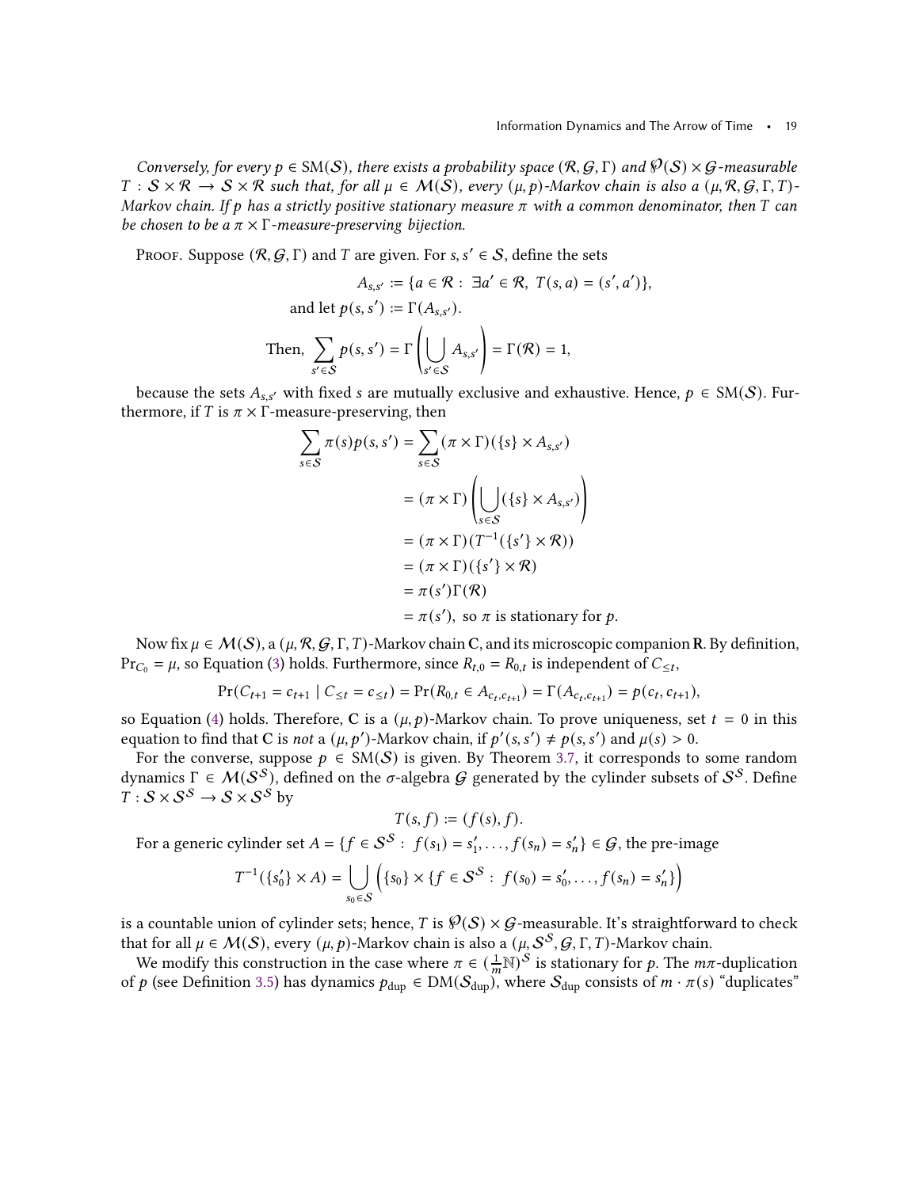*Conversely, for every $p \in \mathrm{SM}(\mathcal{S})$, there exists a probability space $(\mathcal{R}, \mathcal{G}, \Gamma)$ and $\wp(\mathcal{S}) \times \mathcal{G}$-measurable $T : \mathcal{S} \times \mathcal{R} \to \mathcal{S} \times \mathcal{R}$ such that, for all $\mu \in \mathcal{M}(\mathcal{S})$, every $(\mu, p)$-Markov chain is also a $(\mu, \mathcal{R}, \mathcal{G}, \Gamma, T)$-Markov chain. If $p$ has a strictly positive stationary measure $\pi$ with a common denominator, then $T$ can be chosen to be a $\pi \times \Gamma$-measure-preserving bijection.*

Proof. Suppose $(\mathcal{R}, \mathcal{G}, \Gamma)$ and $T$ are given. For $s, s' \in \mathcal{S}$, define the sets

$$A_{s,s'} := \{a \in \mathcal{R} : \exists a' \in \mathcal{R},\ T(s, a) = (s', a')\},$$

and let $p(s, s') := \Gamma(A_{s,s'})$.

$$\text{Then, } \sum_{s' \in \mathcal{S}} p(s, s') = \Gamma\left(\bigcup_{s' \in \mathcal{S}} A_{s,s'}\right) = \Gamma(\mathcal{R}) = 1,$$

because the sets $A_{s,s'}$ with fixed $s$ are mutually exclusive and exhaustive. Hence, $p \in \mathrm{SM}(\mathcal{S})$. Furthermore, if $T$ is $\pi \times \Gamma$-measure-preserving, then

$$\begin{aligned}
\sum_{s \in \mathcal{S}} \pi(s) p(s, s') &= \sum_{s \in \mathcal{S}} (\pi \times \Gamma)(\{s\} \times A_{s,s'}) \\
&= (\pi \times \Gamma)\left(\bigcup_{s \in \mathcal{S}} (\{s\} \times A_{s,s'})\right) \\
&= (\pi \times \Gamma)(T^{-1}(\{s'\} \times \mathcal{R})) \\
&= (\pi \times \Gamma)(\{s'\} \times \mathcal{R}) \\
&= \pi(s')\Gamma(\mathcal{R}) \\
&= \pi(s'), \text{ so } \pi \text{ is stationary for } p.
\end{aligned}$$

Now fix $\mu \in \mathcal{M}(\mathcal{S})$, a $(\mu, \mathcal{R}, \mathcal{G}, \Gamma, T)$-Markov chain $\mathbf{C}$, and its microscopic companion $\mathbf{R}$. By definition, $\Pr_{C_0} = \mu$, so Equation (3) holds. Furthermore, since $R_{t,0} = R_{0,t}$ is independent of $C_{\le t}$,

$$\Pr(C_{t+1} = c_{t+1} \mid C_{\le t} = c_{\le t}) = \Pr(R_{0,t} \in A_{c_t, c_{t+1}}) = \Gamma(A_{c_t, c_{t+1}}) = p(c_t, c_{t+1}),$$

so Equation (4) holds. Therefore, $\mathbf{C}$ is a $(\mu, p)$-Markov chain. To prove uniqueness, set $t = 0$ in this equation to find that $\mathbf{C}$ is *not* a $(\mu, p')$-Markov chain, if $p'(s, s') \ne p(s, s')$ and $\mu(s) > 0$.

For the converse, suppose $p \in \mathrm{SM}(\mathcal{S})$ is given. By Theorem 3.7, it corresponds to some random dynamics $\Gamma \in \mathcal{M}(\mathcal{S}^{\mathcal{S}})$, defined on the $\sigma$-algebra $\mathcal{G}$ generated by the cylinder subsets of $\mathcal{S}^{\mathcal{S}}$. Define $T : \mathcal{S} \times \mathcal{S}^{\mathcal{S}} \to \mathcal{S} \times \mathcal{S}^{\mathcal{S}}$ by

$$T(s, f) := (f(s), f).$$

For a generic cylinder set $A = \{f \in \mathcal{S}^{\mathcal{S}} : f(s_1) = s'_1, \ldots, f(s_n) = s'_n\} \in \mathcal{G}$, the pre-image

$$T^{-1}(\{s'_0\} \times A) = \bigcup_{s_0 \in \mathcal{S}} \left(\{s_0\} \times \{f \in \mathcal{S}^{\mathcal{S}} : f(s_0) = s'_0, \ldots, f(s_n) = s'_n\}\right)$$

is a countable union of cylinder sets; hence, $T$ is $\wp(\mathcal{S}) \times \mathcal{G}$-measurable. It's straightforward to check that for all $\mu \in \mathcal{M}(\mathcal{S})$, every $(\mu, p)$-Markov chain is also a $(\mu, \mathcal{S}^{\mathcal{S}}, \mathcal{G}, \Gamma, T)$-Markov chain.

We modify this construction in the case where $\pi \in (\frac{1}{m}\mathbb{N})^{\mathcal{S}}$ is stationary for $p$. The $m\pi$-duplication of $p$ (see Definition 3.5) has dynamics $p_{\mathrm{dup}} \in \mathrm{DM}(\mathcal{S}_{\mathrm{dup}})$, where $\mathcal{S}_{\mathrm{dup}}$ consists of $m \cdot \pi(s)$ "duplicates"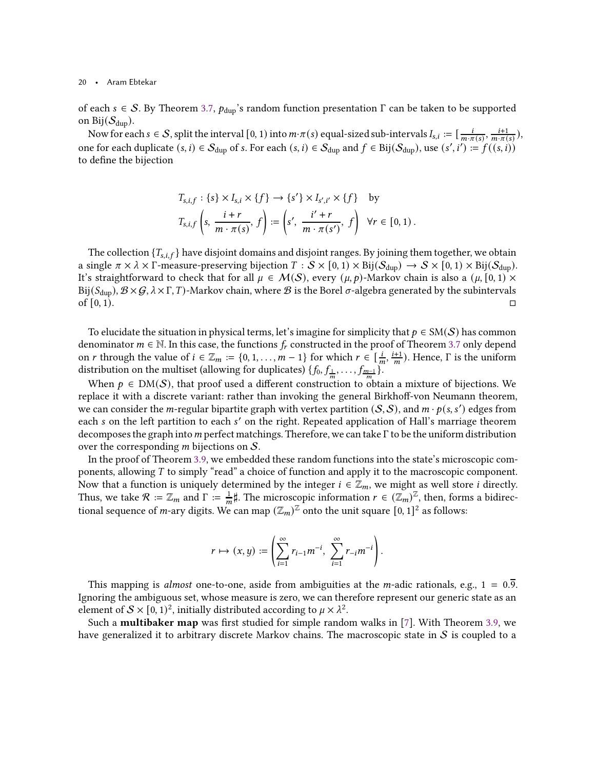of each $s \in \mathcal{S}$. By Theorem 3.7, $p_{\text{dup}}$'s random function presentation $\Gamma$ can be taken to be supported on $\text{Bij}(\mathcal{S}_{\text{dup}})$.

Now for each $s \in \mathcal{S}$, split the interval $[0, 1)$ into $m \cdot \pi(s)$ equal-sized sub-intervals $I_{s,i} := [\frac{i}{m \cdot \pi(s)}, \frac{i+1}{m \cdot \pi(s)})$, one for each duplicate $(s, i) \in \mathcal{S}_{\text{dup}}$ of $s$. For each $(s, i) \in \mathcal{S}_{\text{dup}}$ and $f \in \text{Bij}(\mathcal{S}_{\text{dup}})$, use $(s', i') := f((s, i))$ to define the bijection

$$
\begin{aligned}
&T_{s,i,f} : \{s\} \times I_{s,i} \times \{f\} \to \{s'\} \times I_{s',i'} \times \{f\} \quad \text{by} \\
&T_{s,i,f}\left(s,\ \frac{i + r}{m \cdot \pi(s)},\ f\right) := \left(s',\ \frac{i' + r}{m \cdot \pi(s')},\ f\right) \quad \forall r \in [0, 1)\,.
\end{aligned}
$$

The collection $\{T_{s,i,f}\}$ have disjoint domains and disjoint ranges. By joining them together, we obtain a single $\pi \times \lambda \times \Gamma$-measure-preserving bijection $T : \mathcal{S} \times [0, 1) \times \text{Bij}(\mathcal{S}_{\text{dup}}) \to \mathcal{S} \times [0, 1) \times \text{Bij}(\mathcal{S}_{\text{dup}})$. It's straightforward to check that for all $\mu \in \mathcal{M}(\mathcal{S})$, every $(\mu, p)$-Markov chain is also a $(\mu, [0, 1) \times \text{Bij}(S_{\text{dup}}), \mathcal{B} \times \mathcal{G}, \lambda \times \Gamma, T)$-Markov chain, where $\mathcal{B}$ is the Borel $\sigma$-algebra generated by the subintervals of $[0, 1)$. ◻

To elucidate the situation in physical terms, let's imagine for simplicity that $p \in \text{SM}(\mathcal{S})$ has common denominator $m \in \mathbb{N}$. In this case, the functions $f_r$ constructed in the proof of Theorem 3.7 only depend on $r$ through the value of $i \in \mathbb{Z}_m := \{0, 1, \dots, m - 1\}$ for which $r \in [\frac{i}{m}, \frac{i+1}{m})$. Hence, $\Gamma$ is the uniform distribution on the multiset (allowing for duplicates) $\{f_0, f_{\frac{1}{m}}, \dots, f_{\frac{m-1}{m}}\}$.

When $p \in \text{DM}(\mathcal{S})$, that proof used a different construction to obtain a mixture of bijections. We replace it with a discrete variant: rather than invoking the general Birkhoff-von Neumann theorem, we can consider the $m$-regular bipartite graph with vertex partition $(\mathcal{S}, \mathcal{S})$, and $m \cdot p(s, s')$ edges from each $s$ on the left partition to each $s'$ on the right. Repeated application of Hall's marriage theorem decomposes the graph into $m$ perfect matchings. Therefore, we can take $\Gamma$ to be the uniform distribution over the corresponding $m$ bijections on $\mathcal{S}$.

In the proof of Theorem 3.9, we embedded these random functions into the state's microscopic components, allowing $T$ to simply "read" a choice of function and apply it to the macroscopic component. Now that a function is uniquely determined by the integer $i \in \mathbb{Z}_m$, we might as well store $i$ directly. Thus, we take $\mathcal{R} := \mathbb{Z}_m$ and $\Gamma := \frac{1}{m}\sharp$. The microscopic information $r \in (\mathbb{Z}_m)^{\mathbb{Z}}$, then, forms a bidirectional sequence of $m$-ary digits. We can map $(\mathbb{Z}_m)^{\mathbb{Z}}$ onto the unit square $[0, 1]^2$ as follows:

$$
r \mapsto (x, y) := \left( \sum_{i=1}^{\infty} r_{i-1} m^{-i},\ \sum_{i=1}^{\infty} r_{-i} m^{-i} \right).
$$

This mapping is *almost* one-to-one, aside from ambiguities at the $m$-adic rationals, e.g., $1 = 0.\overline{9}$. Ignoring the ambiguous set, whose measure is zero, we can therefore represent our generic state as an element of $\mathcal{S} \times [0, 1)^2$, initially distributed according to $\mu \times \lambda^2$.

Such a **multibaker map** was first studied for simple random walks in [7]. With Theorem 3.9, we have generalized it to arbitrary discrete Markov chains. The macroscopic state in $\mathcal{S}$ is coupled to a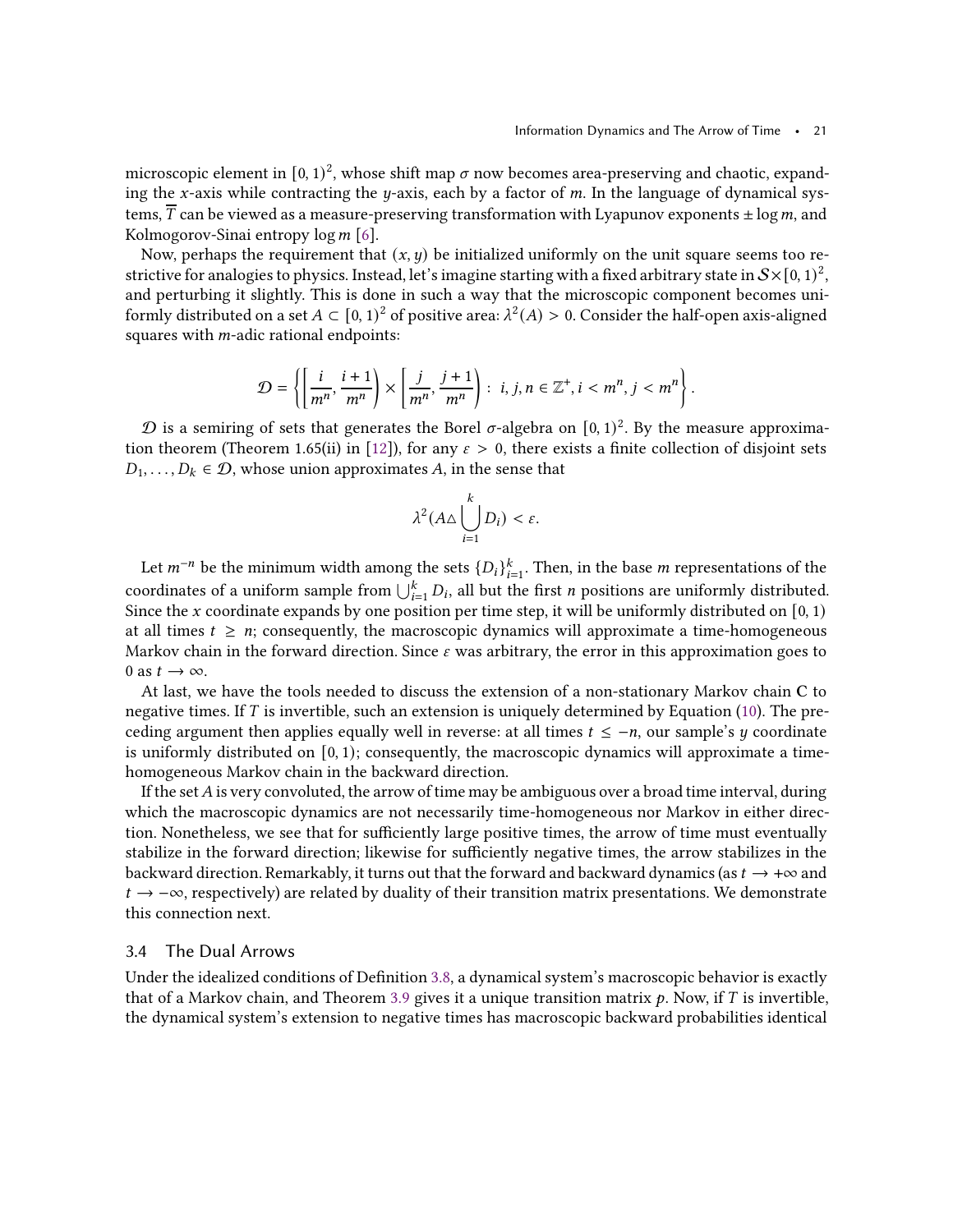microscopic element in $[0, 1)^2$, whose shift map $\sigma$ now becomes area-preserving and chaotic, expanding the $x$-axis while contracting the $y$-axis, each by a factor of $m$. In the language of dynamical systems, $\overline{T}$ can be viewed as a measure-preserving transformation with Lyapunov exponents $\pm \log m$, and Kolmogorov-Sinai entropy $\log m$ [6].

Now, perhaps the requirement that $(x, y)$ be initialized uniformly on the unit square seems too restrictive for analogies to physics. Instead, let's imagine starting with a fixed arbitrary state in $\mathcal{S}\times[0, 1)^2$, and perturbing it slightly. This is done in such a way that the microscopic component becomes uniformly distributed on a set $A \subset [0, 1)^2$ of positive area: $\lambda^2(A) > 0$. Consider the half-open axis-aligned squares with $m$-adic rational endpoints:

$$\mathcal{D} = \left\{ \left[ \frac{i}{m^n}, \frac{i+1}{m^n} \right) \times \left[ \frac{j}{m^n}, \frac{j+1}{m^n} \right) \; : \; i, j, n \in \mathbb{Z}^+, i < m^n, j < m^n \right\}.$$

$\mathcal{D}$ is a semiring of sets that generates the Borel $\sigma$-algebra on $[0, 1)^2$. By the measure approximation theorem (Theorem 1.65(ii) in [12]), for any $\varepsilon > 0$, there exists a finite collection of disjoint sets $D_1, \ldots, D_k \in \mathcal{D}$, whose union approximates $A$, in the sense that

$$\lambda^2(A \triangle \bigcup_{i=1}^{k} D_i) < \varepsilon.$$

Let $m^{-n}$ be the minimum width among the sets $\{D_i\}_{i=1}^k$. Then, in the base $m$ representations of the coordinates of a uniform sample from $\bigcup_{i=1}^k D_i$, all but the first $n$ positions are uniformly distributed. Since the $x$ coordinate expands by one position per time step, it will be uniformly distributed on $[0, 1)$ at all times $t \geq n$; consequently, the macroscopic dynamics will approximate a time-homogeneous Markov chain in the forward direction. Since $\varepsilon$ was arbitrary, the error in this approximation goes to 0 as $t \longrightarrow \infty$.

At last, we have the tools needed to discuss the extension of a non-stationary Markov chain $\mathbf{C}$ to negative times. If $T$ is invertible, such an extension is uniquely determined by Equation (10). The preceding argument then applies equally well in reverse: at all times $t \leq -n$, our sample's $y$ coordinate is uniformly distributed on $[0, 1)$; consequently, the macroscopic dynamics will approximate a time-homogeneous Markov chain in the backward direction.

If the set $A$ is very convoluted, the arrow of time may be ambiguous over a broad time interval, during which the macroscopic dynamics are not necessarily time-homogeneous nor Markov in either direction. Nonetheless, we see that for sufficiently large positive times, the arrow of time must eventually stabilize in the forward direction; likewise for sufficiently negative times, the arrow stabilizes in the backward direction. Remarkably, it turns out that the forward and backward dynamics (as $t \longrightarrow +\infty$ and $t \longrightarrow -\infty$, respectively) are related by duality of their transition matrix presentations. We demonstrate this connection next.

### 3.4 The Dual Arrows

Under the idealized conditions of Definition 3.8, a dynamical system's macroscopic behavior is exactly that of a Markov chain, and Theorem 3.9 gives it a unique transition matrix $p$. Now, if $T$ is invertible, the dynamical system's extension to negative times has macroscopic backward probabilities identical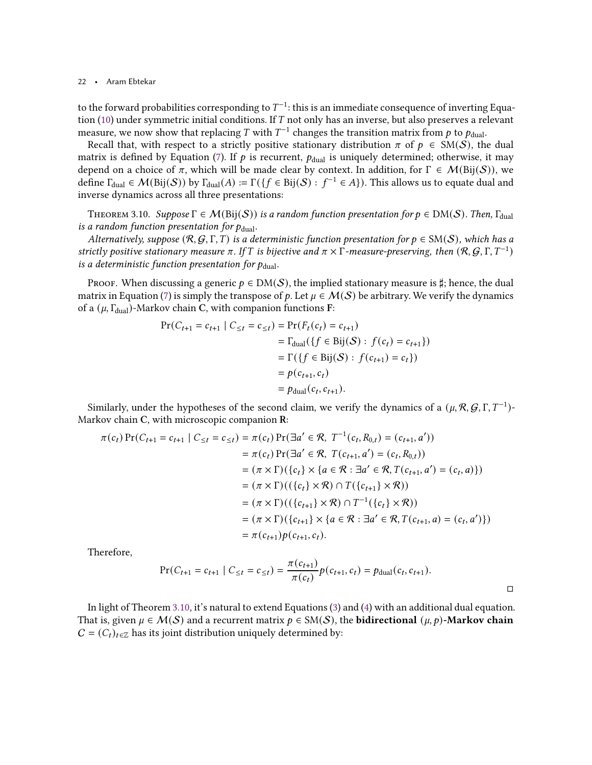to the forward probabilities corresponding to $T^{-1}$: this is an immediate consequence of inverting Equation (10) under symmetric initial conditions. If $T$ not only has an inverse, but also preserves a relevant measure, we now show that replacing $T$ with $T^{-1}$ changes the transition matrix from $p$ to $p_{\text{dual}}$.

Recall that, with respect to a strictly positive stationary distribution $\pi$ of $p \in \text{SM}(\mathcal{S})$, the dual matrix is defined by Equation (7). If $p$ is recurrent, $p_{\text{dual}}$ is uniquely determined; otherwise, it may depend on a choice of $\pi$, which will be made clear by context. In addition, for $\Gamma \in \mathcal{M}(\text{Bij}(\mathcal{S}))$, we define $\Gamma_{\text{dual}} \in \mathcal{M}(\text{Bij}(\mathcal{S}))$ by $\Gamma_{\text{dual}}(A) := \Gamma(\{f \in \text{Bij}(\mathcal{S}) : f^{-1} \in A\})$. This allows us to equate dual and inverse dynamics across all three presentations:

Theorem 3.10. *Suppose $\Gamma \in \mathcal{M}(\text{Bij}(\mathcal{S}))$ is a random function presentation for $p \in \text{DM}(\mathcal{S})$. Then, $\Gamma_{\text{dual}}$ is a random function presentation for $p_{\text{dual}}$.*

*Alternatively, suppose $(\mathcal{R}, \mathcal{G}, \Gamma, T)$ is a deterministic function presentation for $p \in \text{SM}(\mathcal{S})$, which has a strictly positive stationary measure $\pi$. If $T$ is bijective and $\pi \times \Gamma$-measure-preserving, then $(\mathcal{R}, \mathcal{G}, \Gamma, T^{-1})$ is a deterministic function presentation for $p_{\text{dual}}$.*

Proof. When discussing a generic $p \in \text{DM}(\mathcal{S})$, the implied stationary measure is $\sharp$; hence, the dual matrix in Equation (7) is simply the transpose of $p$. Let $\mu \in \mathcal{M}(\mathcal{S})$ be arbitrary. We verify the dynamics of a $(\mu, \Gamma_{\text{dual}})$-Markov chain $\mathbf{C}$, with companion functions $\mathbf{F}$:

$$
\begin{aligned}
\Pr(C_{t+1} = c_{t+1} \mid C_{\le t} = c_{\le t}) &= \Pr(F_t(c_t) = c_{t+1}) \\
&= \Gamma_{\text{dual}}(\{f \in \text{Bij}(\mathcal{S}) : f(c_t) = c_{t+1}\}) \\
&= \Gamma(\{f \in \text{Bij}(\mathcal{S}) : f(c_{t+1}) = c_t\}) \\
&= p(c_{t+1}, c_t) \\
&= p_{\text{dual}}(c_t, c_{t+1}).
\end{aligned}
$$

Similarly, under the hypotheses of the second claim, we verify the dynamics of a $(\mu, \mathcal{R}, \mathcal{G}, \Gamma, T^{-1})$-Markov chain $\mathbf{C}$, with microscopic companion $\mathbf{R}$:

$$
\begin{aligned}
\pi(c_t)\Pr(C_{t+1} = c_{t+1} \mid C_{\le t} = c_{\le t}) &= \pi(c_t)\Pr(\exists a' \in \mathcal{R},\ T^{-1}(c_t, R_{0,t}) = (c_{t+1}, a')) \\
&= \pi(c_t)\Pr(\exists a' \in \mathcal{R},\ T(c_{t+1}, a') = (c_t, R_{0,t})) \\
&= (\pi \times \Gamma)(\{c_t\} \times \{a \in \mathcal{R} : \exists a' \in \mathcal{R}, T(c_{t+1}, a') = (c_t, a)\}) \\
&= (\pi \times \Gamma)((\{c_t\} \times \mathcal{R}) \cap T(\{c_{t+1}\} \times \mathcal{R})) \\
&= (\pi \times \Gamma)((\{c_{t+1}\} \times \mathcal{R}) \cap T^{-1}(\{c_t\} \times \mathcal{R})) \\
&= (\pi \times \Gamma)(\{c_{t+1}\} \times \{a \in \mathcal{R} : \exists a' \in \mathcal{R}, T(c_{t+1}, a) = (c_t, a')\}) \\
&= \pi(c_{t+1})p(c_{t+1}, c_t).
\end{aligned}
$$

Therefore,

$$
\Pr(C_{t+1} = c_{t+1} \mid C_{\le t} = c_{\le t}) = \frac{\pi(c_{t+1})}{\pi(c_t)} p(c_{t+1}, c_t) = p_{\text{dual}}(c_t, c_{t+1}).
$$

□

In light of Theorem 3.10, it's natural to extend Equations (3) and (4) with an additional dual equation. That is, given $\mu \in \mathcal{M}(\mathcal{S})$ and a recurrent matrix $p \in \text{SM}(\mathcal{S})$, the **bidirectional $(\mu, p)$-Markov chain** $C = (C_t)_{t \in \mathbb{Z}}$ has its joint distribution uniquely determined by: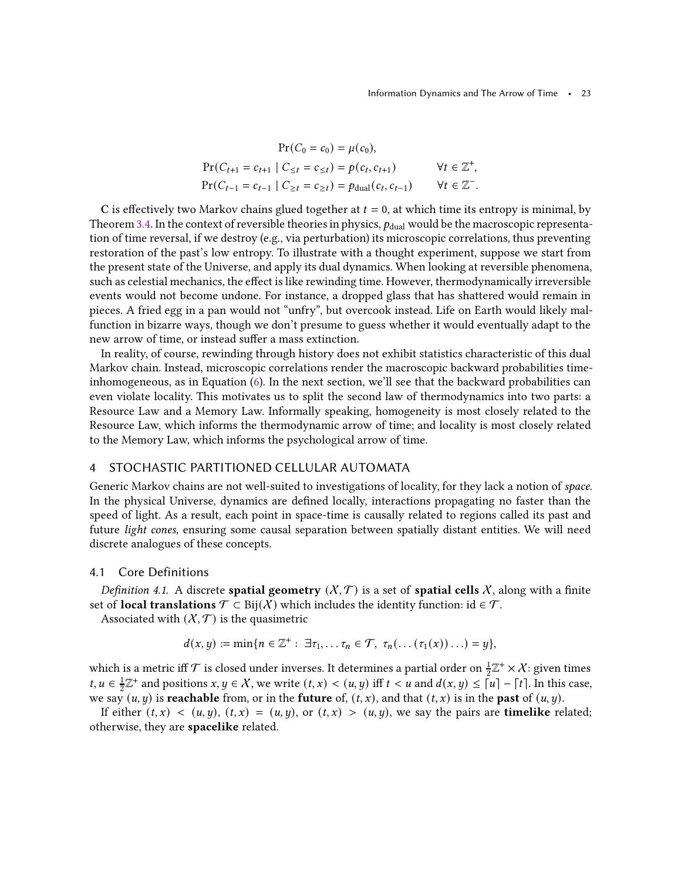$$
\begin{aligned}
\Pr(C_0 = c_0) &= \mu(c_0), \\
\Pr(C_{t+1} = c_{t+1} \mid C_{\le t} = c_{\le t}) &= p(c_t, c_{t+1}) \qquad \forall t \in \mathbb{Z}^+, \\
\Pr(C_{t-1} = c_{t-1} \mid C_{\ge t} = c_{\ge t}) &= p_{\text{dual}}(c_t, c_{t-1}) \qquad \forall t \in \mathbb{Z}^-.
\end{aligned}
$$

**C** is effectively two Markov chains glued together at $t = 0$, at which time its entropy is minimal, by Theorem 3.4. In the context of reversible theories in physics, $p_{\text{dual}}$ would be the macroscopic representation of time reversal, if we destroy (e.g., via perturbation) its microscopic correlations, thus preventing restoration of the past's low entropy. To illustrate with a thought experiment, suppose we start from the present state of the Universe, and apply its dual dynamics. When looking at reversible phenomena, such as celestial mechanics, the effect is like rewinding time. However, thermodynamically irreversible events would not become undone. For instance, a dropped glass that has shattered would remain in pieces. A fried egg in a pan would not "unfry", but overcook instead. Life on Earth would likely malfunction in bizarre ways, though we don't presume to guess whether it would eventually adapt to the new arrow of time, or instead suffer a mass extinction.

In reality, of course, rewinding through history does not exhibit statistics characteristic of this dual Markov chain. Instead, microscopic correlations render the macroscopic backward probabilities time-inhomogeneous, as in Equation (6). In the next section, we'll see that the backward probabilities can even violate locality. This motivates us to split the second law of thermodynamics into two parts: a Resource Law and a Memory Law. Informally speaking, homogeneity is most closely related to the Resource Law, which informs the thermodynamic arrow of time; and locality is most closely related to the Memory Law, which informs the psychological arrow of time.

## 4 STOCHASTIC PARTITIONED CELLULAR AUTOMATA

Generic Markov chains are not well-suited to investigations of locality, for they lack a notion of *space*. In the physical Universe, dynamics are defined locally, interactions propagating no faster than the speed of light. As a result, each point in space-time is causally related to regions called its past and future *light cones*, ensuring some causal separation between spatially distant entities. We will need discrete analogues of these concepts.

### 4.1 Core Definitions

*Definition 4.1.* A discrete **spatial geometry** $(\mathcal{X}, \mathcal{T})$ is a set of **spatial cells** $\mathcal{X}$, along with a finite set of **local translations** $\mathcal{T} \subset \text{Bij}(\mathcal{X})$ which includes the identity function: $\text{id} \in \mathcal{T}$.

Associated with $(\mathcal{X}, \mathcal{T})$ is the quasimetric

$$
d(x, y) := \min\{n \in \mathbb{Z}^+ : \ \exists \tau_1, \dots \tau_n \in \mathcal{T}, \ \tau_n(\dots(\tau_1(x))\dots) = y\},
$$

which is a metric iff $\mathcal{T}$ is closed under inverses. It determines a partial order on $\frac{1}{2}\mathbb{Z}^+ \times \mathcal{X}$: given times $t, u \in \frac{1}{2}\mathbb{Z}^+$ and positions $x, y \in \mathcal{X}$, we write $(t, x) < (u, y)$ iff $t < u$ and $d(x, y) \le \lceil u \rceil - \lceil t \rceil$. In this case, we say $(u, y)$ is **reachable** from, or in the **future** of, $(t, x)$, and that $(t, x)$ is in the **past** of $(u, y)$.

If either $(t, x) < (u, y)$, $(t, x) = (u, y)$, or $(t, x) > (u, y)$, we say the pairs are **timelike** related; otherwise, they are **spacelike** related.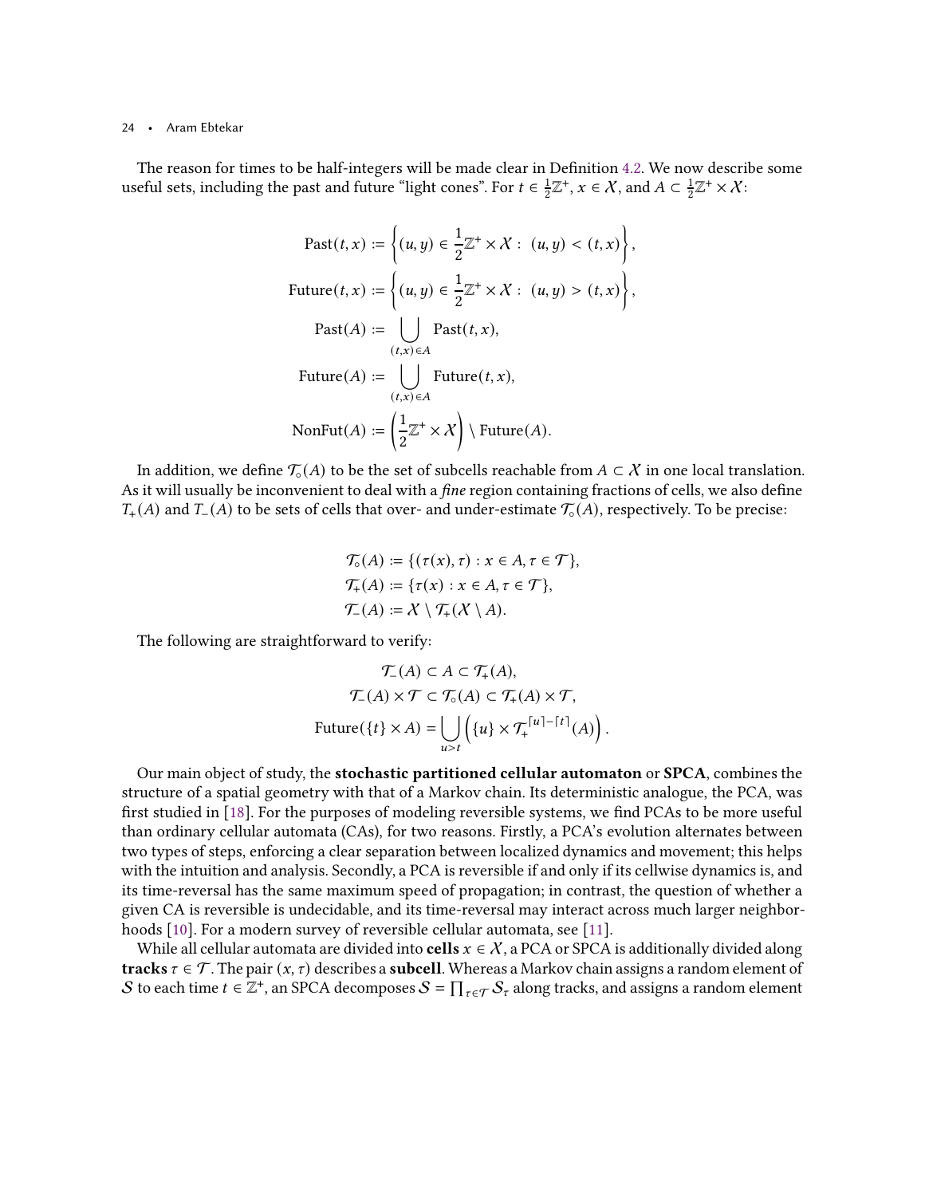The reason for times to be half-integers will be made clear in Definition 4.2. We now describe some useful sets, including the past and future "light cones". For $t \in \frac{1}{2}\mathbb{Z}^+$, $x \in \mathcal{X}$, and $A \subset \frac{1}{2}\mathbb{Z}^+ \times \mathcal{X}$:

$$
\begin{aligned}
\mathrm{Past}(t,x) &:= \left\{ (u,y) \in \frac{1}{2}\mathbb{Z}^+ \times \mathcal{X} :\ (u,y) < (t,x) \right\}, \\
\mathrm{Future}(t,x) &:= \left\{ (u,y) \in \frac{1}{2}\mathbb{Z}^+ \times \mathcal{X} :\ (u,y) > (t,x) \right\}, \\
\mathrm{Past}(A) &:= \bigcup_{(t,x)\in A} \mathrm{Past}(t,x), \\
\mathrm{Future}(A) &:= \bigcup_{(t,x)\in A} \mathrm{Future}(t,x), \\
\mathrm{NonFut}(A) &:= \left( \frac{1}{2}\mathbb{Z}^+ \times \mathcal{X} \right) \setminus \mathrm{Future}(A).
\end{aligned}
$$

In addition, we define $\mathcal{T}_\circ(A)$ to be the set of subcells reachable from $A \subset \mathcal{X}$ in one local translation. As it will usually be inconvenient to deal with a *fine* region containing fractions of cells, we also define $T_+(A)$ and $T_-(A)$ to be sets of cells that over- and under-estimate $\mathcal{T}_\circ(A)$, respectively. To be precise:

$$
\begin{aligned}
\mathcal{T}_\circ(A) &:= \{(\tau(x), \tau) : x \in A, \tau \in \mathcal{T}\}, \\
\mathcal{T}_+(A) &:= \{\tau(x) : x \in A, \tau \in \mathcal{T}\}, \\
\mathcal{T}_-(A) &:= \mathcal{X} \setminus \mathcal{T}_+(\mathcal{X} \setminus A).
\end{aligned}
$$

The following are straightforward to verify:

$$
\begin{aligned}
\mathcal{T}_-(A) \subset A &\subset \mathcal{T}_+(A), \\
\mathcal{T}_-(A) \times \mathcal{T} \subset \mathcal{T}_\circ(A) &\subset \mathcal{T}_+(A) \times \mathcal{T}, \\
\mathrm{Future}(\{t\} \times A) &= \bigcup_{u>t} \left( \{u\} \times \mathcal{T}_+^{\lceil u \rceil - \lceil t \rceil}(A) \right).
\end{aligned}
$$

Our main object of study, the **stochastic partitioned cellular automaton** or **SPCA**, combines the structure of a spatial geometry with that of a Markov chain. Its deterministic analogue, the PCA, was first studied in [18]. For the purposes of modeling reversible systems, we find PCAs to be more useful than ordinary cellular automata (CAs), for two reasons. Firstly, a PCA's evolution alternates between two types of steps, enforcing a clear separation between localized dynamics and movement; this helps with the intuition and analysis. Secondly, a PCA is reversible if and only if its cellwise dynamics is, and its time-reversal has the same maximum speed of propagation; in contrast, the question of whether a given CA is reversible is undecidable, and its time-reversal may interact across much larger neighborhoods [10]. For a modern survey of reversible cellular automata, see [11].

While all cellular automata are divided into **cells** $x \in \mathcal{X}$, a PCA or SPCA is additionally divided along **tracks** $\tau \in \mathcal{T}$. The pair $(x, \tau)$ describes a **subcell**. Whereas a Markov chain assigns a random element of $\mathcal{S}$ to each time $t \in \mathbb{Z}^+$, an SPCA decomposes $\mathcal{S} = \prod_{\tau\in\mathcal{T}} \mathcal{S}_\tau$ along tracks, and assigns a random element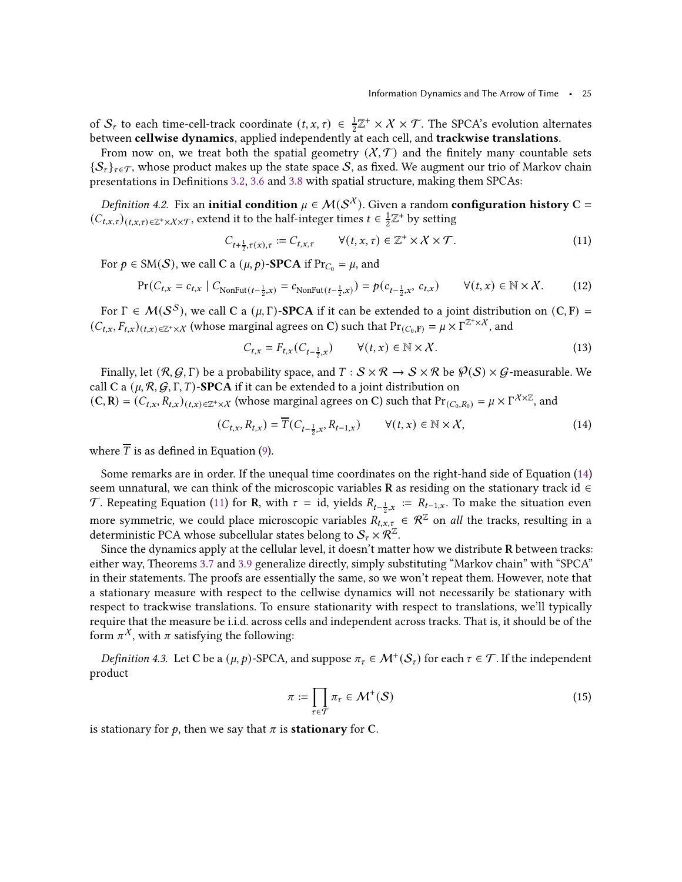of $\mathcal{S}_\tau$ to each time-cell-track coordinate $(t, x, \tau) \in \frac{1}{2}\mathbb{Z}^+ \times \mathcal{X} \times \mathcal{T}$. The SPCA's evolution alternates between **cellwise dynamics**, applied independently at each cell, and **trackwise translations**.

From now on, we treat both the spatial geometry $(\mathcal{X}, \mathcal{T})$ and the finitely many countable sets $\{\mathcal{S}_\tau\}_{\tau\in\mathcal{T}}$, whose product makes up the state space $\mathcal{S}$, as fixed. We augment our trio of Markov chain presentations in Definitions 3.2, 3.6 and 3.8 with spatial structure, making them SPCAs:

*Definition 4.2.* Fix an **initial condition** $\mu \in \mathcal{M}(\mathcal{S}^\mathcal{X})$. Given a random **configuration history** $\mathbf{C} = (C_{t,x,\tau})_{(t,x,\tau)\in\mathbb{Z}^+\times\mathcal{X}\times\mathcal{T}}$, extend it to the half-integer times $t \in \frac{1}{2}\mathbb{Z}^+$ by setting

$$C_{t+\frac{1}{2},\tau(x),\tau} := C_{t,x,\tau} \qquad \forall (t, x, \tau) \in \mathbb{Z}^+ \times \mathcal{X} \times \mathcal{T}. \tag{11}$$

For $p \in \mathrm{SM}(\mathcal{S})$, we call $\mathbf{C}$ a $(\mu, p)$**-SPCA** if $\Pr_{C_0} = \mu$, and

$$\Pr(C_{t,x} = c_{t,x} \mid C_{\mathrm{NonFut}(t-\frac{1}{2},x)} = c_{\mathrm{NonFut}(t-\frac{1}{2},x)}) = p(c_{t-\frac{1}{2},x},\ c_{t,x}) \qquad \forall (t, x) \in \mathbb{N} \times \mathcal{X}. \tag{12}$$

For $\Gamma \in \mathcal{M}(\mathcal{S}^\mathcal{S})$, we call $\mathbf{C}$ a $(\mu, \Gamma)$**-SPCA** if it can be extended to a joint distribution on $(\mathbf{C}, \mathbf{F}) = (C_{t,x}, F_{t,x})_{(t,x)\in\mathbb{Z}^+\times\mathcal{X}}$ (whose marginal agrees on $\mathbf{C}$) such that $\Pr_{(C_0,\mathbf{F})} = \mu \times \Gamma^{\mathbb{Z}^+\times\mathcal{X}}$, and

$$C_{t,x} = F_{t,x}(C_{t-\frac{1}{2},x}) \qquad \forall (t, x) \in \mathbb{N} \times \mathcal{X}. \tag{13}$$

Finally, let $(\mathcal{R}, \mathcal{G}, \Gamma)$ be a probability space, and $T : \mathcal{S} \times \mathcal{R} \to \mathcal{S} \times \mathcal{R}$ be $\wp(\mathcal{S}) \times \mathcal{G}$-measurable. We call $\mathbf{C}$ a $(\mu, \mathcal{R}, \mathcal{G}, \Gamma, T)$**-SPCA** if it can be extended to a joint distribution on $(\mathbf{C}, \mathbf{R}) = (C_{t,x}, R_{t,x})_{(t,x)\in\mathbb{Z}^+\times\mathcal{X}}$ (whose marginal agrees on $\mathbf{C}$) such that $\Pr_{(C_0,R_0)} = \mu \times \Gamma^{\mathcal{X}\times\mathbb{Z}}$, and

$$(C_{t,x}, R_{t,x}) = \overline{T}(C_{t-\frac{1}{2},x}, R_{t-1,x}) \qquad \forall (t, x) \in \mathbb{N} \times \mathcal{X}, \tag{14}$$

where $\overline{T}$ is as defined in Equation (9).

Some remarks are in order. If the unequal time coordinates on the right-hand side of Equation (14) seem unnatural, we can think of the microscopic variables $\mathbf{R}$ as residing on the stationary track id $\in \mathcal{T}$. Repeating Equation (11) for $\mathbf{R}$, with $\tau = \mathrm{id}$, yields $R_{t-\frac{1}{2},x} := R_{t-1,x}$. To make the situation even more symmetric, we could place microscopic variables $R_{t,x,\tau} \in \mathcal{R}^\mathbb{Z}$ on *all* the tracks, resulting in a deterministic PCA whose subcellular states belong to $\mathcal{S}_\tau \times \mathcal{R}^\mathbb{Z}$.

Since the dynamics apply at the cellular level, it doesn't matter how we distribute $\mathbf{R}$ between tracks: either way, Theorems 3.7 and 3.9 generalize directly, simply substituting "Markov chain" with "SPCA" in their statements. The proofs are essentially the same, so we won't repeat them. However, note that a stationary measure with respect to the cellwise dynamics will not necessarily be stationary with respect to trackwise translations. To ensure stationarity with respect to translations, we'll typically require that the measure be i.i.d. across cells and independent across tracks. That is, it should be of the form $\pi^\mathcal{X}$, with $\pi$ satisfying the following:

*Definition 4.3.* Let $\mathbf{C}$ be a $(\mu, p)$-SPCA, and suppose $\pi_\tau \in \mathcal{M}^+(\mathcal{S}_\tau)$ for each $\tau \in \mathcal{T}$. If the independent product

$$\pi := \prod_{\tau\in\mathcal{T}} \pi_\tau \in \mathcal{M}^+(\mathcal{S}) \tag{15}$$

is stationary for $p$, then we say that $\pi$ is **stationary** for $\mathbf{C}$.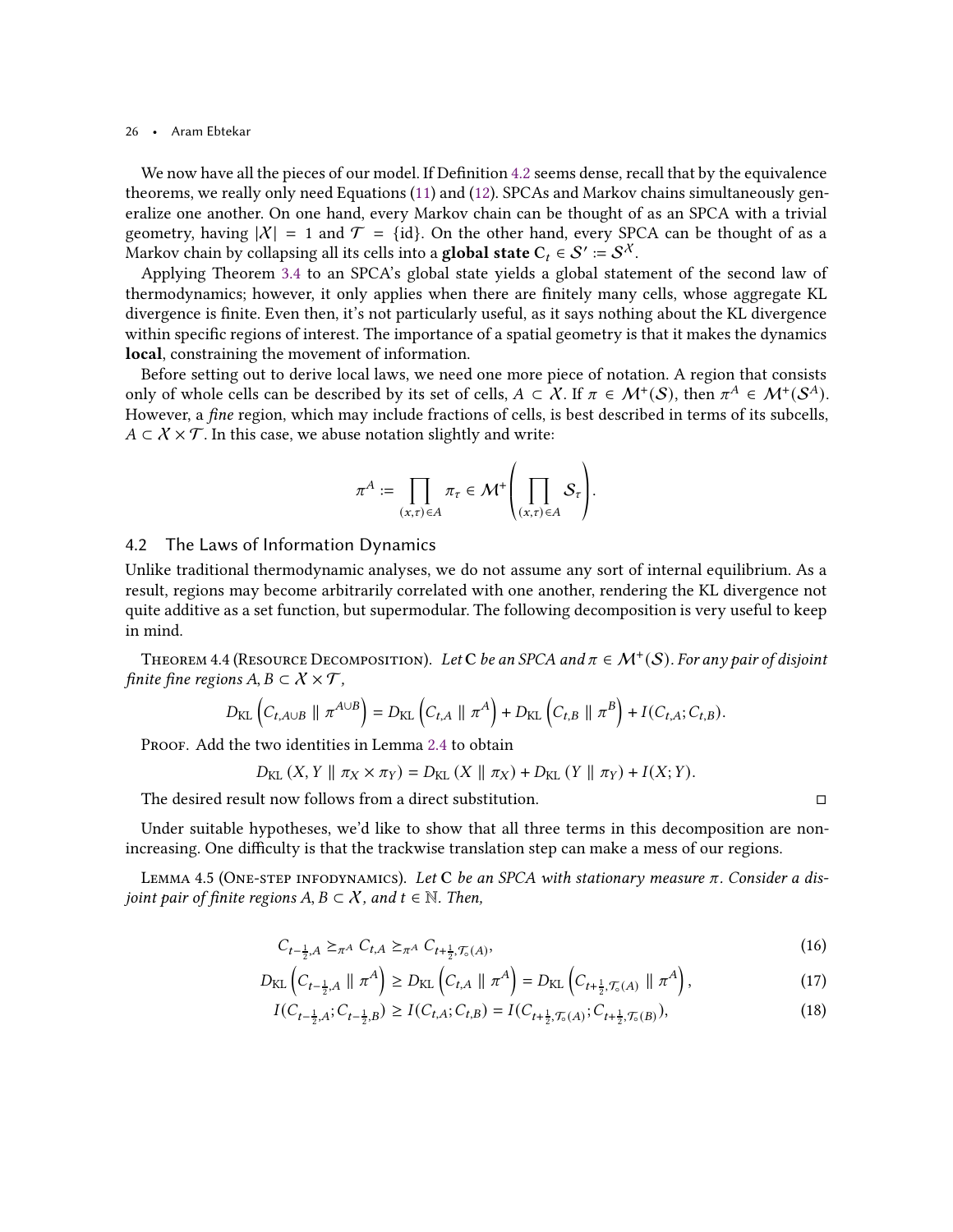We now have all the pieces of our model. If Definition 4.2 seems dense, recall that by the equivalence theorems, we really only need Equations (11) and (12). SPCAs and Markov chains simultaneously generalize one another. On one hand, every Markov chain can be thought of as an SPCA with a trivial geometry, having $|\mathcal{X}| = 1$ and $\mathcal{T} = \{\mathrm{id}\}$. On the other hand, every SPCA can be thought of as a Markov chain by collapsing all its cells into a **global state** $\mathrm{C}_t \in \mathcal{S}' := \mathcal{S}^{\mathcal{X}}$.

Applying Theorem 3.4 to an SPCA's global state yields a global statement of the second law of thermodynamics; however, it only applies when there are finitely many cells, whose aggregate KL divergence is finite. Even then, it's not particularly useful, as it says nothing about the KL divergence within specific regions of interest. The importance of a spatial geometry is that it makes the dynamics **local**, constraining the movement of information.

Before setting out to derive local laws, we need one more piece of notation. A region that consists only of whole cells can be described by its set of cells, $A \subset \mathcal{X}$. If $\pi \in \mathcal{M}^+(\mathcal{S})$, then $\pi^A \in \mathcal{M}^+(\mathcal{S}^A)$. However, a *fine* region, which may include fractions of cells, is best described in terms of its subcells, $A \subset \mathcal{X} \times \mathcal{T}$. In this case, we abuse notation slightly and write:

$$\pi^A := \prod_{(x,\tau)\in A} \pi_\tau \in \mathcal{M}^+\left(\prod_{(x,\tau)\in A} \mathcal{S}_\tau\right).$$

## 4.2 The Laws of Information Dynamics

Unlike traditional thermodynamic analyses, we do not assume any sort of internal equilibrium. As a result, regions may become arbitrarily correlated with one another, rendering the KL divergence not quite additive as a set function, but supermodular. The following decomposition is very useful to keep in mind.

Theorem 4.4 (Resource Decomposition). *Let* $\mathbf{C}$ *be an SPCA and* $\pi \in \mathcal{M}^+(\mathcal{S})$. *For any pair of disjoint finite fine regions* $A, B \subset \mathcal{X} \times \mathcal{T}$,

$$D_{\mathrm{KL}}\left(C_{t,A\cup B} \parallel \pi^{A\cup B}\right) = D_{\mathrm{KL}}\left(C_{t,A} \parallel \pi^{A}\right) + D_{\mathrm{KL}}\left(C_{t,B} \parallel \pi^{B}\right) + I(C_{t,A}; C_{t,B}).$$

Proof. Add the two identities in Lemma 2.4 to obtain

$$D_{\mathrm{KL}}\left(X, Y \parallel \pi_X \times \pi_Y\right) = D_{\mathrm{KL}}\left(X \parallel \pi_X\right) + D_{\mathrm{KL}}\left(Y \parallel \pi_Y\right) + I(X; Y).$$

The desired result now follows from a direct substitution. ◻

Under suitable hypotheses, we'd like to show that all three terms in this decomposition are nonincreasing. One difficulty is that the trackwise translation step can make a mess of our regions.

Lemma 4.5 (One-step infodynamics). *Let* $\mathbf{C}$ *be an SPCA with stationary measure* $\pi$. *Consider a disjoint pair of finite regions* $A, B \subset \mathcal{X}$, *and* $t \in \mathbb{N}$. *Then,*

$$C_{t-\frac{1}{2},A} \succeq_{\pi^A} C_{t,A} \succeq_{\pi^A} C_{t+\frac{1}{2},\mathcal{T}_\circ(A)}, \tag{16}$$

$$D_{\mathrm{KL}}\left(C_{t-\frac{1}{2},A} \parallel \pi^A\right) \geq D_{\mathrm{KL}}\left(C_{t,A} \parallel \pi^A\right) = D_{\mathrm{KL}}\left(C_{t+\frac{1}{2},\mathcal{T}_\circ(A)} \parallel \pi^A\right), \tag{17}$$

$$I(C_{t-\frac{1}{2},A}; C_{t-\frac{1}{2},B}) \geq I(C_{t,A}; C_{t,B}) = I(C_{t+\frac{1}{2},\mathcal{T}_\circ(A)}; C_{t+\frac{1}{2},\mathcal{T}_\circ(B)}), \tag{18}$$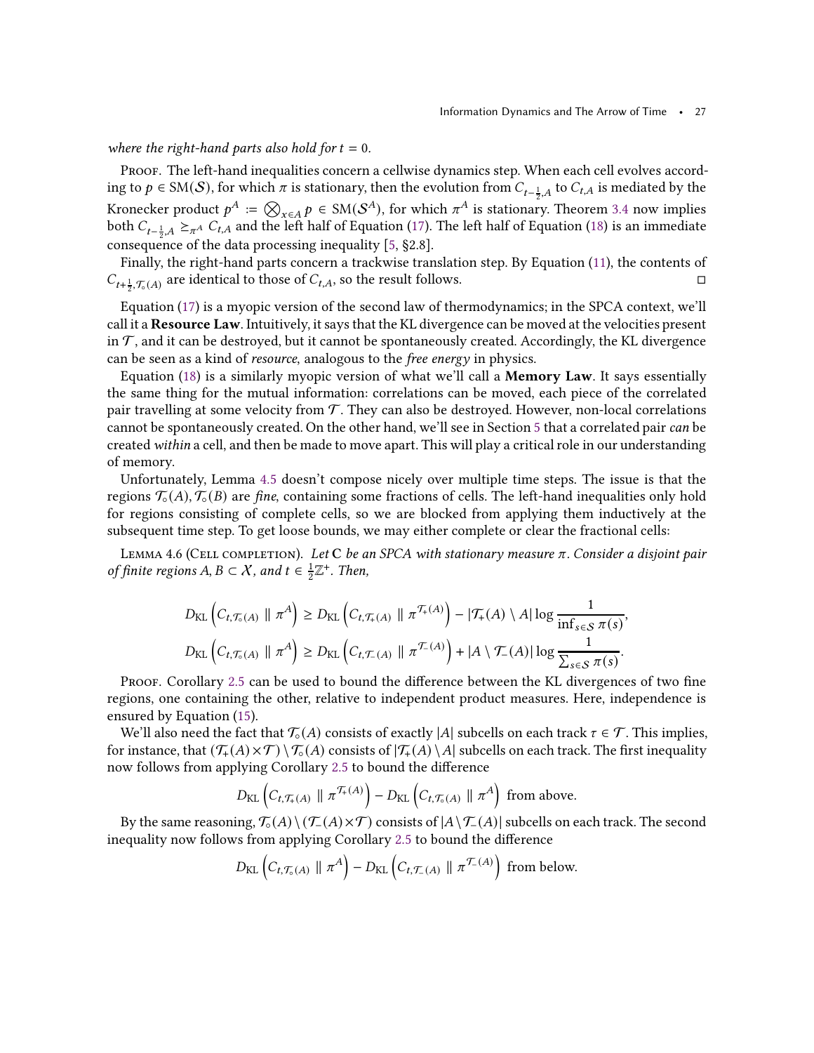*where the right-hand parts also hold for $t = 0$.*

Proof. The left-hand inequalities concern a cellwise dynamics step. When each cell evolves according to $p \in \mathrm{SM}(\mathcal{S})$, for which $\pi$ is stationary, then the evolution from $C_{t-\frac{1}{2},A}$ to $C_{t,A}$ is mediated by the Kronecker product $p^A := \bigotimes_{x\in A} p \in \mathrm{SM}(\mathcal{S}^A)$, for which $\pi^A$ is stationary. Theorem 3.4 now implies both $C_{t-\frac{1}{2},A} \succeq_{\pi^A} C_{t,A}$ and the left half of Equation (17). The left half of Equation (18) is an immediate consequence of the data processing inequality [5, §2.8].

Finally, the right-hand parts concern a trackwise translation step. By Equation (11), the contents of $C_{t+\frac{1}{2},\mathcal{T}_\circ(A)}$ are identical to those of $C_{t,A}$, so the result follows. ◻

Equation (17) is a myopic version of the second law of thermodynamics; in the SPCA context, we'll call it a **Resource Law**. Intuitively, it says that the KL divergence can be moved at the velocities present in $\mathcal{T}$, and it can be destroyed, but it cannot be spontaneously created. Accordingly, the KL divergence can be seen as a kind of *resource*, analogous to the *free energy* in physics.

Equation (18) is a similarly myopic version of what we'll call a **Memory Law**. It says essentially the same thing for the mutual information: correlations can be moved, each piece of the correlated pair travelling at some velocity from $\mathcal{T}$. They can also be destroyed. However, non-local correlations cannot be spontaneously created. On the other hand, we'll see in Section 5 that a correlated pair *can* be created *within* a cell, and then be made to move apart. This will play a critical role in our understanding of memory.

Unfortunately, Lemma 4.5 doesn't compose nicely over multiple time steps. The issue is that the regions $\mathcal{T}_\circ(A), \mathcal{T}_\circ(B)$ are *fine*, containing some fractions of cells. The left-hand inequalities only hold for regions consisting of complete cells, so we are blocked from applying them inductively at the subsequent time step. To get loose bounds, we may either complete or clear the fractional cells:

Lemma 4.6 (Cell completion). *Let $\mathbf{C}$ be an SPCA with stationary measure $\pi$. Consider a disjoint pair of finite regions $A, B \subset \mathcal{X}$, and $t \in \frac{1}{2}\mathbb{Z}^+$. Then,*

$$D_{\mathrm{KL}}\left(C_{t,\mathcal{T}_\circ(A)} \parallel \pi^A\right) \geq D_{\mathrm{KL}}\left(C_{t,\mathcal{T}_+(A)} \parallel \pi^{\mathcal{T}_+(A)}\right) - |\mathcal{T}_+(A) \setminus A| \log \frac{1}{\inf_{s\in\mathcal{S}} \pi(s)},$$

$$D_{\mathrm{KL}}\left(C_{t,\mathcal{T}_\circ(A)} \parallel \pi^A\right) \geq D_{\mathrm{KL}}\left(C_{t,\mathcal{T}_-(A)} \parallel \pi^{\mathcal{T}_-(A)}\right) + |A \setminus \mathcal{T}_-(A)| \log \frac{1}{\sum_{s\in\mathcal{S}} \pi(s)}.$$

Proof. Corollary 2.5 can be used to bound the difference between the KL divergences of two fine regions, one containing the other, relative to independent product measures. Here, independence is ensured by Equation (15).

We'll also need the fact that $\mathcal{T}_\circ(A)$ consists of exactly $|A|$ subcells on each track $\tau \in \mathcal{T}$. This implies, for instance, that $(\mathcal{T}_+(A) \times \mathcal{T}) \setminus \mathcal{T}_\circ(A)$ consists of $|\mathcal{T}_+(A) \setminus A|$ subcells on each track. The first inequality now follows from applying Corollary 2.5 to bound the difference

$$D_{\mathrm{KL}}\left(C_{t,\mathcal{T}_+(A)} \parallel \pi^{\mathcal{T}_+(A)}\right) - D_{\mathrm{KL}}\left(C_{t,\mathcal{T}_\circ(A)} \parallel \pi^A\right) \text{ from above.}$$

By the same reasoning, $\mathcal{T}_\circ(A) \setminus (\mathcal{T}_-(A) \times \mathcal{T})$ consists of $|A \setminus \mathcal{T}_-(A)|$ subcells on each track. The second inequality now follows from applying Corollary 2.5 to bound the difference

$$D_{\mathrm{KL}}\left(C_{t,\mathcal{T}_\circ(A)} \parallel \pi^A\right) - D_{\mathrm{KL}}\left(C_{t,\mathcal{T}_-(A)} \parallel \pi^{\mathcal{T}_-(A)}\right) \text{ from below.}$$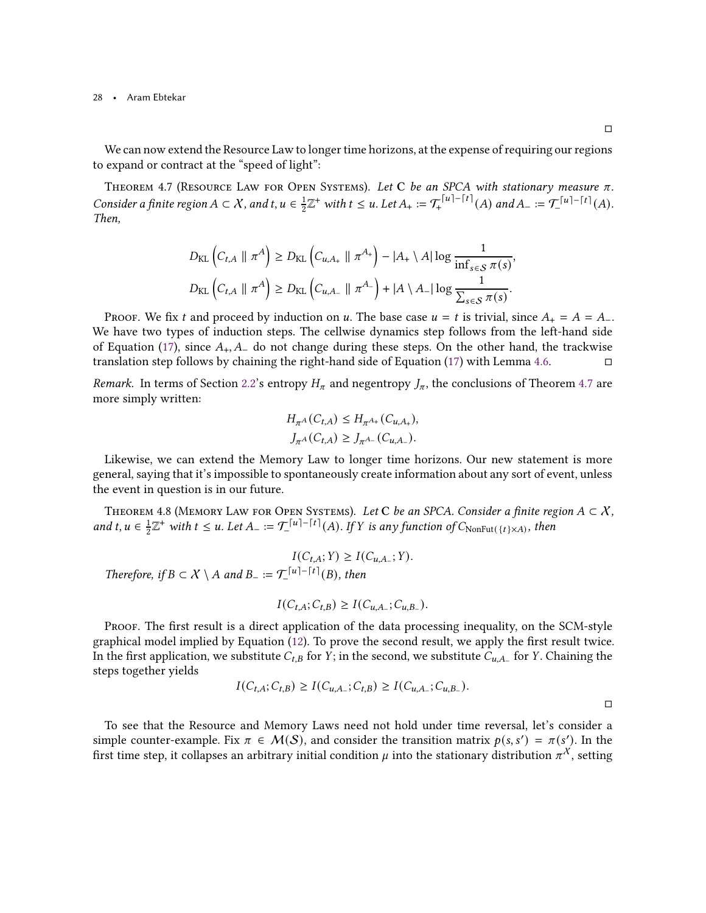□

We can now extend the Resource Law to longer time horizons, at the expense of requiring our regions to expand or contract at the "speed of light":

Theorem 4.7 (Resource Law for Open Systems). *Let* $\mathbf{C}$ *be an SPCA with stationary measure* $\pi$*. Consider a finite region* $A \subset \mathcal{X}$*, and* $t, u \in \frac{1}{2}\mathbb{Z}^+$ *with* $t \le u$*. Let* $A_+ := \mathcal{T}_+^{\lceil u \rceil - \lceil t \rceil}(A)$ *and* $A_- := \mathcal{T}_-^{\lceil u \rceil - \lceil t \rceil}(A)$*. Then,*

$$D_{\mathrm{KL}}\left(C_{t,A} \parallel \pi^A\right) \ge D_{\mathrm{KL}}\left(C_{u,A_+} \parallel \pi^{A_+}\right) - |A_+ \setminus A| \log \frac{1}{\inf_{s \in \mathcal{S}} \pi(s)},$$

$$D_{\mathrm{KL}}\left(C_{t,A} \parallel \pi^A\right) \ge D_{\mathrm{KL}}\left(C_{u,A_-} \parallel \pi^{A_-}\right) + |A \setminus A_-| \log \frac{1}{\sum_{s \in \mathcal{S}} \pi(s)}.$$

Proof. We fix $t$ and proceed by induction on $u$. The base case $u = t$ is trivial, since $A_+ = A = A_-$. We have two types of induction steps. The cellwise dynamics step follows from the left-hand side of Equation (17), since $A_+, A_-$ do not change during these steps. On the other hand, the trackwise translation step follows by chaining the right-hand side of Equation (17) with Lemma 4.6. □

*Remark.* In terms of Section 2.2's entropy $H_\pi$ and negentropy $J_\pi$, the conclusions of Theorem 4.7 are more simply written:

$$H_{\pi^A}(C_{t,A}) \le H_{\pi^{A_+}}(C_{u,A_+}),$$
$$J_{\pi^A}(C_{t,A}) \ge J_{\pi^{A_-}}(C_{u,A_-}).$$

Likewise, we can extend the Memory Law to longer time horizons. Our new statement is more general, saying that it's impossible to spontaneously create information about any sort of event, unless the event in question is in our future.

Theorem 4.8 (Memory Law for Open Systems). *Let* $\mathbf{C}$ *be an SPCA. Consider a finite region* $A \subset \mathcal{X}$*, and* $t, u \in \frac{1}{2}\mathbb{Z}^+$ *with* $t \le u$*. Let* $A_- := \mathcal{T}_-^{\lceil u \rceil - \lceil t \rceil}(A)$*. If* $Y$ *is any function of* $C_{\mathrm{NonFut}(\{t\} \times A)}$*, then*

$$I(C_{t,A}; Y) \ge I(C_{u,A_-}; Y).$$

*Therefore, if* $B \subset \mathcal{X} \setminus A$ *and* $B_- := \mathcal{T}_-^{\lceil u \rceil - \lceil t \rceil}(B)$*, then*

$$I(C_{t,A}; C_{t,B}) \ge I(C_{u,A_-}; C_{u,B_-}).$$

Proof. The first result is a direct application of the data processing inequality, on the SCM-style graphical model implied by Equation (12). To prove the second result, we apply the first result twice. In the first application, we substitute $C_{t,B}$ for $Y$; in the second, we substitute $C_{u,A_-}$ for $Y$. Chaining the steps together yields

$$I(C_{t,A}; C_{t,B}) \ge I(C_{u,A_-}; C_{t,B}) \ge I(C_{u,A_-}; C_{u,B_-}).$$

□

To see that the Resource and Memory Laws need not hold under time reversal, let's consider a simple counter-example. Fix $\pi \in \mathcal{M}(\mathcal{S})$, and consider the transition matrix $p(s, s') = \pi(s')$. In the first time step, it collapses an arbitrary initial condition $\mu$ into the stationary distribution $\pi^{\mathcal{X}}$, setting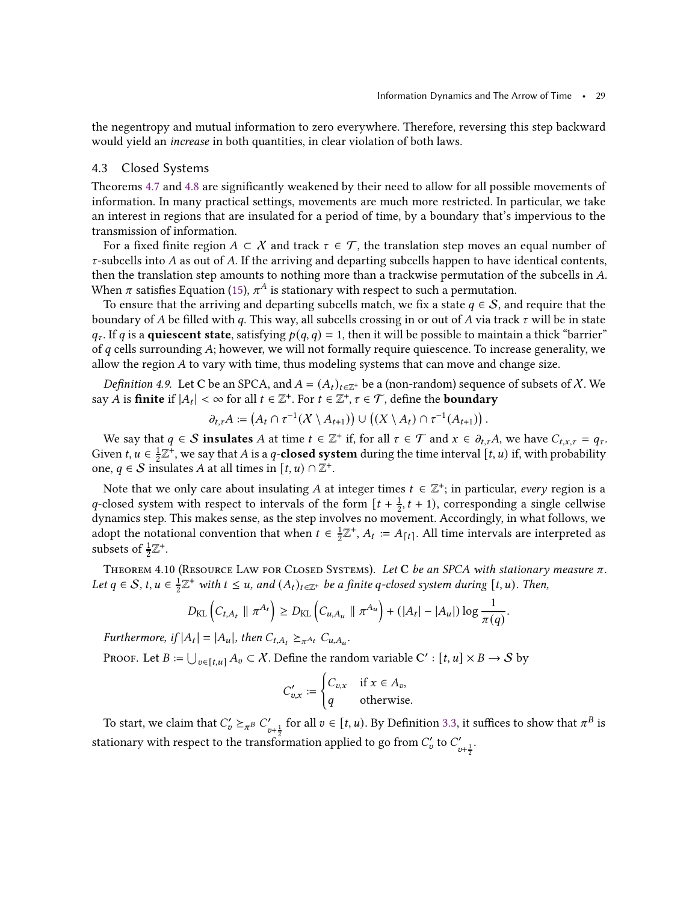the negentropy and mutual information to zero everywhere. Therefore, reversing this step backward would yield an *increase* in both quantities, in clear violation of both laws.

## 4.3 Closed Systems

Theorems 4.7 and 4.8 are significantly weakened by their need to allow for all possible movements of information. In many practical settings, movements are much more restricted. In particular, we take an interest in regions that are insulated for a period of time, by a boundary that's impervious to the transmission of information.

For a fixed finite region $A \subset \mathcal{X}$ and track $\tau \in \mathcal{T}$, the translation step moves an equal number of $\tau$-subcells into $A$ as out of $A$. If the arriving and departing subcells happen to have identical contents, then the translation step amounts to nothing more than a trackwise permutation of the subcells in $A$. When $\pi$ satisfies Equation (15), $\pi^A$ is stationary with respect to such a permutation.

To ensure that the arriving and departing subcells match, we fix a state $q \in \mathcal{S}$, and require that the boundary of $A$ be filled with $q$. This way, all subcells crossing in or out of $A$ via track $\tau$ will be in state $q_\tau$. If $q$ is a **quiescent state**, satisfying $p(q, q) = 1$, then it will be possible to maintain a thick "barrier" of $q$ cells surrounding $A$; however, we will not formally require quiescence. To increase generality, we allow the region $A$ to vary with time, thus modeling systems that can move and change size.

*Definition 4.9.* Let $\mathbf{C}$ be an SPCA, and $A = (A_t)_{t\in\mathbb{Z}^+}$ be a (non-random) sequence of subsets of $\mathcal{X}$. We say $A$ is **finite** if $|A_t| < \infty$ for all $t \in \mathbb{Z}^+$. For $t \in \mathbb{Z}^+, \tau \in \mathcal{T}$, define the **boundary**

$$\partial_{t,\tau} A := \left(A_t \cap \tau^{-1}(\mathcal{X} \setminus A_{t+1})\right) \cup \left((X \setminus A_t) \cap \tau^{-1}(A_{t+1})\right).$$

We say that $q \in \mathcal{S}$ **insulates** $A$ at time $t \in \mathbb{Z}^+$ if, for all $\tau \in \mathcal{T}$ and $x \in \partial_{t,\tau} A$, we have $C_{t,x,\tau} = q_\tau$. Given $t, u \in \frac{1}{2}\mathbb{Z}^+$, we say that $A$ is a $q$-**closed system** during the time interval $[t, u)$ if, with probability one, $q \in \mathcal{S}$ insulates $A$ at all times in $[t, u) \cap \mathbb{Z}^+$.

Note that we only care about insulating $A$ at integer times $t \in \mathbb{Z}^+$; in particular, *every* region is a $q$-closed system with respect to intervals of the form $[t + \frac{1}{2}, t + 1)$, corresponding a single cellwise dynamics step. This makes sense, as the step involves no movement. Accordingly, in what follows, we adopt the notational convention that when $t \in \frac{1}{2}\mathbb{Z}^+$, $A_t := A_{\lceil t \rceil}$. All time intervals are interpreted as subsets of $\frac{1}{2}\mathbb{Z}^+$.

Theorem 4.10 (Resource Law for Closed Systems). *Let $\mathbf{C}$ be an SPCA with stationary measure $\pi$. Let $q \in \mathcal{S}$, $t, u \in \frac{1}{2}\mathbb{Z}^+$ with $t \le u$, and $(A_t)_{t\in\mathbb{Z}^+}$ be a finite $q$-closed system during $[t, u)$. Then,*

$$D_{\mathrm{KL}}\left(C_{t,A_t} \parallel \pi^{A_t}\right) \ge D_{\mathrm{KL}}\left(C_{u,A_u} \parallel \pi^{A_u}\right) + (|A_t| - |A_u|) \log \frac{1}{\pi(q)}.$$

*Furthermore, if $|A_t| = |A_u|$, then $C_{t,A_t} \succeq_{\pi^{A_t}} C_{u,A_u}$.*

Proof. Let $B := \bigcup_{v\in[t,u]} A_v \subset \mathcal{X}$. Define the random variable $\mathbf{C}' : [t, u] \times B \to \mathcal{S}$ by

$$C'_{v,x} := \begin{cases} C_{v,x} & \text{if } x \in A_v, \\ q & \text{otherwise.} \end{cases}$$

To start, we claim that $C'_v \succeq_{\pi^B} C'_{v+\frac{1}{2}}$ for all $v \in [t, u)$. By Definition 3.3, it suffices to show that $\pi^B$ is stationary with respect to the transformation applied to go from $C'_v$ to $C'_{v+\frac{1}{2}}$.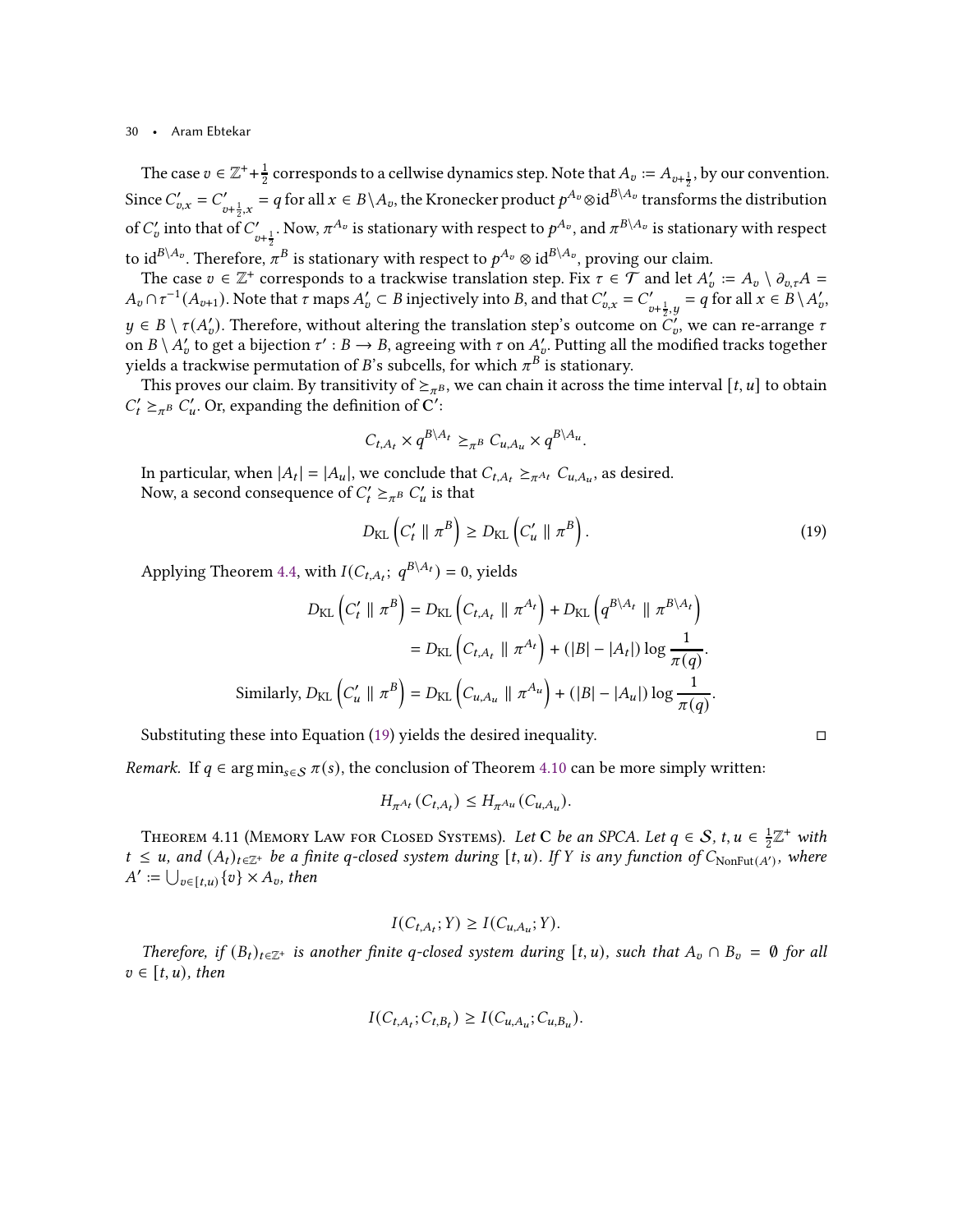The case $v \in \mathbb{Z}^+ + \frac{1}{2}$ corresponds to a cellwise dynamics step. Note that $A_v := A_{v+\frac{1}{2}}$, by our convention. Since $C'_{v,x} = C'_{v+\frac{1}{2},x} = q$ for all $x \in B \setminus A_v$, the Kronecker product $p^{A_v} \otimes \mathrm{id}^{B \setminus A_v}$ transforms the distribution of $C'_v$ into that of $C'_{v+\frac{1}{2}}$. Now, $\pi^{A_v}$ is stationary with respect to $p^{A_v}$, and $\pi^{B \setminus A_v}$ is stationary with respect to $\mathrm{id}^{B \setminus A_v}$. Therefore, $\pi^B$ is stationary with respect to $p^{A_v} \otimes \mathrm{id}^{B \setminus A_v}$, proving our claim.

The case $v \in \mathbb{Z}^+$ corresponds to a trackwise translation step. Fix $\tau \in \mathcal{T}$ and let $A'_v := A_v \setminus \partial_{v,\tau} A = A_v \cap \tau^{-1}(A_{v+1})$. Note that $\tau$ maps $A'_v \subset B$ injectively into $B$, and that $C'_{v,x} = C'_{v+\frac{1}{2},y} = q$ for all $x \in B \setminus A'_v$, $y \in B \setminus \tau(A'_v)$. Therefore, without altering the translation step's outcome on $C'_v$, we can re-arrange $\tau$ on $B \setminus A'_v$ to get a bijection $\tau' : B \to B$, agreeing with $\tau$ on $A'_v$. Putting all the modified tracks together yields a trackwise permutation of $B$'s subcells, for which $\pi^B$ is stationary.

This proves our claim. By transitivity of $\geq_{\pi^B}$, we can chain it across the time interval $[t, u]$ to obtain $C'_t \geq_{\pi^B} C'_u$. Or, expanding the definition of $\mathbf{C}'$:

$$C_{t,A_t} \times q^{B \setminus A_t} \geq_{\pi^B} C_{u,A_u} \times q^{B \setminus A_u}.$$

In particular, when $|A_t| = |A_u|$, we conclude that $C_{t,A_t} \geq_{\pi^{A_t}} C_{u,A_u}$, as desired.

Now, a second consequence of $C'_t \geq_{\pi^B} C'_u$ is that

$$D_{\mathrm{KL}}\left(C'_t \parallel \pi^B\right) \geq D_{\mathrm{KL}}\left(C'_u \parallel \pi^B\right). \tag{19}$$

Applying Theorem 4.4, with $I(C_{t,A_t};\ q^{B \setminus A_t}) = 0$, yields

$$\begin{aligned} D_{\mathrm{KL}}\left(C'_t \parallel \pi^B\right) &= D_{\mathrm{KL}}\left(C_{t,A_t} \parallel \pi^{A_t}\right) + D_{\mathrm{KL}}\left(q^{B \setminus A_t} \parallel \pi^{B \setminus A_t}\right) \\ &= D_{\mathrm{KL}}\left(C_{t,A_t} \parallel \pi^{A_t}\right) + (|B| - |A_t|) \log \frac{1}{\pi(q)}. \end{aligned}$$

Similarly, $D_{\mathrm{KL}}\left(C'_u \parallel \pi^B\right) = D_{\mathrm{KL}}\left(C_{u,A_u} \parallel \pi^{A_u}\right) + (|B| - |A_u|) \log \frac{1}{\pi(q)}$.

Substituting these into Equation (19) yields the desired inequality. ◻

*Remark.* If $q \in \arg\min_{s \in \mathcal{S}} \pi(s)$, the conclusion of Theorem 4.10 can be more simply written:

$$H_{\pi^{A_t}}(C_{t,A_t}) \leq H_{\pi^{A_u}}(C_{u,A_u}).$$

Theorem 4.11 (Memory Law for Closed Systems). *Let $\mathbf{C}$ be an SPCA. Let $q \in \mathcal{S}$, $t, u \in \frac{1}{2}\mathbb{Z}^+$ with $t \leq u$, and $(A_t)_{t \in \mathbb{Z}^+}$ be a finite $q$-closed system during $[t, u)$. If $Y$ is any function of $C_{\mathrm{NonFut}(A')}$, where $A' := \bigcup_{v \in [t,u)} \{v\} \times A_v$, then*

$$I(C_{t,A_t}; Y) \geq I(C_{u,A_u}; Y).$$

*Therefore, if $(B_t)_{t \in \mathbb{Z}^+}$ is another finite $q$-closed system during $[t, u)$, such that $A_v \cap B_v = \emptyset$ for all $v \in [t, u)$, then*

$$I(C_{t,A_t}; C_{t,B_t}) \geq I(C_{u,A_u}; C_{u,B_u}).$$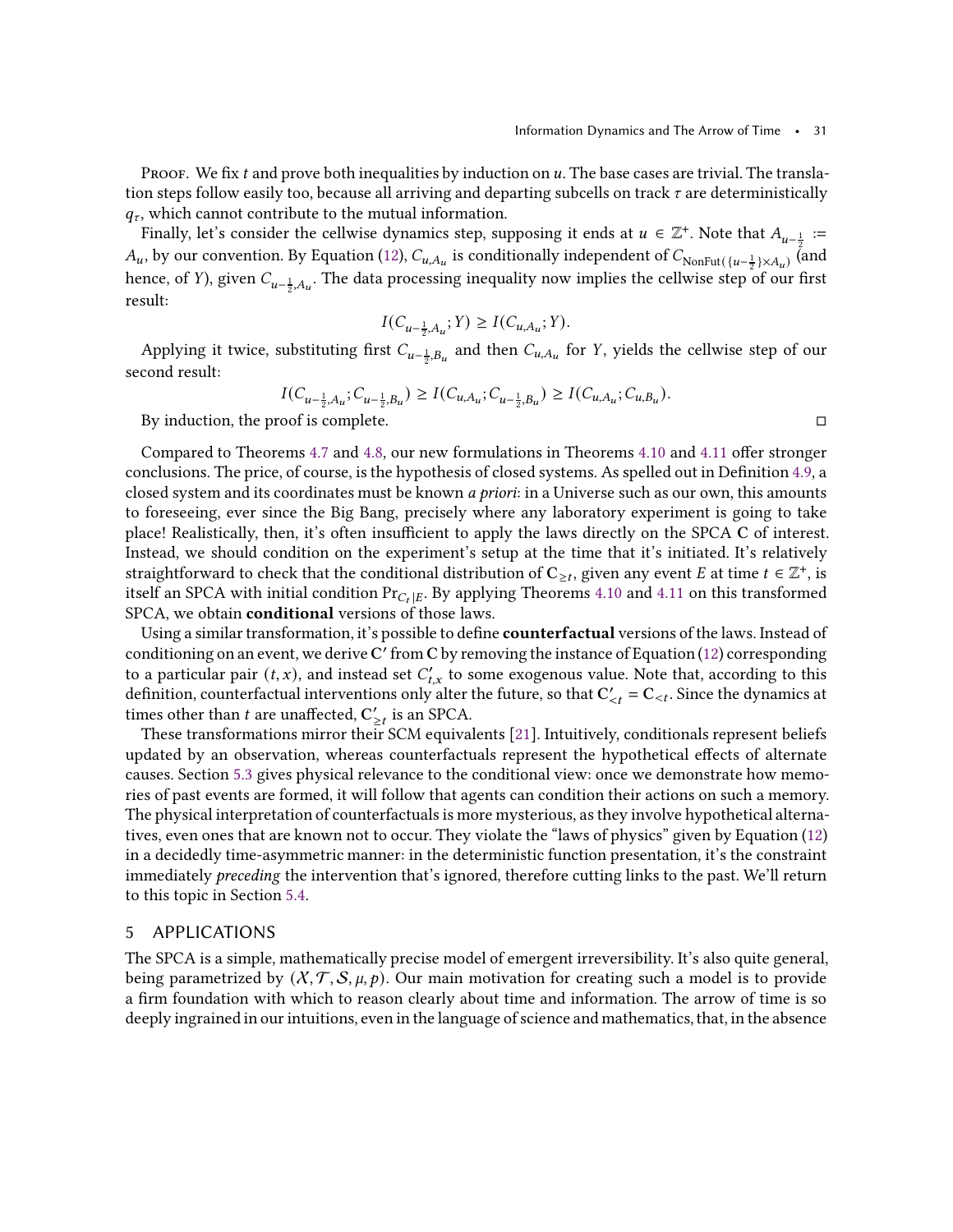Proof. We fix $t$ and prove both inequalities by induction on $u$. The base cases are trivial. The translation steps follow easily too, because all arriving and departing subcells on track $\tau$ are deterministically $q_\tau$, which cannot contribute to the mutual information.

Finally, let's consider the cellwise dynamics step, supposing it ends at $u \in \mathbb{Z}^+$. Note that $A_{u-\frac{1}{2}} := A_u$, by our convention. By Equation (12), $C_{u,A_u}$ is conditionally independent of $C_{\mathrm{NonFut}(\{u-\frac{1}{2}\}\times A_u)}$ (and hence, of $Y$), given $C_{u-\frac{1}{2},A_u}$. The data processing inequality now implies the cellwise step of our first result:

$$I(C_{u-\frac{1}{2},A_u}; Y) \geq I(C_{u,A_u}; Y).$$

Applying it twice, substituting first $C_{u-\frac{1}{2},B_u}$ and then $C_{u,A_u}$ for $Y$, yields the cellwise step of our second result:

$$I(C_{u-\frac{1}{2},A_u}; C_{u-\frac{1}{2},B_u}) \geq I(C_{u,A_u}; C_{u-\frac{1}{2},B_u}) \geq I(C_{u,A_u}; C_{u,B_u}).$$

By induction, the proof is complete. □

Compared to Theorems 4.7 and 4.8, our new formulations in Theorems 4.10 and 4.11 offer stronger conclusions. The price, of course, is the hypothesis of closed systems. As spelled out in Definition 4.9, a closed system and its coordinates must be known *a priori*: in a Universe such as our own, this amounts to foreseeing, ever since the Big Bang, precisely where any laboratory experiment is going to take place! Realistically, then, it's often insufficient to apply the laws directly on the SPCA $\mathbf{C}$ of interest. Instead, we should condition on the experiment's setup at the time that it's initiated. It's relatively straightforward to check that the conditional distribution of $\mathbf{C}_{\geq t}$, given any event $E$ at time $t \in \mathbb{Z}^+$, is itself an SPCA with initial condition $\Pr_{C_t|E}$. By applying Theorems 4.10 and 4.11 on this transformed SPCA, we obtain **conditional** versions of those laws.

Using a similar transformation, it's possible to define **counterfactual** versions of the laws. Instead of conditioning on an event, we derive $\mathbf{C}'$ from $\mathbf{C}$ by removing the instance of Equation (12) corresponding to a particular pair $(t, x)$, and instead set $C'_{t,x}$ to some exogenous value. Note that, according to this definition, counterfactual interventions only alter the future, so that $\mathbf{C}'_{<t} = \mathbf{C}_{<t}$. Since the dynamics at times other than $t$ are unaffected, $\mathbf{C}'_{\geq t}$ is an SPCA.

These transformations mirror their SCM equivalents [21]. Intuitively, conditionals represent beliefs updated by an observation, whereas counterfactuals represent the hypothetical effects of alternate causes. Section 5.3 gives physical relevance to the conditional view: once we demonstrate how memories of past events are formed, it will follow that agents can condition their actions on such a memory. The physical interpretation of counterfactuals is more mysterious, as they involve hypothetical alternatives, even ones that are known not to occur. They violate the "laws of physics" given by Equation (12) in a decidedly time-asymmetric manner: in the deterministic function presentation, it's the constraint immediately *preceding* the intervention that's ignored, therefore cutting links to the past. We'll return to this topic in Section 5.4.

## 5 APPLICATIONS

The SPCA is a simple, mathematically precise model of emergent irreversibility. It's also quite general, being parametrized by $(\mathcal{X}, \mathcal{T}, \mathcal{S}, \mu, p)$. Our main motivation for creating such a model is to provide a firm foundation with which to reason clearly about time and information. The arrow of time is so deeply ingrained in our intuitions, even in the language of science and mathematics, that, in the absence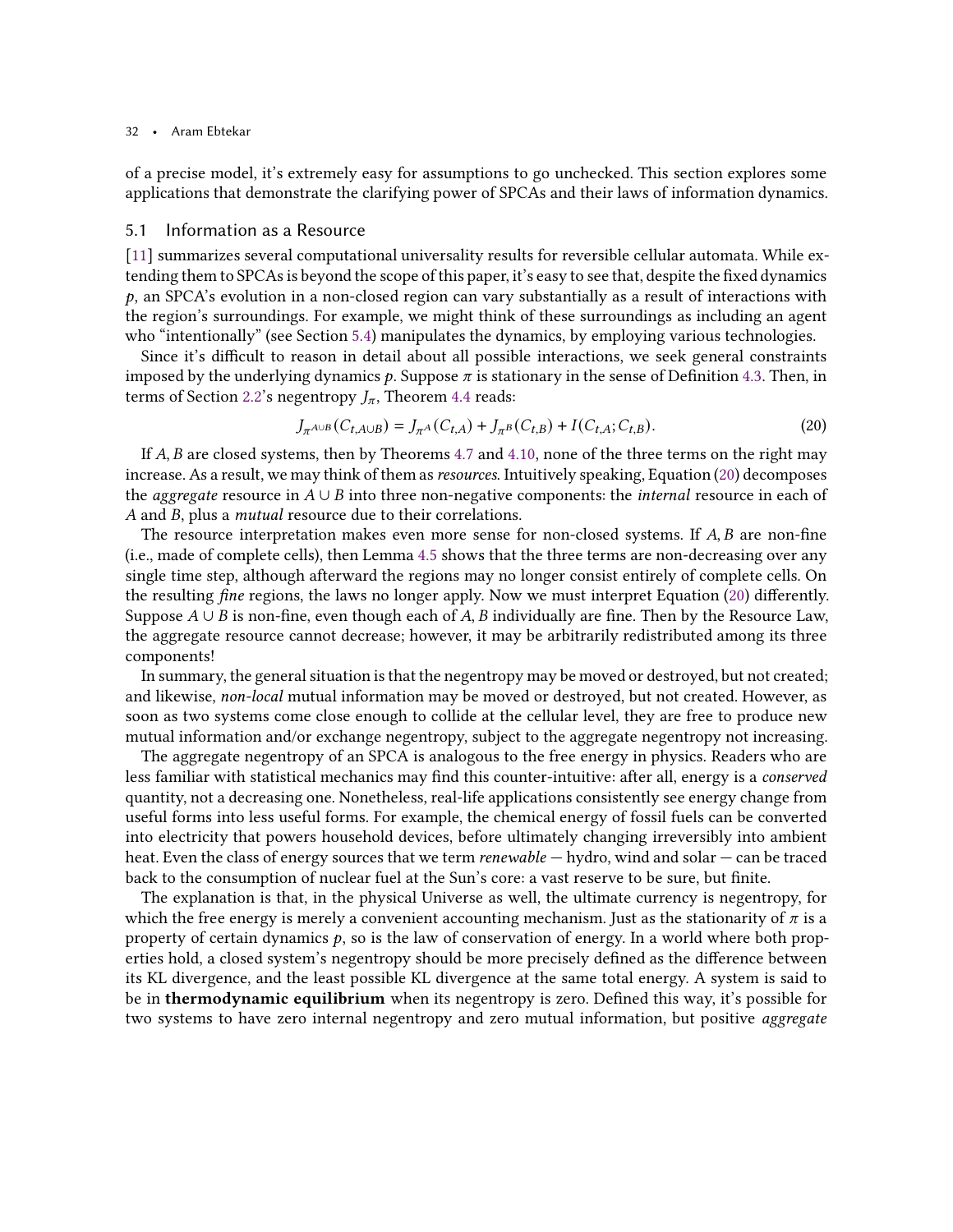of a precise model, it's extremely easy for assumptions to go unchecked. This section explores some applications that demonstrate the clarifying power of SPCAs and their laws of information dynamics.

## 5.1 Information as a Resource

[11] summarizes several computational universality results for reversible cellular automata. While extending them to SPCAs is beyond the scope of this paper, it's easy to see that, despite the fixed dynamics $p$, an SPCA's evolution in a non-closed region can vary substantially as a result of interactions with the region's surroundings. For example, we might think of these surroundings as including an agent who "intentionally" (see Section 5.4) manipulates the dynamics, by employing various technologies.

Since it's difficult to reason in detail about all possible interactions, we seek general constraints imposed by the underlying dynamics $p$. Suppose $\pi$ is stationary in the sense of Definition 4.3. Then, in terms of Section 2.2's negentropy $J_\pi$, Theorem 4.4 reads:

$$J_{\pi^{A\cup B}}(C_{t,A\cup B}) = J_{\pi^A}(C_{t,A}) + J_{\pi^B}(C_{t,B}) + I(C_{t,A}; C_{t,B}). \tag{20}$$

If $A, B$ are closed systems, then by Theorems 4.7 and 4.10, none of the three terms on the right may increase. As a result, we may think of them as *resources*. Intuitively speaking, Equation (20) decomposes the *aggregate* resource in $A \cup B$ into three non-negative components: the *internal* resource in each of $A$ and $B$, plus a *mutual* resource due to their correlations.

The resource interpretation makes even more sense for non-closed systems. If $A, B$ are non-fine (i.e., made of complete cells), then Lemma 4.5 shows that the three terms are non-decreasing over any single time step, although afterward the regions may no longer consist entirely of complete cells. On the resulting *fine* regions, the laws no longer apply. Now we must interpret Equation (20) differently. Suppose $A \cup B$ is non-fine, even though each of $A, B$ individually are fine. Then by the Resource Law, the aggregate resource cannot decrease; however, it may be arbitrarily redistributed among its three components!

In summary, the general situation is that the negentropy may be moved or destroyed, but not created; and likewise, *non-local* mutual information may be moved or destroyed, but not created. However, as soon as two systems come close enough to collide at the cellular level, they are free to produce new mutual information and/or exchange negentropy, subject to the aggregate negentropy not increasing.

The aggregate negentropy of an SPCA is analogous to the free energy in physics. Readers who are less familiar with statistical mechanics may find this counter-intuitive: after all, energy is a *conserved* quantity, not a decreasing one. Nonetheless, real-life applications consistently see energy change from useful forms into less useful forms. For example, the chemical energy of fossil fuels can be converted into electricity that powers household devices, before ultimately changing irreversibly into ambient heat. Even the class of energy sources that we term *renewable* — hydro, wind and solar — can be traced back to the consumption of nuclear fuel at the Sun's core: a vast reserve to be sure, but finite.

The explanation is that, in the physical Universe as well, the ultimate currency is negentropy, for which the free energy is merely a convenient accounting mechanism. Just as the stationarity of $\pi$ is a property of certain dynamics $p$, so is the law of conservation of energy. In a world where both properties hold, a closed system's negentropy should be more precisely defined as the difference between its KL divergence, and the least possible KL divergence at the same total energy. A system is said to be in **thermodynamic equilibrium** when its negentropy is zero. Defined this way, it's possible for two systems to have zero internal negentropy and zero mutual information, but positive *aggregate*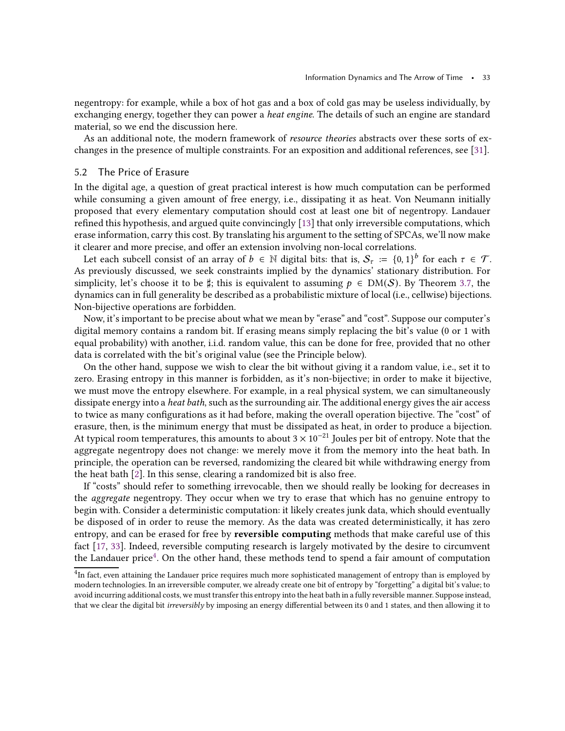negentropy: for example, while a box of hot gas and a box of cold gas may be useless individually, by exchanging energy, together they can power a *heat engine*. The details of such an engine are standard material, so we end the discussion here.

As an additional note, the modern framework of *resource theories* abstracts over these sorts of exchanges in the presence of multiple constraints. For an exposition and additional references, see [31].

## 5.2 The Price of Erasure

In the digital age, a question of great practical interest is how much computation can be performed while consuming a given amount of free energy, i.e., dissipating it as heat. Von Neumann initially proposed that every elementary computation should cost at least one bit of negentropy. Landauer refined this hypothesis, and argued quite convincingly [13] that only irreversible computations, which erase information, carry this cost. By translating his argument to the setting of SPCAs, we'll now make it clearer and more precise, and offer an extension involving non-local correlations.

Let each subcell consist of an array of $b \in \mathbb{N}$ digital bits: that is, $\mathcal{S}_\tau := \{0, 1\}^b$ for each $\tau \in \mathcal{T}$. As previously discussed, we seek constraints implied by the dynamics' stationary distribution. For simplicity, let's choose it to be $\sharp$; this is equivalent to assuming $p \in \mathrm{DM}(\mathcal{S})$. By Theorem 3.7, the dynamics can in full generality be described as a probabilistic mixture of local (i.e., cellwise) bijections. Non-bijective operations are forbidden.

Now, it's important to be precise about what we mean by "erase" and "cost". Suppose our computer's digital memory contains a random bit. If erasing means simply replacing the bit's value (0 or 1 with equal probability) with another, i.i.d. random value, this can be done for free, provided that no other data is correlated with the bit's original value (see the Principle below).

On the other hand, suppose we wish to clear the bit without giving it a random value, i.e., set it to zero. Erasing entropy in this manner is forbidden, as it's non-bijective; in order to make it bijective, we must move the entropy elsewhere. For example, in a real physical system, we can simultaneously dissipate energy into a *heat bath*, such as the surrounding air. The additional energy gives the air access to twice as many configurations as it had before, making the overall operation bijective. The "cost" of erasure, then, is the minimum energy that must be dissipated as heat, in order to produce a bijection. At typical room temperatures, this amounts to about $3 \times 10^{-21}$ Joules per bit of entropy. Note that the aggregate negentropy does not change: we merely move it from the memory into the heat bath. In principle, the operation can be reversed, randomizing the cleared bit while withdrawing energy from the heat bath [2]. In this sense, clearing a randomized bit is also free.

If "costs" should refer to something irrevocable, then we should really be looking for decreases in the *aggregate* negentropy. They occur when we try to erase that which has no genuine entropy to begin with. Consider a deterministic computation: it likely creates junk data, which should eventually be disposed of in order to reuse the memory. As the data was created deterministically, it has zero entropy, and can be erased for free by **reversible computing** methods that make careful use of this fact [17, 33]. Indeed, reversible computing research is largely motivated by the desire to circumvent the Landauer price[4]. On the other hand, these methods tend to spend a fair amount of computation

[4]In fact, even attaining the Landauer price requires much more sophisticated management of entropy than is employed by modern technologies. In an irreversible computer, we already create one bit of entropy by "forgetting" a digital bit's value; to avoid incurring additional costs, we must transfer this entropy into the heat bath in a fully reversible manner. Suppose instead, that we clear the digital bit *irreversibly* by imposing an energy differential between its 0 and 1 states, and then allowing it to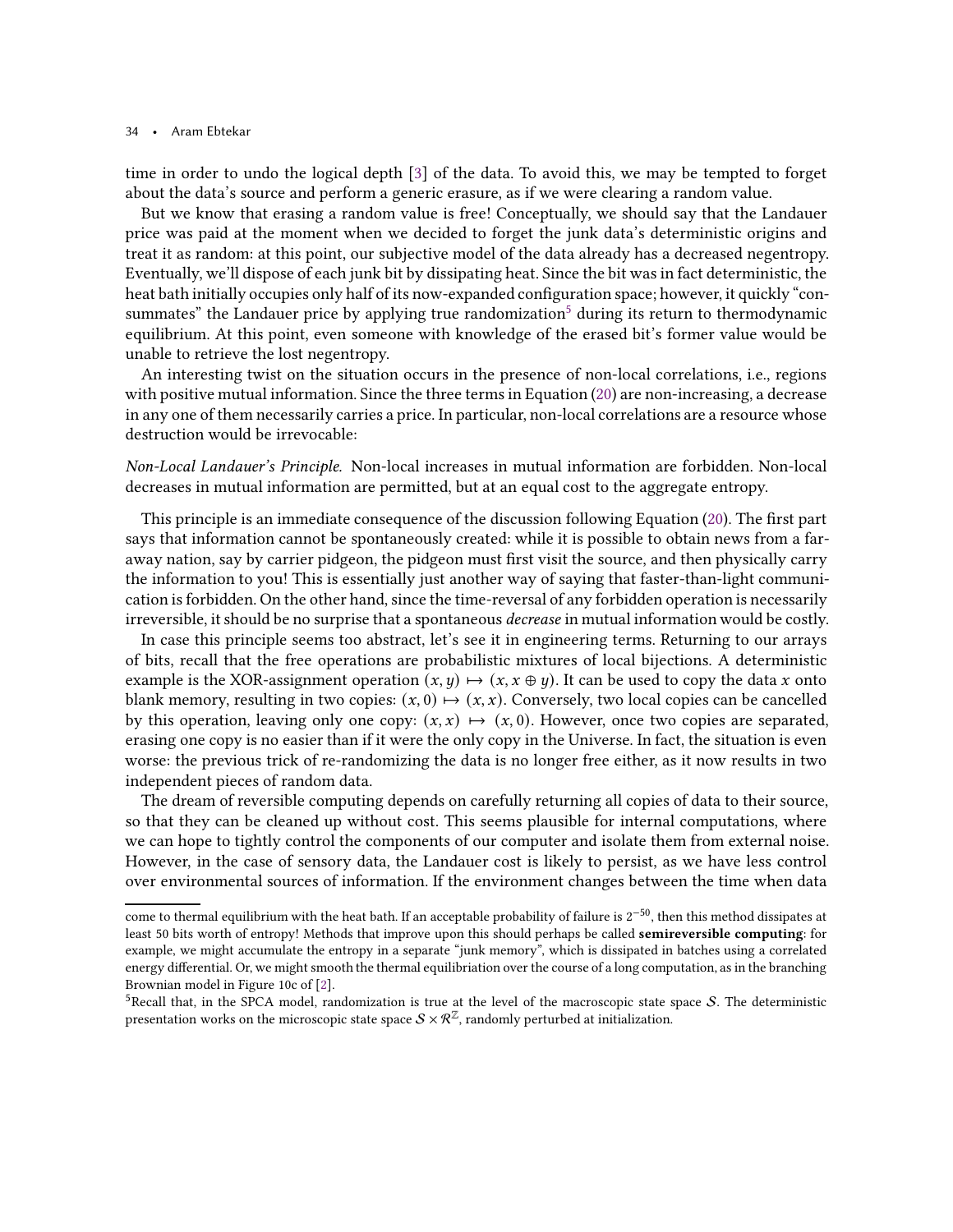time in order to undo the logical depth [3] of the data. To avoid this, we may be tempted to forget about the data's source and perform a generic erasure, as if we were clearing a random value.

But we know that erasing a random value is free! Conceptually, we should say that the Landauer price was paid at the moment when we decided to forget the junk data's deterministic origins and treat it as random: at this point, our subjective model of the data already has a decreased negentropy. Eventually, we'll dispose of each junk bit by dissipating heat. Since the bit was in fact deterministic, the heat bath initially occupies only half of its now-expanded configuration space; however, it quickly "consummates" the Landauer price by applying true randomization[5] during its return to thermodynamic equilibrium. At this point, even someone with knowledge of the erased bit's former value would be unable to retrieve the lost negentropy.

An interesting twist on the situation occurs in the presence of non-local correlations, i.e., regions with positive mutual information. Since the three terms in Equation (20) are non-increasing, a decrease in any one of them necessarily carries a price. In particular, non-local correlations are a resource whose destruction would be irrevocable:

*Non-Local Landauer's Principle.* Non-local increases in mutual information are forbidden. Non-local decreases in mutual information are permitted, but at an equal cost to the aggregate entropy.

This principle is an immediate consequence of the discussion following Equation (20). The first part says that information cannot be spontaneously created: while it is possible to obtain news from a far-away nation, say by carrier pigeon, the pigeon must first visit the source, and then physically carry the information to you! This is essentially just another way of saying that faster-than-light communication is forbidden. On the other hand, since the time-reversal of any forbidden operation is necessarily irreversible, it should be no surprise that a spontaneous *decrease* in mutual information would be costly.

In case this principle seems too abstract, let's see it in engineering terms. Returning to our arrays of bits, recall that the free operations are probabilistic mixtures of local bijections. A deterministic example is the XOR-assignment operation $(x, y) \mapsto (x, x \oplus y)$. It can be used to copy the data $x$ onto blank memory, resulting in two copies: $(x, 0) \mapsto (x, x)$. Conversely, two local copies can be cancelled by this operation, leaving only one copy: $(x, x) \mapsto (x, 0)$. However, once two copies are separated, erasing one copy is no easier than if it were the only copy in the Universe. In fact, the situation is even worse: the previous trick of re-randomizing the data is no longer free either, as it now results in two independent pieces of random data.

The dream of reversible computing depends on carefully returning all copies of data to their source, so that they can be cleaned up without cost. This seems plausible for internal computations, where we can hope to tightly control the components of our computer and isolate them from external noise. However, in the case of sensory data, the Landauer cost is likely to persist, as we have less control over environmental sources of information. If the environment changes between the time when data

---

come to thermal equilibrium with the heat bath. If an acceptable probability of failure is $2^{-50}$, then this method dissipates at least 50 bits worth of entropy! Methods that improve upon this should perhaps be called **semireversible computing**: for example, we might accumulate the entropy in a separate "junk memory", which is dissipated in batches using a correlated energy differential. Or, we might smooth the thermal equilibriation over the course of a long computation, as in the branching Brownian model in Figure 10c of [2].

[5] Recall that, in the SPCA model, randomization is true at the level of the macroscopic state space $\mathcal{S}$. The deterministic presentation works on the microscopic state space $\mathcal{S} \times \mathcal{R}^{\mathbb{Z}}$, randomly perturbed at initialization.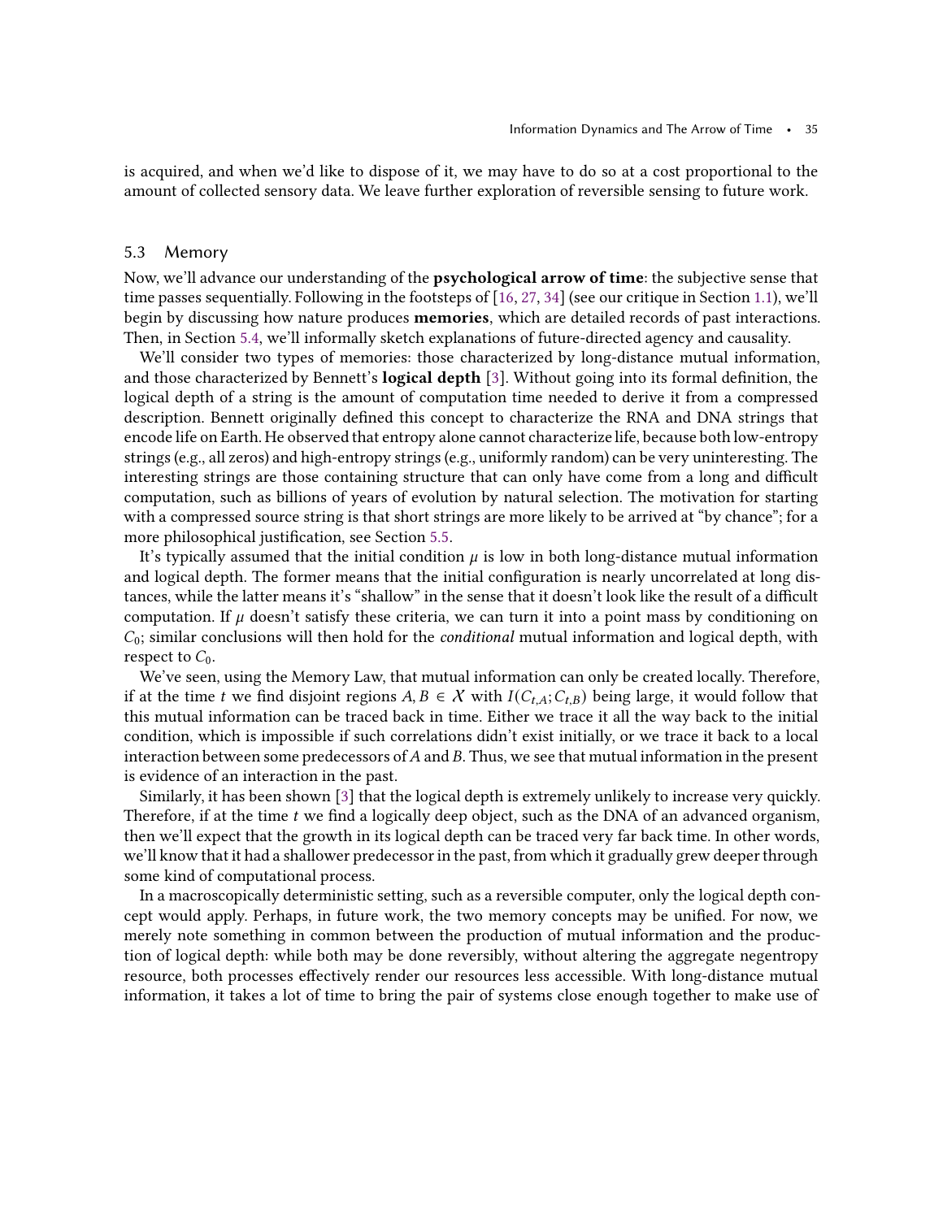is acquired, and when we'd like to dispose of it, we may have to do so at a cost proportional to the amount of collected sensory data. We leave further exploration of reversible sensing to future work.

## 5.3 Memory

Now, we'll advance our understanding of the **psychological arrow of time**: the subjective sense that time passes sequentially. Following in the footsteps of [16, 27, 34] (see our critique in Section 1.1), we'll begin by discussing how nature produces **memories**, which are detailed records of past interactions. Then, in Section 5.4, we'll informally sketch explanations of future-directed agency and causality.

We'll consider two types of memories: those characterized by long-distance mutual information, and those characterized by Bennett's **logical depth** [3]. Without going into its formal definition, the logical depth of a string is the amount of computation time needed to derive it from a compressed description. Bennett originally defined this concept to characterize the RNA and DNA strings that encode life on Earth. He observed that entropy alone cannot characterize life, because both low-entropy strings (e.g., all zeros) and high-entropy strings (e.g., uniformly random) can be very uninteresting. The interesting strings are those containing structure that can only have come from a long and difficult computation, such as billions of years of evolution by natural selection. The motivation for starting with a compressed source string is that short strings are more likely to be arrived at "by chance"; for a more philosophical justification, see Section 5.5.

It's typically assumed that the initial condition $\mu$ is low in both long-distance mutual information and logical depth. The former means that the initial configuration is nearly uncorrelated at long distances, while the latter means it's "shallow" in the sense that it doesn't look like the result of a difficult computation. If $\mu$ doesn't satisfy these criteria, we can turn it into a point mass by conditioning on $C_0$; similar conclusions will then hold for the *conditional* mutual information and logical depth, with respect to $C_0$.

We've seen, using the Memory Law, that mutual information can only be created locally. Therefore, if at the time $t$ we find disjoint regions $A, B \in \mathcal{X}$ with $I(C_{t,A}; C_{t,B})$ being large, it would follow that this mutual information can be traced back in time. Either we trace it all the way back to the initial condition, which is impossible if such correlations didn't exist initially, or we trace it back to a local interaction between some predecessors of $A$ and $B$. Thus, we see that mutual information in the present is evidence of an interaction in the past.

Similarly, it has been shown [3] that the logical depth is extremely unlikely to increase very quickly. Therefore, if at the time $t$ we find a logically deep object, such as the DNA of an advanced organism, then we'll expect that the growth in its logical depth can be traced very far back time. In other words, we'll know that it had a shallower predecessor in the past, from which it gradually grew deeper through some kind of computational process.

In a macroscopically deterministic setting, such as a reversible computer, only the logical depth concept would apply. Perhaps, in future work, the two memory concepts may be unified. For now, we merely note something in common between the production of mutual information and the production of logical depth: while both may be done reversibly, without altering the aggregate negentropy resource, both processes effectively render our resources less accessible. With long-distance mutual information, it takes a lot of time to bring the pair of systems close enough together to make use of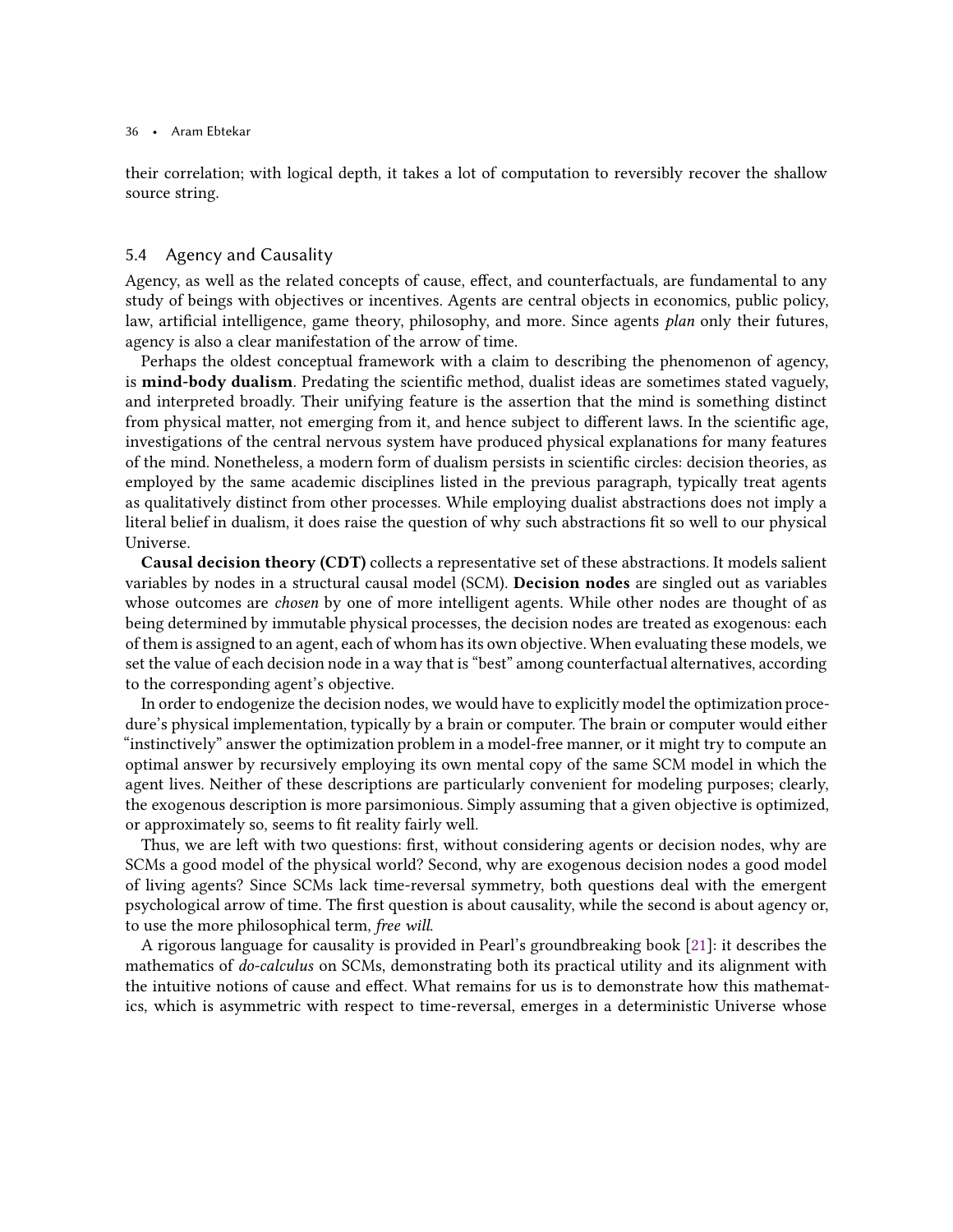their correlation; with logical depth, it takes a lot of computation to reversibly recover the shallow source string.

### 5.4 Agency and Causality

Agency, as well as the related concepts of cause, effect, and counterfactuals, are fundamental to any study of beings with objectives or incentives. Agents are central objects in economics, public policy, law, artificial intelligence, game theory, philosophy, and more. Since agents *plan* only their futures, agency is also a clear manifestation of the arrow of time.

Perhaps the oldest conceptual framework with a claim to describing the phenomenon of agency, is **mind-body dualism**. Predating the scientific method, dualist ideas are sometimes stated vaguely, and interpreted broadly. Their unifying feature is the assertion that the mind is something distinct from physical matter, not emerging from it, and hence subject to different laws. In the scientific age, investigations of the central nervous system have produced physical explanations for many features of the mind. Nonetheless, a modern form of dualism persists in scientific circles: decision theories, as employed by the same academic disciplines listed in the previous paragraph, typically treat agents as qualitatively distinct from other processes. While employing dualist abstractions does not imply a literal belief in dualism, it does raise the question of why such abstractions fit so well to our physical Universe.

**Causal decision theory (CDT)** collects a representative set of these abstractions. It models salient variables by nodes in a structural causal model (SCM). **Decision nodes** are singled out as variables whose outcomes are *chosen* by one of more intelligent agents. While other nodes are thought of as being determined by immutable physical processes, the decision nodes are treated as exogenous: each of them is assigned to an agent, each of whom has its own objective. When evaluating these models, we set the value of each decision node in a way that is "best" among counterfactual alternatives, according to the corresponding agent's objective.

In order to endogenize the decision nodes, we would have to explicitly model the optimization procedure's physical implementation, typically by a brain or computer. The brain or computer would either "instinctively" answer the optimization problem in a model-free manner, or it might try to compute an optimal answer by recursively employing its own mental copy of the same SCM model in which the agent lives. Neither of these descriptions are particularly convenient for modeling purposes; clearly, the exogenous description is more parsimonious. Simply assuming that a given objective is optimized, or approximately so, seems to fit reality fairly well.

Thus, we are left with two questions: first, without considering agents or decision nodes, why are SCMs a good model of the physical world? Second, why are exogenous decision nodes a good model of living agents? Since SCMs lack time-reversal symmetry, both questions deal with the emergent psychological arrow of time. The first question is about causality, while the second is about agency or, to use the more philosophical term, *free will*.

A rigorous language for causality is provided in Pearl's groundbreaking book [21]: it describes the mathematics of *do-calculus* on SCMs, demonstrating both its practical utility and its alignment with the intuitive notions of cause and effect. What remains for us is to demonstrate how this mathematics, which is asymmetric with respect to time-reversal, emerges in a deterministic Universe whose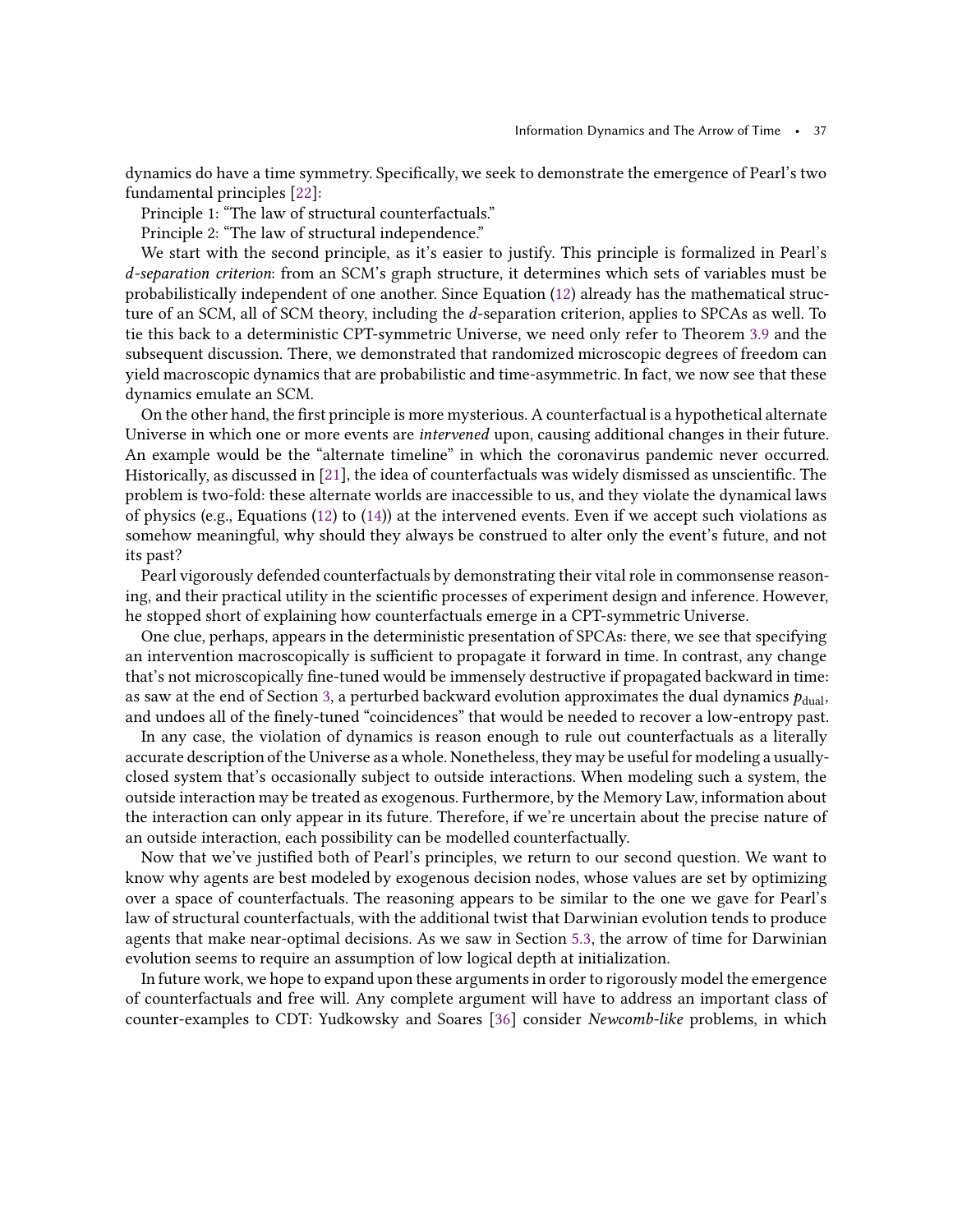dynamics do have a time symmetry. Specifically, we seek to demonstrate the emergence of Pearl's two fundamental principles [22]:

Principle 1: "The law of structural counterfactuals."

Principle 2: "The law of structural independence."

We start with the second principle, as it's easier to justify. This principle is formalized in Pearl's *d-separation criterion*: from an SCM's graph structure, it determines which sets of variables must be probabilistically independent of one another. Since Equation (12) already has the mathematical structure of an SCM, all of SCM theory, including the $d$-separation criterion, applies to SPCAs as well. To tie this back to a deterministic CPT-symmetric Universe, we need only refer to Theorem 3.9 and the subsequent discussion. There, we demonstrated that randomized microscopic degrees of freedom can yield macroscopic dynamics that are probabilistic and time-asymmetric. In fact, we now see that these dynamics emulate an SCM.

On the other hand, the first principle is more mysterious. A counterfactual is a hypothetical alternate Universe in which one or more events are *intervened* upon, causing additional changes in their future. An example would be the "alternate timeline" in which the coronavirus pandemic never occurred. Historically, as discussed in [21], the idea of counterfactuals was widely dismissed as unscientific. The problem is two-fold: these alternate worlds are inaccessible to us, and they violate the dynamical laws of physics (e.g., Equations (12) to (14)) at the intervened events. Even if we accept such violations as somehow meaningful, why should they always be construed to alter only the event's future, and not its past?

Pearl vigorously defended counterfactuals by demonstrating their vital role in commonsense reasoning, and their practical utility in the scientific processes of experiment design and inference. However, he stopped short of explaining how counterfactuals emerge in a CPT-symmetric Universe.

One clue, perhaps, appears in the deterministic presentation of SPCAs: there, we see that specifying an intervention macroscopically is sufficient to propagate it forward in time. In contrast, any change that's not microscopically fine-tuned would be immensely destructive if propagated backward in time: as saw at the end of Section 3, a perturbed backward evolution approximates the dual dynamics $p_{\text{dual}}$, and undoes all of the finely-tuned "coincidences" that would be needed to recover a low-entropy past.

In any case, the violation of dynamics is reason enough to rule out counterfactuals as a literally accurate description of the Universe as a whole. Nonetheless, they may be useful for modeling a usually-closed system that's occasionally subject to outside interactions. When modeling such a system, the outside interaction may be treated as exogenous. Furthermore, by the Memory Law, information about the interaction can only appear in its future. Therefore, if we're uncertain about the precise nature of an outside interaction, each possibility can be modelled counterfactually.

Now that we've justified both of Pearl's principles, we return to our second question. We want to know why agents are best modeled by exogenous decision nodes, whose values are set by optimizing over a space of counterfactuals. The reasoning appears to be similar to the one we gave for Pearl's law of structural counterfactuals, with the additional twist that Darwinian evolution tends to produce agents that make near-optimal decisions. As we saw in Section 5.3, the arrow of time for Darwinian evolution seems to require an assumption of low logical depth at initialization.

In future work, we hope to expand upon these arguments in order to rigorously model the emergence of counterfactuals and free will. Any complete argument will have to address an important class of counter-examples to CDT: Yudkowsky and Soares [36] consider *Newcomb-like* problems, in which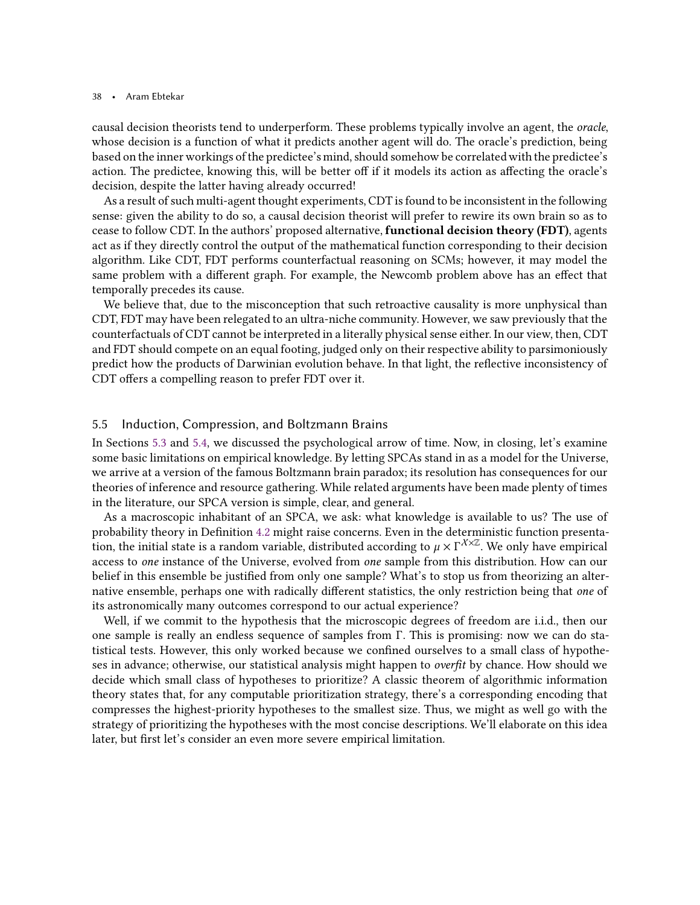causal decision theorists tend to underperform. These problems typically involve an agent, the *oracle*, whose decision is a function of what it predicts another agent will do. The oracle's prediction, being based on the inner workings of the predictee's mind, should somehow be correlated with the predictee's action. The predictee, knowing this, will be better off if it models its action as affecting the oracle's decision, despite the latter having already occurred!

As a result of such multi-agent thought experiments, CDT is found to be inconsistent in the following sense: given the ability to do so, a causal decision theorist will prefer to rewire its own brain so as to cease to follow CDT. In the authors' proposed alternative, **functional decision theory (FDT)**, agents act as if they directly control the output of the mathematical function corresponding to their decision algorithm. Like CDT, FDT performs counterfactual reasoning on SCMs; however, it may model the same problem with a different graph. For example, the Newcomb problem above has an effect that temporally precedes its cause.

We believe that, due to the misconception that such retroactive causality is more unphysical than CDT, FDT may have been relegated to an ultra-niche community. However, we saw previously that the counterfactuals of CDT cannot be interpreted in a literally physical sense either. In our view, then, CDT and FDT should compete on an equal footing, judged only on their respective ability to parsimoniously predict how the products of Darwinian evolution behave. In that light, the reflective inconsistency of CDT offers a compelling reason to prefer FDT over it.

## 5.5 Induction, Compression, and Boltzmann Brains

In Sections 5.3 and 5.4, we discussed the psychological arrow of time. Now, in closing, let's examine some basic limitations on empirical knowledge. By letting SPCAs stand in as a model for the Universe, we arrive at a version of the famous Boltzmann brain paradox; its resolution has consequences for our theories of inference and resource gathering. While related arguments have been made plenty of times in the literature, our SPCA version is simple, clear, and general.

As a macroscopic inhabitant of an SPCA, we ask: what knowledge is available to us? The use of probability theory in Definition 4.2 might raise concerns. Even in the deterministic function presentation, the initial state is a random variable, distributed according to $\mu \times \Gamma^{X\times\mathbb{Z}}$. We only have empirical access to *one* instance of the Universe, evolved from *one* sample from this distribution. How can our belief in this ensemble be justified from only one sample? What's to stop us from theorizing an alternative ensemble, perhaps one with radically different statistics, the only restriction being that *one* of its astronomically many outcomes correspond to our actual experience?

Well, if we commit to the hypothesis that the microscopic degrees of freedom are i.i.d., then our one sample is really an endless sequence of samples from $\Gamma$. This is promising: now we can do statistical tests. However, this only worked because we confined ourselves to a small class of hypotheses in advance; otherwise, our statistical analysis might happen to *overfit* by chance. How should we decide which small class of hypotheses to prioritize? A classic theorem of algorithmic information theory states that, for any computable prioritization strategy, there's a corresponding encoding that compresses the highest-priority hypotheses to the smallest size. Thus, we might as well go with the strategy of prioritizing the hypotheses with the most concise descriptions. We'll elaborate on this idea later, but first let's consider an even more severe empirical limitation.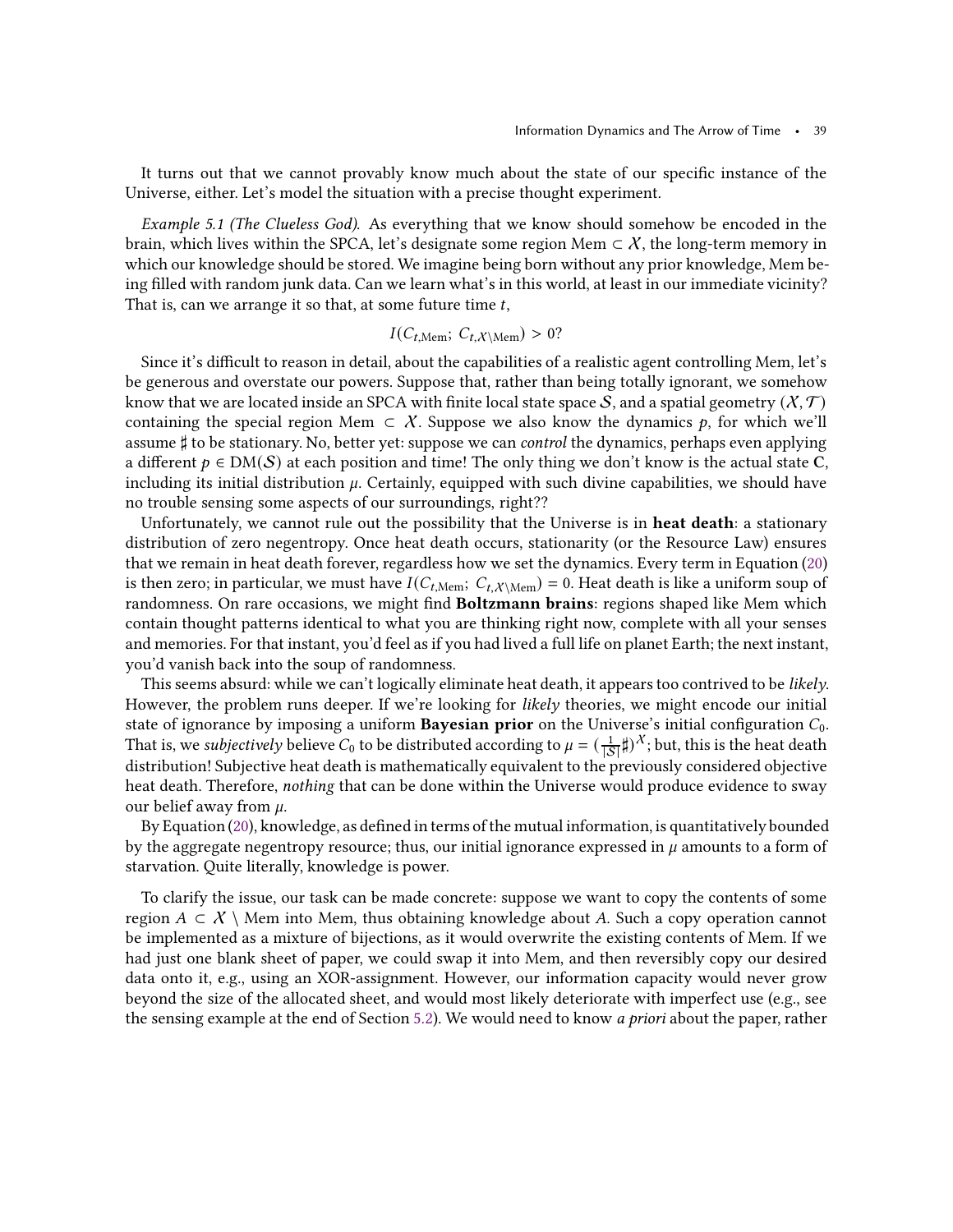It turns out that we cannot provably know much about the state of our specific instance of the Universe, either. Let's model the situation with a precise thought experiment.

*Example 5.1 (The Clueless God).* As everything that we know should somehow be encoded in the brain, which lives within the SPCA, let's designate some region $\mathrm{Mem} \subset \mathcal{X}$, the long-term memory in which our knowledge should be stored. We imagine being born without any prior knowledge, Mem being filled with random junk data. Can we learn what's in this world, at least in our immediate vicinity? That is, can we arrange it so that, at some future time $t$,

$$I(C_{t,\mathrm{Mem}};\ C_{t,\mathcal{X}\setminus\mathrm{Mem}}) > 0?$$

Since it's difficult to reason in detail, about the capabilities of a realistic agent controlling Mem, let's be generous and overstate our powers. Suppose that, rather than being totally ignorant, we somehow know that we are located inside an SPCA with finite local state space $\mathcal{S}$, and a spatial geometry $(\mathcal{X}, \mathcal{T})$ containing the special region $\mathrm{Mem} \subset \mathcal{X}$. Suppose we also know the dynamics $p$, for which we'll assume $\sharp$ to be stationary. No, better yet: suppose we can *control* the dynamics, perhaps even applying a different $p \in \mathrm{DM}(\mathcal{S})$ at each position and time! The only thing we don't know is the actual state $\mathbf{C}$, including its initial distribution $\mu$. Certainly, equipped with such divine capabilities, we should have no trouble sensing some aspects of our surroundings, right??

Unfortunately, we cannot rule out the possibility that the Universe is in **heat death**: a stationary distribution of zero negentropy. Once heat death occurs, stationarity (or the Resource Law) ensures that we remain in heat death forever, regardless how we set the dynamics. Every term in Equation (20) is then zero; in particular, we must have $I(C_{t,\mathrm{Mem}};\ C_{t,\mathcal{X}\setminus\mathrm{Mem}}) = 0$. Heat death is like a uniform soup of randomness. On rare occasions, we might find **Boltzmann brains**: regions shaped like Mem which contain thought patterns identical to what you are thinking right now, complete with all your senses and memories. For that instant, you'd feel as if you had lived a full life on planet Earth; the next instant, you'd vanish back into the soup of randomness.

This seems absurd: while we can't logically eliminate heat death, it appears too contrived to be *likely*. However, the problem runs deeper. If we're looking for *likely* theories, we might encode our initial state of ignorance by imposing a uniform **Bayesian prior** on the Universe's initial configuration $C_0$. That is, we *subjectively* believe $C_0$ to be distributed according to $\mu = (\frac{1}{|\mathcal{S}|}\sharp)^{\mathcal{X}}$; but, this is the heat death distribution! Subjective heat death is mathematically equivalent to the previously considered objective heat death. Therefore, *nothing* that can be done within the Universe would produce evidence to sway our belief away from $\mu$.

By Equation (20), knowledge, as defined in terms of the mutual information, is quantitatively bounded by the aggregate negentropy resource; thus, our initial ignorance expressed in $\mu$ amounts to a form of starvation. Quite literally, knowledge is power.

To clarify the issue, our task can be made concrete: suppose we want to copy the contents of some region $A \subset \mathcal{X} \setminus \mathrm{Mem}$ into Mem, thus obtaining knowledge about $A$. Such a copy operation cannot be implemented as a mixture of bijections, as it would overwrite the existing contents of Mem. If we had just one blank sheet of paper, we could swap it into Mem, and then reversibly copy our desired data onto it, e.g., using an XOR-assignment. However, our information capacity would never grow beyond the size of the allocated sheet, and would most likely deteriorate with imperfect use (e.g., see the sensing example at the end of Section 5.2). We would need to know *a priori* about the paper, rather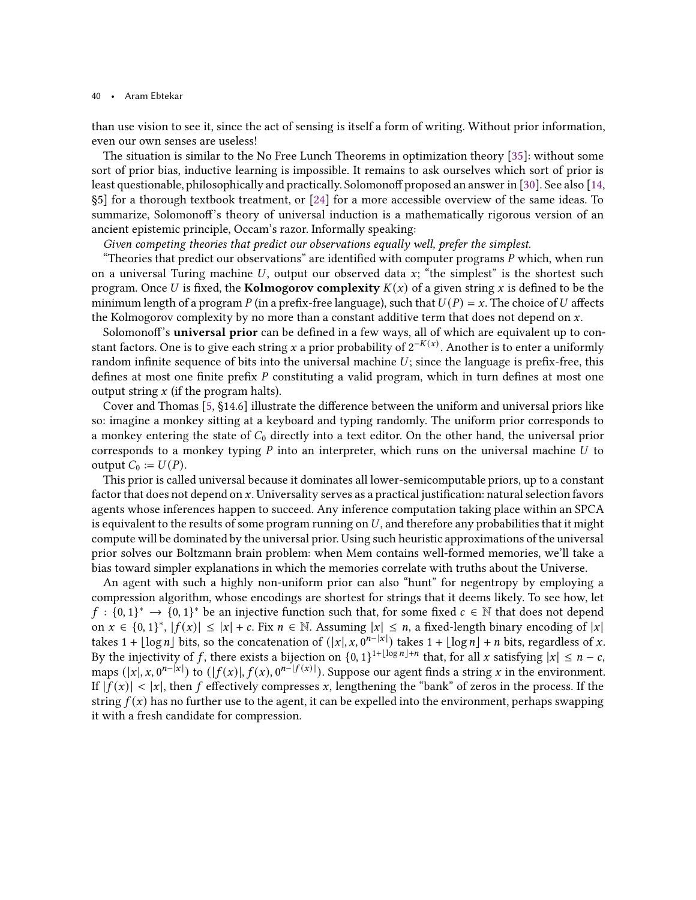than use vision to see it, since the act of sensing is itself a form of writing. Without prior information, even our own senses are useless!

The situation is similar to the No Free Lunch Theorems in optimization theory [35]: without some sort of prior bias, inductive learning is impossible. It remains to ask ourselves which sort of prior is least questionable, philosophically and practically. Solomonoff proposed an answer in [30]. See also [14, §5] for a thorough textbook treatment, or [24] for a more accessible overview of the same ideas. To summarize, Solomonoff's theory of universal induction is a mathematically rigorous version of an ancient epistemic principle, Occam's razor. Informally speaking:

*Given competing theories that predict our observations equally well, prefer the simplest.*

"Theories that predict our observations" are identified with computer programs $P$ which, when run on a universal Turing machine $U$, output our observed data $x$; "the simplest" is the shortest such program. Once $U$ is fixed, the **Kolmogorov complexity** $K(x)$ of a given string $x$ is defined to be the minimum length of a program $P$ (in a prefix-free language), such that $U(P) = x$. The choice of $U$ affects the Kolmogorov complexity by no more than a constant additive term that does not depend on $x$.

Solomonoff's **universal prior** can be defined in a few ways, all of which are equivalent up to constant factors. One is to give each string $x$ a prior probability of $2^{-K(x)}$. Another is to enter a uniformly random infinite sequence of bits into the universal machine $U$; since the language is prefix-free, this defines at most one finite prefix $P$ constituting a valid program, which in turn defines at most one output string $x$ (if the program halts).

Cover and Thomas [5, §14.6] illustrate the difference between the uniform and universal priors like so: imagine a monkey sitting at a keyboard and typing randomly. The uniform prior corresponds to a monkey entering the state of $C_0$ directly into a text editor. On the other hand, the universal prior corresponds to a monkey typing $P$ into an interpreter, which runs on the universal machine $U$ to output $C_0 := U(P)$.

This prior is called universal because it dominates all lower-semicomputable priors, up to a constant factor that does not depend on $x$. Universality serves as a practical justification: natural selection favors agents whose inferences happen to succeed. Any inference computation taking place within an SPCA is equivalent to the results of some program running on $U$, and therefore any probabilities that it might compute will be dominated by the universal prior. Using such heuristic approximations of the universal prior solves our Boltzmann brain problem: when Mem contains well-formed memories, we'll take a bias toward simpler explanations in which the memories correlate with truths about the Universe.

An agent with such a highly non-uniform prior can also "hunt" for negentropy by employing a compression algorithm, whose encodings are shortest for strings that it deems likely. To see how, let $f : \{0,1\}^* \to \{0,1\}^*$ be an injective function such that, for some fixed $c \in \mathbb{N}$ that does not depend on $x \in \{0,1\}^*$, $|f(x)| \le |x| + c$. Fix $n \in \mathbb{N}$. Assuming $|x| \le n$, a fixed-length binary encoding of $|x|$ takes $1 + \lfloor \log n \rfloor$ bits, so the concatenation of $(|x|, x, 0^{n-|x|})$ takes $1 + \lfloor \log n \rfloor + n$ bits, regardless of $x$. By the injectivity of $f$, there exists a bijection on $\{0,1\}^{1+\lfloor \log n \rfloor + n}$ that, for all $x$ satisfying $|x| \le n - c$, maps $(|x|, x, 0^{n-|x|})$ to $(|f(x)|, f(x), 0^{n-|f(x)|})$. Suppose our agent finds a string $x$ in the environment. If $|f(x)| < |x|$, then $f$ effectively compresses $x$, lengthening the "bank" of zeros in the process. If the string $f(x)$ has no further use to the agent, it can be expelled into the environment, perhaps swapping it with a fresh candidate for compression.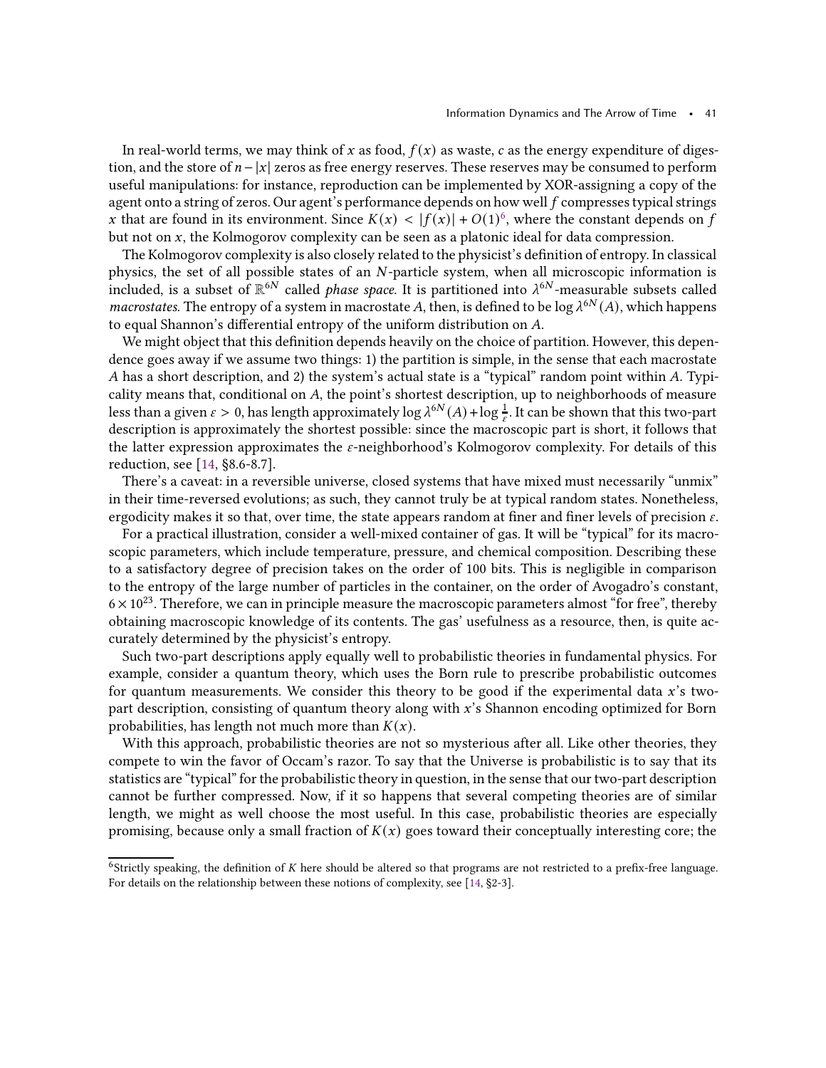In real-world terms, we may think of $x$ as food, $f(x)$ as waste, $c$ as the energy expenditure of digestion, and the store of $n - |x|$ zeros as free energy reserves. These reserves may be consumed to perform useful manipulations: for instance, reproduction can be implemented by XOR-assigning a copy of the agent onto a string of zeros. Our agent's performance depends on how well $f$ compresses typical strings $x$ that are found in its environment. Since $K(x) < |f(x)| + O(1)$[6], where the constant depends on $f$ but not on $x$, the Kolmogorov complexity can be seen as a platonic ideal for data compression.

The Kolmogorov complexity is also closely related to the physicist's definition of entropy. In classical physics, the set of all possible states of an $N$-particle system, when all microscopic information is included, is a subset of $\mathbb{R}^{6N}$ called *phase space*. It is partitioned into $\lambda^{6N}$-measurable subsets called *macrostates*. The entropy of a system in macrostate $A$, then, is defined to be $\log \lambda^{6N}(A)$, which happens to equal Shannon's differential entropy of the uniform distribution on $A$.

We might object that this definition depends heavily on the choice of partition. However, this dependence goes away if we assume two things: 1) the partition is simple, in the sense that each macrostate $A$ has a short description, and 2) the system's actual state is a "typical" random point within $A$. Typicality means that, conditional on $A$, the point's shortest description, up to neighborhoods of measure less than a given $\varepsilon > 0$, has length approximately $\log \lambda^{6N}(A) + \log \frac{1}{\varepsilon}$. It can be shown that this two-part description is approximately the shortest possible: since the macroscopic part is short, it follows that the latter expression approximates the $\varepsilon$-neighborhood's Kolmogorov complexity. For details of this reduction, see [14, §8.6-8.7].

There's a caveat: in a reversible universe, closed systems that have mixed must necessarily "unmix" in their time-reversed evolutions; as such, they cannot truly be at typical random states. Nonetheless, ergodicity makes it so that, over time, the state appears random at finer and finer levels of precision $\varepsilon$.

For a practical illustration, consider a well-mixed container of gas. It will be "typical" for its macroscopic parameters, which include temperature, pressure, and chemical composition. Describing these to a satisfactory degree of precision takes on the order of 100 bits. This is negligible in comparison to the entropy of the large number of particles in the container, on the order of Avogadro's constant, $6 \times 10^{23}$. Therefore, we can in principle measure the macroscopic parameters almost "for free", thereby obtaining macroscopic knowledge of its contents. The gas' usefulness as a resource, then, is quite accurately determined by the physicist's entropy.

Such two-part descriptions apply equally well to probabilistic theories in fundamental physics. For example, consider a quantum theory, which uses the Born rule to prescribe probabilistic outcomes for quantum measurements. We consider this theory to be good if the experimental data $x$'s two-part description, consisting of quantum theory along with $x$'s Shannon encoding optimized for Born probabilities, has length not much more than $K(x)$.

With this approach, probabilistic theories are not so mysterious after all. Like other theories, they compete to win the favor of Occam's razor. To say that the Universe is probabilistic is to say that its statistics are "typical" for the probabilistic theory in question, in the sense that our two-part description cannot be further compressed. Now, if it so happens that several competing theories are of similar length, we might as well choose the most useful. In this case, probabilistic theories are especially promising, because only a small fraction of $K(x)$ goes toward their conceptually interesting core; the

[6] Strictly speaking, the definition of $K$ here should be altered so that programs are not restricted to a prefix-free language. For details on the relationship between these notions of complexity, see [14, §2-3].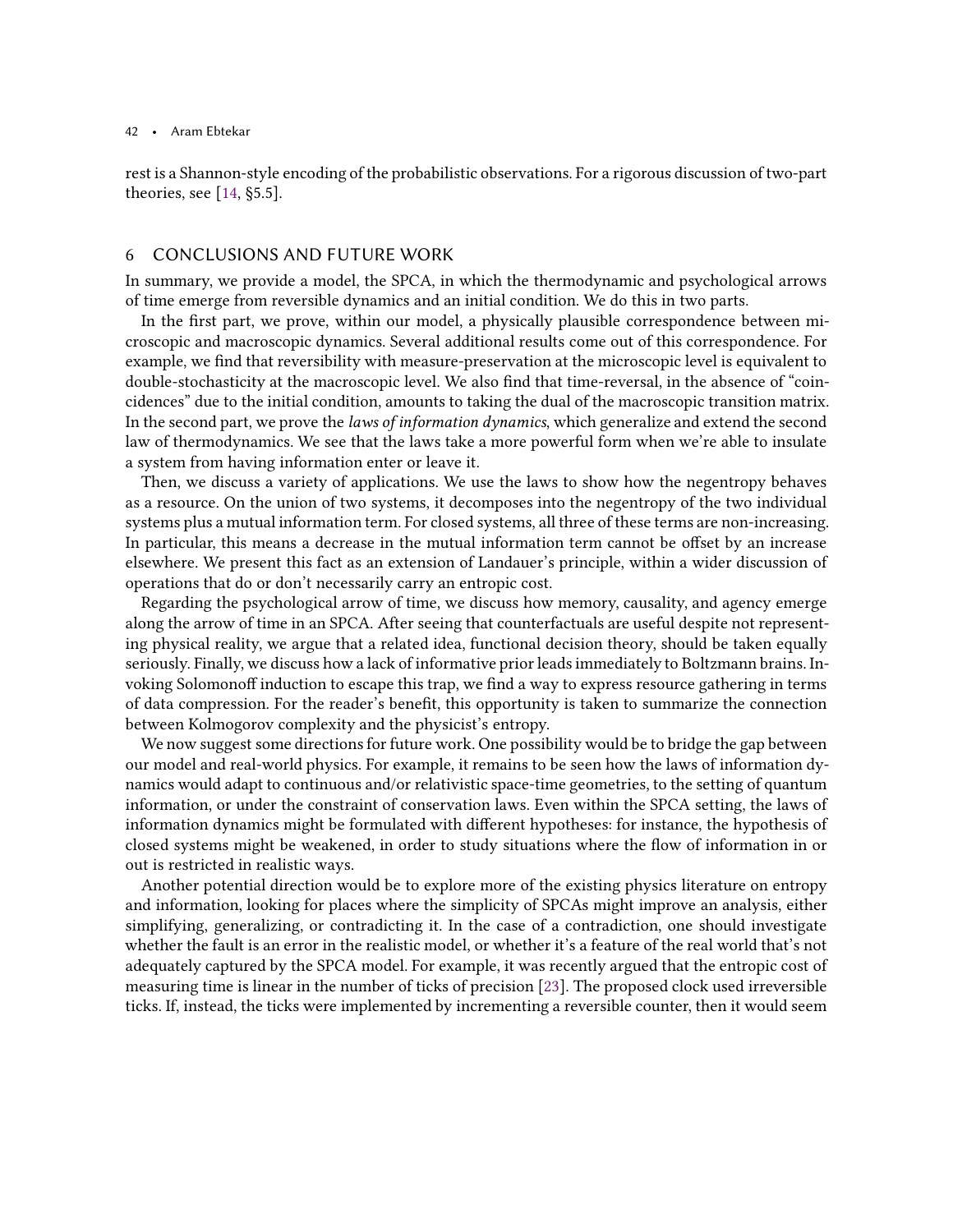rest is a Shannon-style encoding of the probabilistic observations. For a rigorous discussion of two-part theories, see [14, §5.5].

## 6 CONCLUSIONS AND FUTURE WORK

In summary, we provide a model, the SPCA, in which the thermodynamic and psychological arrows of time emerge from reversible dynamics and an initial condition. We do this in two parts.

In the first part, we prove, within our model, a physically plausible correspondence between microscopic and macroscopic dynamics. Several additional results come out of this correspondence. For example, we find that reversibility with measure-preservation at the microscopic level is equivalent to double-stochasticity at the macroscopic level. We also find that time-reversal, in the absence of "coincidences" due to the initial condition, amounts to taking the dual of the macroscopic transition matrix. In the second part, we prove the *laws of information dynamics*, which generalize and extend the second law of thermodynamics. We see that the laws take a more powerful form when we're able to insulate a system from having information enter or leave it.

Then, we discuss a variety of applications. We use the laws to show how the negentropy behaves as a resource. On the union of two systems, it decomposes into the negentropy of the two individual systems plus a mutual information term. For closed systems, all three of these terms are non-increasing. In particular, this means a decrease in the mutual information term cannot be offset by an increase elsewhere. We present this fact as an extension of Landauer's principle, within a wider discussion of operations that do or don't necessarily carry an entropic cost.

Regarding the psychological arrow of time, we discuss how memory, causality, and agency emerge along the arrow of time in an SPCA. After seeing that counterfactuals are useful despite not representing physical reality, we argue that a related idea, functional decision theory, should be taken equally seriously. Finally, we discuss how a lack of informative prior leads immediately to Boltzmann brains. Invoking Solomonoff induction to escape this trap, we find a way to express resource gathering in terms of data compression. For the reader's benefit, this opportunity is taken to summarize the connection between Kolmogorov complexity and the physicist's entropy.

We now suggest some directions for future work. One possibility would be to bridge the gap between our model and real-world physics. For example, it remains to be seen how the laws of information dynamics would adapt to continuous and/or relativistic space-time geometries, to the setting of quantum information, or under the constraint of conservation laws. Even within the SPCA setting, the laws of information dynamics might be formulated with different hypotheses: for instance, the hypothesis of closed systems might be weakened, in order to study situations where the flow of information in or out is restricted in realistic ways.

Another potential direction would be to explore more of the existing physics literature on entropy and information, looking for places where the simplicity of SPCAs might improve an analysis, either simplifying, generalizing, or contradicting it. In the case of a contradiction, one should investigate whether the fault is an error in the realistic model, or whether it's a feature of the real world that's not adequately captured by the SPCA model. For example, it was recently argued that the entropic cost of measuring time is linear in the number of ticks of precision [23]. The proposed clock used irreversible ticks. If, instead, the ticks were implemented by incrementing a reversible counter, then it would seem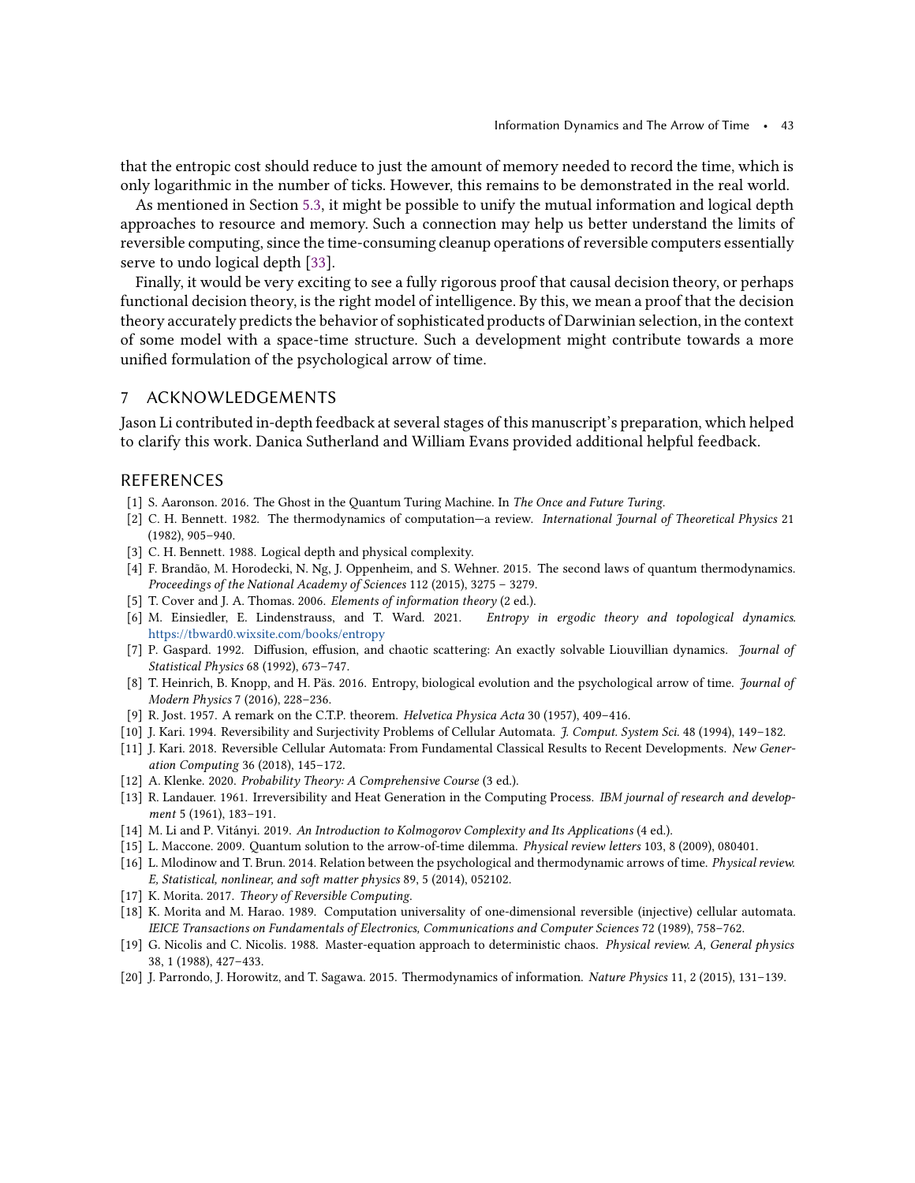that the entropic cost should reduce to just the amount of memory needed to record the time, which is only logarithmic in the number of ticks. However, this remains to be demonstrated in the real world.

As mentioned in Section 5.3, it might be possible to unify the mutual information and logical depth approaches to resource and memory. Such a connection may help us better understand the limits of reversible computing, since the time-consuming cleanup operations of reversible computers essentially serve to undo logical depth [33].

Finally, it would be very exciting to see a fully rigorous proof that causal decision theory, or perhaps functional decision theory, is the right model of intelligence. By this, we mean a proof that the decision theory accurately predicts the behavior of sophisticated products of Darwinian selection, in the context of some model with a space-time structure. Such a development might contribute towards a more unified formulation of the psychological arrow of time.

## 7 ACKNOWLEDGEMENTS

Jason Li contributed in-depth feedback at several stages of this manuscript's preparation, which helped to clarify this work. Danica Sutherland and William Evans provided additional helpful feedback.

## REFERENCES

- [1] S. Aaronson. 2016. The Ghost in the Quantum Turing Machine. In *The Once and Future Turing*.
- [2] C. H. Bennett. 1982. The thermodynamics of computation—a review. *International Journal of Theoretical Physics* 21 (1982), 905–940.
- [3] C. H. Bennett. 1988. Logical depth and physical complexity.
- [4] F. Brandão, M. Horodecki, N. Ng, J. Oppenheim, and S. Wehner. 2015. The second laws of quantum thermodynamics. *Proceedings of the National Academy of Sciences* 112 (2015), 3275 – 3279.
- [5] T. Cover and J. A. Thomas. 2006. *Elements of information theory* (2 ed.).
- [6] M. Einsiedler, E. Lindenstrauss, and T. Ward. 2021. *Entropy in ergodic theory and topological dynamics*. https://tbward0.wixsite.com/books/entropy
- [7] P. Gaspard. 1992. Diffusion, effusion, and chaotic scattering: An exactly solvable Liouvillian dynamics. *Journal of Statistical Physics* 68 (1992), 673–747.
- [8] T. Heinrich, B. Knopp, and H. Päs. 2016. Entropy, biological evolution and the psychological arrow of time. *Journal of Modern Physics* 7 (2016), 228–236.
- [9] R. Jost. 1957. A remark on the C.T.P. theorem. *Helvetica Physica Acta* 30 (1957), 409–416.
- [10] J. Kari. 1994. Reversibility and Surjectivity Problems of Cellular Automata. *J. Comput. System Sci.* 48 (1994), 149–182.
- [11] J. Kari. 2018. Reversible Cellular Automata: From Fundamental Classical Results to Recent Developments. *New Generation Computing* 36 (2018), 145–172.
- [12] A. Klenke. 2020. *Probability Theory: A Comprehensive Course* (3 ed.).
- [13] R. Landauer. 1961. Irreversibility and Heat Generation in the Computing Process. *IBM journal of research and development* 5 (1961), 183–191.
- [14] M. Li and P. Vitányi. 2019. *An Introduction to Kolmogorov Complexity and Its Applications* (4 ed.).
- [15] L. Maccone. 2009. Quantum solution to the arrow-of-time dilemma. *Physical review letters* 103, 8 (2009), 080401.
- [16] L. Mlodinow and T. Brun. 2014. Relation between the psychological and thermodynamic arrows of time. *Physical review. E, Statistical, nonlinear, and soft matter physics* 89, 5 (2014), 052102.
- [17] K. Morita. 2017. *Theory of Reversible Computing*.
- [18] K. Morita and M. Harao. 1989. Computation universality of one-dimensional reversible (injective) cellular automata. *IEICE Transactions on Fundamentals of Electronics, Communications and Computer Sciences* 72 (1989), 758–762.
- [19] G. Nicolis and C. Nicolis. 1988. Master-equation approach to deterministic chaos. *Physical review. A, General physics* 38, 1 (1988), 427–433.
- [20] J. Parrondo, J. Horowitz, and T. Sagawa. 2015. Thermodynamics of information. *Nature Physics* 11, 2 (2015), 131–139.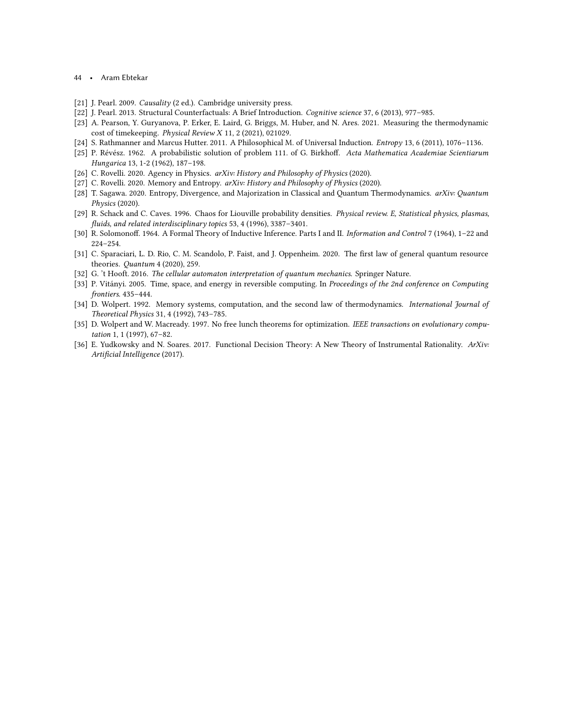[21] J. Pearl. 2009. *Causality* (2 ed.). Cambridge university press.

[22] J. Pearl. 2013. Structural Counterfactuals: A Brief Introduction. *Cognitive science* 37, 6 (2013), 977–985.

[23] A. Pearson, Y. Guryanova, P. Erker, E. Laird, G. Briggs, M. Huber, and N. Ares. 2021. Measuring the thermodynamic cost of timekeeping. *Physical Review X* 11, 2 (2021), 021029.

[24] S. Rathmanner and Marcus Hutter. 2011. A Philosophical M. of Universal Induction. *Entropy* 13, 6 (2011), 1076–1136.

[25] P. Révész. 1962. A probabilistic solution of problem 111. of G. Birkhoff. *Acta Mathematica Academiae Scientiarum Hungarica* 13, 1-2 (1962), 187–198.

[26] C. Rovelli. 2020. Agency in Physics. *arXiv: History and Philosophy of Physics* (2020).

[27] C. Rovelli. 2020. Memory and Entropy. *arXiv: History and Philosophy of Physics* (2020).

[28] T. Sagawa. 2020. Entropy, Divergence, and Majorization in Classical and Quantum Thermodynamics. *arXiv: Quantum Physics* (2020).

[29] R. Schack and C. Caves. 1996. Chaos for Liouville probability densities. *Physical review. E, Statistical physics, plasmas, fluids, and related interdisciplinary topics* 53, 4 (1996), 3387–3401.

[30] R. Solomonoff. 1964. A Formal Theory of Inductive Inference. Parts I and II. *Information and Control* 7 (1964), 1–22 and 224–254.

[31] C. Sparaciari, L. D. Rio, C. M. Scandolo, P. Faist, and J. Oppenheim. 2020. The first law of general quantum resource theories. *Quantum* 4 (2020), 259.

[32] G. 't Hooft. 2016. *The cellular automaton interpretation of quantum mechanics.* Springer Nature.

[33] P. Vitányi. 2005. Time, space, and energy in reversible computing. In *Proceedings of the 2nd conference on Computing frontiers*. 435–444.

[34] D. Wolpert. 1992. Memory systems, computation, and the second law of thermodynamics. *International Journal of Theoretical Physics* 31, 4 (1992), 743–785.

[35] D. Wolpert and W. Macready. 1997. No free lunch theorems for optimization. *IEEE transactions on evolutionary computation* 1, 1 (1997), 67–82.

[36] E. Yudkowsky and N. Soares. 2017. Functional Decision Theory: A New Theory of Instrumental Rationality. *ArXiv: Artificial Intelligence* (2017).